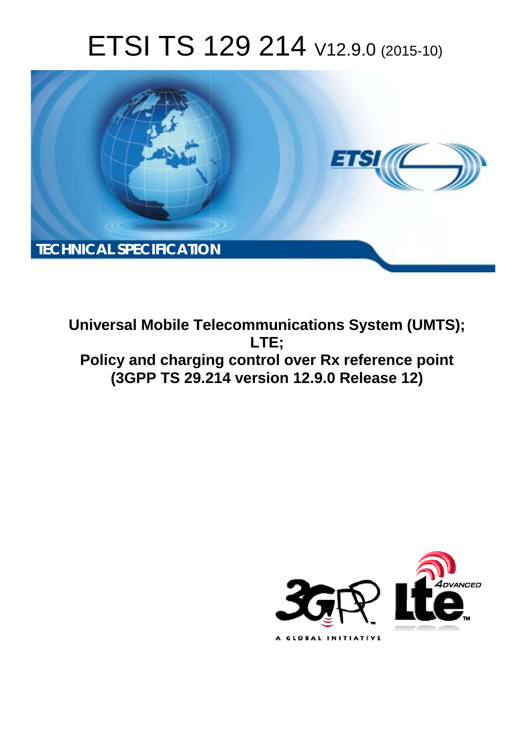# ETSI TS 129 214 V12.9.0 (2015-10)

TECHNICAL SPECIFICATION

**Universal Mobile Telecommunications System (UMTS); LTE; Policy and charging control over Rx reference point (3GPP TS 29.214 version 12.9.0 Release 12)**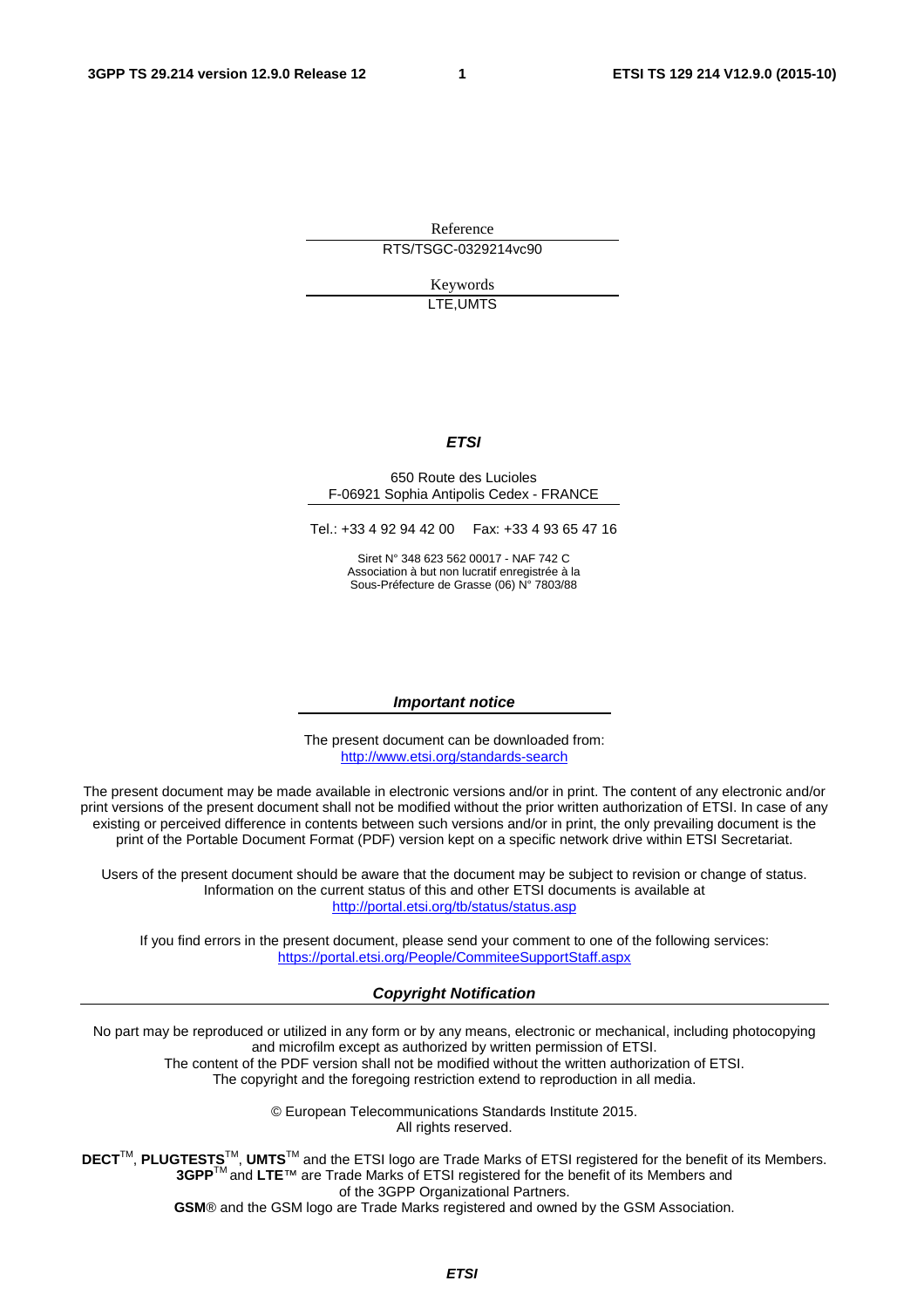Reference

RTS/TSGC-0329214vc90

Keywords

LTE,UMTS

***ETSI***

650 Route des Lucioles
F-06921 Sophia Antipolis Cedex - FRANCE

Tel.: +33 4 92 94 42 00 Fax: +33 4 93 65 47 16

Siret N° 348 623 562 00017 - NAF 742 C
Association à but non lucratif enregistrée à la
Sous-Préfecture de Grasse (06) N° 7803/88

***Important notice***

The present document can be downloaded from:
http://www.etsi.org/standards-search

The present document may be made available in electronic versions and/or in print. The content of any electronic and/or print versions of the present document shall not be modified without the prior written authorization of ETSI. In case of any existing or perceived difference in contents between such versions and/or in print, the only prevailing document is the print of the Portable Document Format (PDF) version kept on a specific network drive within ETSI Secretariat.

Users of the present document should be aware that the document may be subject to revision or change of status. Information on the current status of this and other ETSI documents is available at
http://portal.etsi.org/tb/status/status.asp

If you find errors in the present document, please send your comment to one of the following services:
https://portal.etsi.org/People/CommiteeSupportStaff.aspx

***Copyright Notification***

No part may be reproduced or utilized in any form or by any means, electronic or mechanical, including photocopying and microfilm except as authorized by written permission of ETSI.
The content of the PDF version shall not be modified without the written authorization of ETSI.
The copyright and the foregoing restriction extend to reproduction in all media.

© European Telecommunications Standards Institute 2015.
All rights reserved.

**DECT**™, **PLUGTESTS**™, **UMTS**™ and the ETSI logo are Trade Marks of ETSI registered for the benefit of its Members.
**3GPP**™ and **LTE**™ are Trade Marks of ETSI registered for the benefit of its Members and of the 3GPP Organizational Partners.
**GSM**® and the GSM logo are Trade Marks registered and owned by the GSM Association.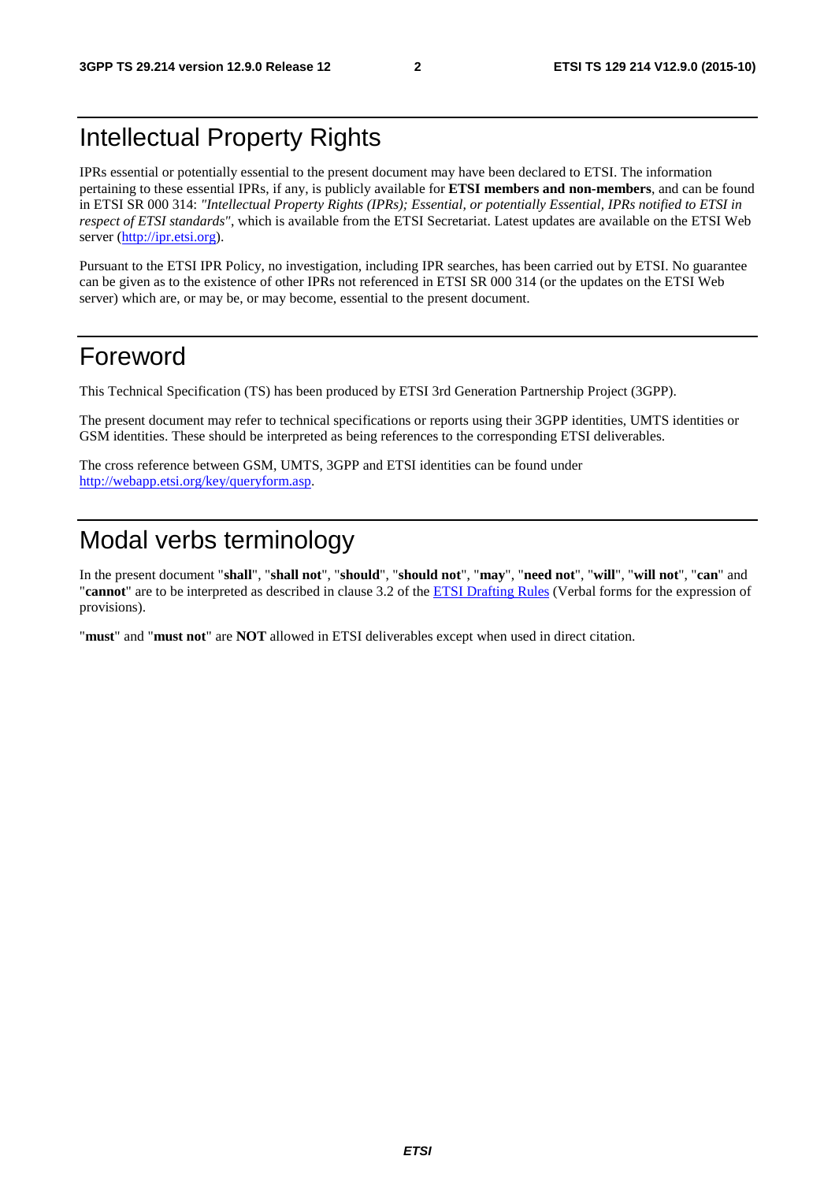# Intellectual Property Rights

IPRs essential or potentially essential to the present document may have been declared to ETSI. The information pertaining to these essential IPRs, if any, is publicly available for **ETSI members and non-members**, and can be found in ETSI SR 000 314: *"Intellectual Property Rights (IPRs); Essential, or potentially Essential, IPRs notified to ETSI in respect of ETSI standards"*, which is available from the ETSI Secretariat. Latest updates are available on the ETSI Web server (http://ipr.etsi.org).

Pursuant to the ETSI IPR Policy, no investigation, including IPR searches, has been carried out by ETSI. No guarantee can be given as to the existence of other IPRs not referenced in ETSI SR 000 314 (or the updates on the ETSI Web server) which are, or may be, or may become, essential to the present document.

# Foreword

This Technical Specification (TS) has been produced by ETSI 3rd Generation Partnership Project (3GPP).

The present document may refer to technical specifications or reports using their 3GPP identities, UMTS identities or GSM identities. These should be interpreted as being references to the corresponding ETSI deliverables.

The cross reference between GSM, UMTS, 3GPP and ETSI identities can be found under http://webapp.etsi.org/key/queryform.asp.

# Modal verbs terminology

In the present document "**shall**", "**shall not**", "**should**", "**should not**", "**may**", "**need not**", "**will**", "**will not**", "**can**" and "**cannot**" are to be interpreted as described in clause 3.2 of the ETSI Drafting Rules (Verbal forms for the expression of provisions).

"**must**" and "**must not**" are **NOT** allowed in ETSI deliverables except when used in direct citation.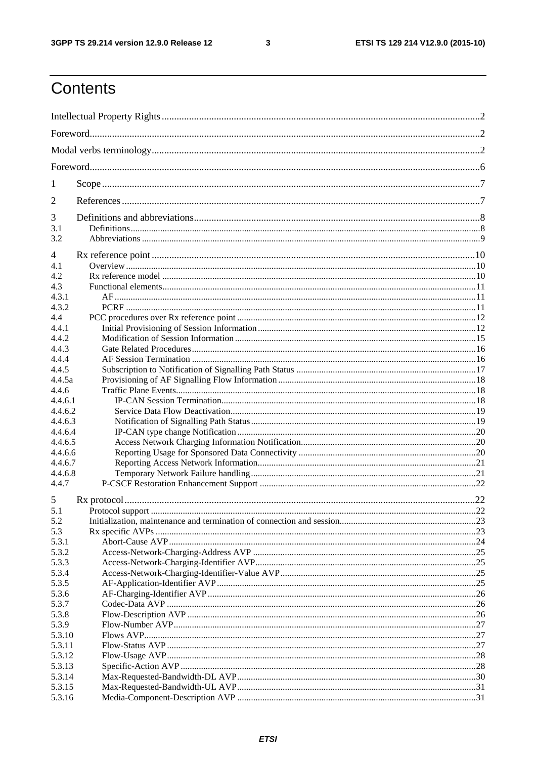# Contents

Intellectual Property Rights ................................................................................................................................2

Foreword.............................................................................................................................................................2

Modal verbs terminology....................................................................................................................................2

Foreword.............................................................................................................................................................6

1 Scope ........................................................................................................................................................7

2 References ................................................................................................................................................7

3 Definitions and abbreviations ...................................................................................................................8
3.1 Definitions .........................................................................................................................................................8
3.2 Abbreviations .....................................................................................................................................................9

4 Rx reference point ..................................................................................................................................10
4.1 Overview ..........................................................................................................................................................10
4.2 Rx reference model ..........................................................................................................................................10
4.3 Functional elements .........................................................................................................................................11
4.3.1 AF ...............................................................................................................................................................11
4.3.2 PCRF ..........................................................................................................................................................11
4.4 PCC procedures over Rx reference point .........................................................................................................12
4.4.1 Initial Provisioning of Session Information ................................................................................................12
4.4.2 Modification of Session Information .........................................................................................................15
4.4.3 Gate Related Procedures .............................................................................................................................16
4.4.4 AF Session Termination .............................................................................................................................16
4.4.5 Subscription to Notification of Signalling Path Status ...............................................................................17
4.4.5a Provisioning of AF Signalling Flow Information .......................................................................................18
4.4.6 Traffic Plane Events ...................................................................................................................................18
4.4.6.1 IP-CAN Session Termination ................................................................................................................18
4.4.6.2 Service Data Flow Deactivation ............................................................................................................19
4.4.6.3 Notification of Signalling Path Status ...................................................................................................19
4.4.6.4 IP-CAN type change Notification .........................................................................................................20
4.4.6.5 Access Network Charging Information Notification .............................................................................20
4.4.6.6 Reporting Usage for Sponsored Data Connectivity ..............................................................................20
4.4.6.7 Reporting Access Network Information ................................................................................................21
4.4.6.8 Temporary Network Failure handling ...................................................................................................21
4.4.7 P-CSCF Restoration Enhancement Support ...............................................................................................22

5 Rx protocol .............................................................................................................................................22
5.1 Protocol support ...............................................................................................................................................22
5.2 Initialization, maintenance and termination of connection and session ............................................................23
5.3 Rx specific AVPs .............................................................................................................................................23
5.3.1 Abort-Cause AVP .......................................................................................................................................24
5.3.2 Access-Network-Charging-Address AVP ...................................................................................................25
5.3.3 Access-Network-Charging-Identifier AVP..................................................................................................25
5.3.4 Access-Network-Charging-Identifier-Value AVP.......................................................................................25
5.3.5 AF-Application-Identifier AVP ...................................................................................................................25
5.3.6 AF-Charging-Identifier AVP .......................................................................................................................26
5.3.7 Codec-Data AVP .........................................................................................................................................26
5.3.8 Flow-Description AVP ...............................................................................................................................26
5.3.9 Flow-Number AVP .....................................................................................................................................27
5.3.10 Flows AVP ..................................................................................................................................................27
5.3.11 Flow-Status AVP .........................................................................................................................................27
5.3.12 Flow-Usage AVP .........................................................................................................................................28
5.3.13 Specific-Action AVP ...................................................................................................................................28
5.3.14 Max-Requested-Bandwidth-DL AVP..........................................................................................................30
5.3.15 Max-Requested-Bandwidth-UL AVP..........................................................................................................31
5.3.16 Media-Component-Description AVP .........................................................................................................31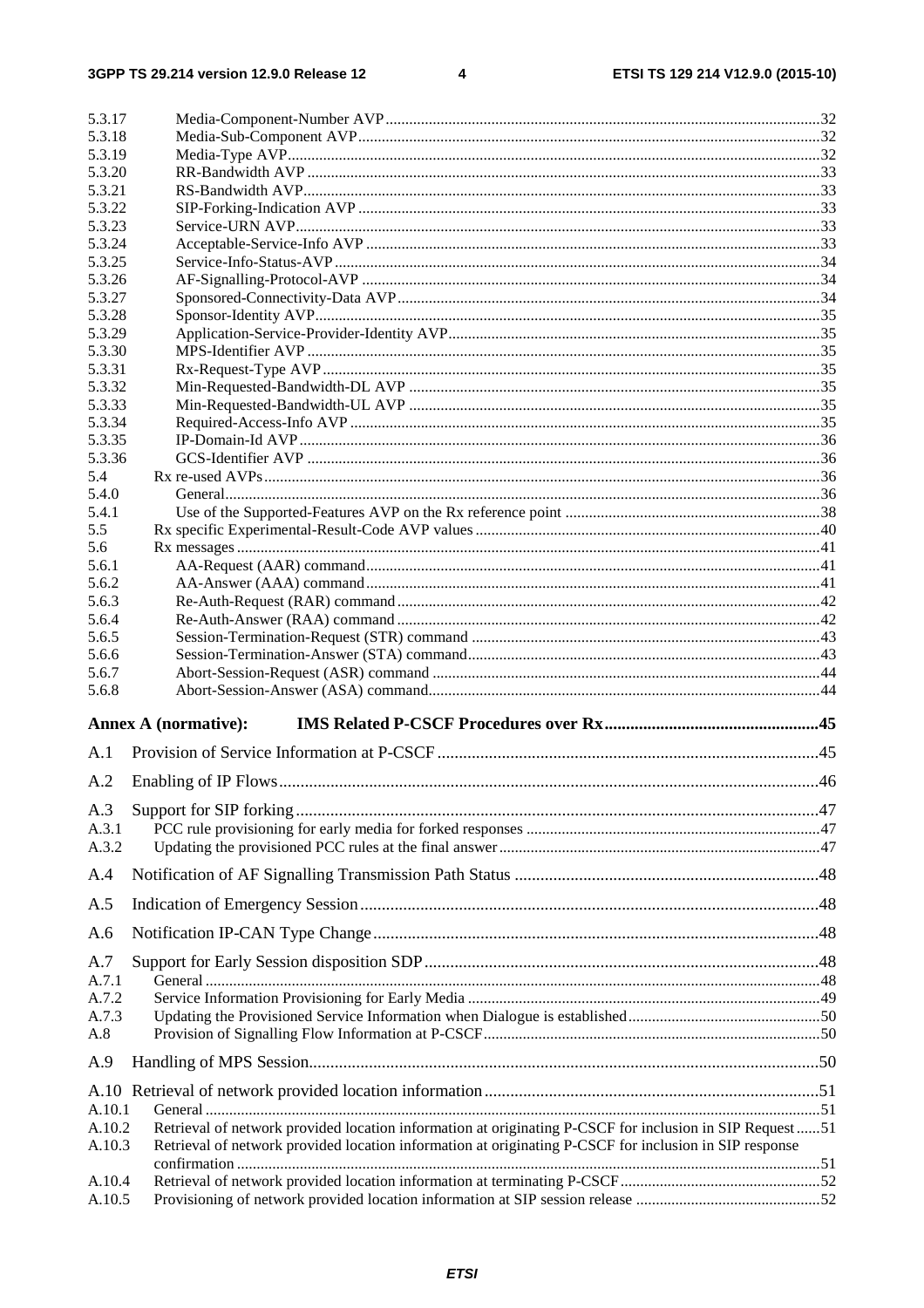| | | |
|---|---|---|
| 5.3.17 | Media-Component-Number AVP | 32 |
| 5.3.18 | Media-Sub-Component AVP | 32 |
| 5.3.19 | Media-Type AVP | 32 |
| 5.3.20 | RR-Bandwidth AVP | 33 |
| 5.3.21 | RS-Bandwidth AVP | 33 |
| 5.3.22 | SIP-Forking-Indication AVP | 33 |
| 5.3.23 | Service-URN AVP | 33 |
| 5.3.24 | Acceptable-Service-Info AVP | 33 |
| 5.3.25 | Service-Info-Status-AVP | 34 |
| 5.3.26 | AF-Signalling-Protocol-AVP | 34 |
| 5.3.27 | Sponsored-Connectivity-Data AVP | 34 |
| 5.3.28 | Sponsor-Identity AVP | 35 |
| 5.3.29 | Application-Service-Provider-Identity AVP | 35 |
| 5.3.30 | MPS-Identifier AVP | 35 |
| 5.3.31 | Rx-Request-Type AVP | 35 |
| 5.3.32 | Min-Requested-Bandwidth-DL AVP | 35 |
| 5.3.33 | Min-Requested-Bandwidth-UL AVP | 35 |
| 5.3.34 | Required-Access-Info AVP | 35 |
| 5.3.35 | IP-Domain-Id AVP | 36 |
| 5.3.36 | GCS-Identifier AVP | 36 |
| 5.4 | Rx re-used AVPs | 36 |
| 5.4.0 | General | 36 |
| 5.4.1 | Use of the Supported-Features AVP on the Rx reference point | 38 |
| 5.5 | Rx specific Experimental-Result-Code AVP values | 40 |
| 5.6 | Rx messages | 41 |
| 5.6.1 | AA-Request (AAR) command | 41 |
| 5.6.2 | AA-Answer (AAA) command | 41 |
| 5.6.3 | Re-Auth-Request (RAR) command | 42 |
| 5.6.4 | Re-Auth-Answer (RAA) command | 42 |
| 5.6.5 | Session-Termination-Request (STR) command | 43 |
| 5.6.6 | Session-Termination-Answer (STA) command | 43 |
| 5.6.7 | Abort-Session-Request (ASR) command | 44 |
| 5.6.8 | Abort-Session-Answer (ASA) command | 44 |
| **Annex A (normative):** | **IMS Related P-CSCF Procedures over Rx** | **45** |
| A.1 | Provision of Service Information at P-CSCF | 45 |
| A.2 | Enabling of IP Flows | 46 |
| A.3 | Support for SIP forking | 47 |
| A.3.1 | PCC rule provisioning for early media for forked responses | 47 |
| A.3.2 | Updating the provisioned PCC rules at the final answer | 47 |
| A.4 | Notification of AF Signalling Transmission Path Status | 48 |
| A.5 | Indication of Emergency Session | 48 |
| A.6 | Notification IP-CAN Type Change | 48 |
| A.7 | Support for Early Session disposition SDP | 48 |
| A.7.1 | General | 48 |
| A.7.2 | Service Information Provisioning for Early Media | 49 |
| A.7.3 | Updating the Provisioned Service Information when Dialogue is established | 50 |
| A.8 | Provision of Signalling Flow Information at P-CSCF | 50 |
| A.9 | Handling of MPS Session | 50 |
| A.10 | Retrieval of network provided location information | 51 |
| A.10.1 | General | 51 |
| A.10.2 | Retrieval of network provided location information at originating P-CSCF for inclusion in SIP Request | 51 |
| A.10.3 | Retrieval of network provided location information at originating P-CSCF for inclusion in SIP response confirmation | 51 |
| A.10.4 | Retrieval of network provided location information at terminating P-CSCF | 52 |
| A.10.5 | Provisioning of network provided location information at SIP session release | 52 |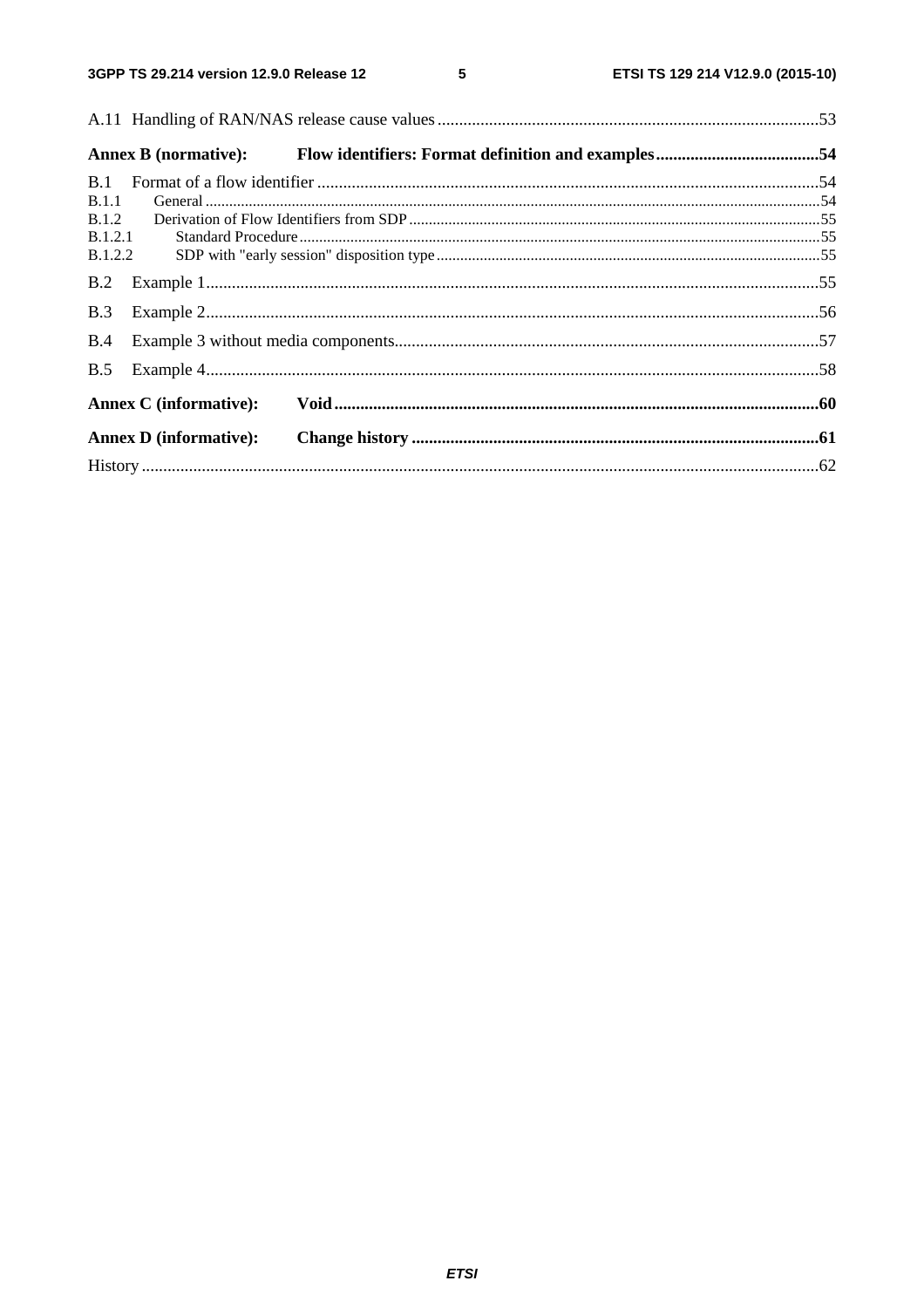A.11 Handling of RAN/NAS release cause values .......................................................................................53

**Annex B (normative): Flow identifiers: Format definition and examples ......................................54**

B.1 Format of a flow identifier ....................................................................................................................54
B.1.1 General .............................................................................................................................................54
B.1.2 Derivation of Flow Identifiers from SDP .........................................................................................55
B.1.2.1 Standard Procedure ......................................................................................................................55
B.1.2.2 SDP with "early session" disposition type ...................................................................................55

B.2 Example 1.............................................................................................................................................55

B.3 Example 2.............................................................................................................................................56

B.4 Example 3 without media components..................................................................................................57

B.5 Example 4.............................................................................................................................................58

**Annex C (informative): Void ...............................................................................................................60**

**Annex D (informative): Change history .............................................................................................61**

History ...........................................................................................................................................................62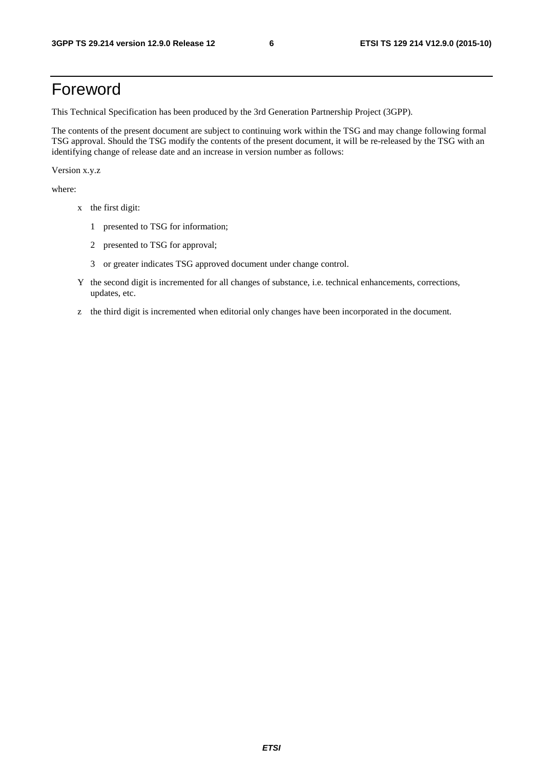# Foreword

This Technical Specification has been produced by the 3rd Generation Partnership Project (3GPP).

The contents of the present document are subject to continuing work within the TSG and may change following formal TSG approval. Should the TSG modify the contents of the present document, it will be re-released by the TSG with an identifying change of release date and an increase in version number as follows:

Version x.y.z

where:

- x the first digit:
  - 1 presented to TSG for information;
  - 2 presented to TSG for approval;
  - 3 or greater indicates TSG approved document under change control.
- Y the second digit is incremented for all changes of substance, i.e. technical enhancements, corrections, updates, etc.
- z the third digit is incremented when editorial only changes have been incorporated in the document.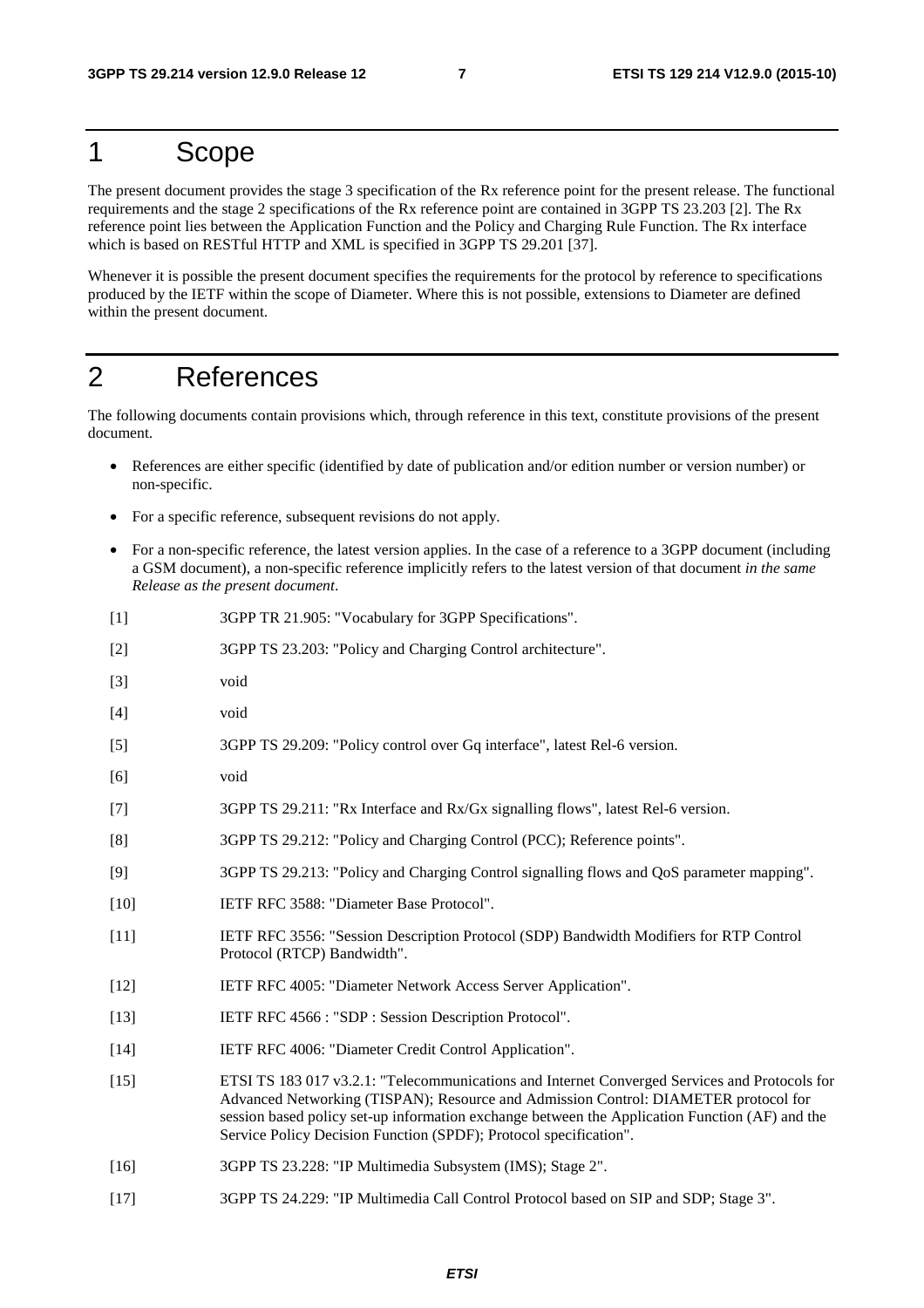# 1 Scope

The present document provides the stage 3 specification of the Rx reference point for the present release. The functional requirements and the stage 2 specifications of the Rx reference point are contained in 3GPP TS 23.203 [2]. The Rx reference point lies between the Application Function and the Policy and Charging Rule Function. The Rx interface which is based on RESTful HTTP and XML is specified in 3GPP TS 29.201 [37].

Whenever it is possible the present document specifies the requirements for the protocol by reference to specifications produced by the IETF within the scope of Diameter. Where this is not possible, extensions to Diameter are defined within the present document.

# 2 References

The following documents contain provisions which, through reference in this text, constitute provisions of the present document.

- References are either specific (identified by date of publication and/or edition number or version number) or non-specific.
- For a specific reference, subsequent revisions do not apply.
- For a non-specific reference, the latest version applies. In the case of a reference to a 3GPP document (including a GSM document), a non-specific reference implicitly refers to the latest version of that document *in the same Release as the present document*.

[1] 3GPP TR 21.905: "Vocabulary for 3GPP Specifications".

[2] 3GPP TS 23.203: "Policy and Charging Control architecture".

[3] void

[4] void

[5] 3GPP TS 29.209: "Policy control over Gq interface", latest Rel-6 version.

[6] void

[7] 3GPP TS 29.211: "Rx Interface and Rx/Gx signalling flows", latest Rel-6 version.

[8] 3GPP TS 29.212: "Policy and Charging Control (PCC); Reference points".

[9] 3GPP TS 29.213: "Policy and Charging Control signalling flows and QoS parameter mapping".

[10] IETF RFC 3588: "Diameter Base Protocol".

[11] IETF RFC 3556: "Session Description Protocol (SDP) Bandwidth Modifiers for RTP Control Protocol (RTCP) Bandwidth".

[12] IETF RFC 4005: "Diameter Network Access Server Application".

[13] IETF RFC 4566 : "SDP : Session Description Protocol".

[14] IETF RFC 4006: "Diameter Credit Control Application".

[15] ETSI TS 183 017 v3.2.1: "Telecommunications and Internet Converged Services and Protocols for Advanced Networking (TISPAN); Resource and Admission Control: DIAMETER protocol for session based policy set-up information exchange between the Application Function (AF) and the Service Policy Decision Function (SPDF); Protocol specification".

[16] 3GPP TS 23.228: "IP Multimedia Subsystem (IMS); Stage 2".

[17] 3GPP TS 24.229: "IP Multimedia Call Control Protocol based on SIP and SDP; Stage 3".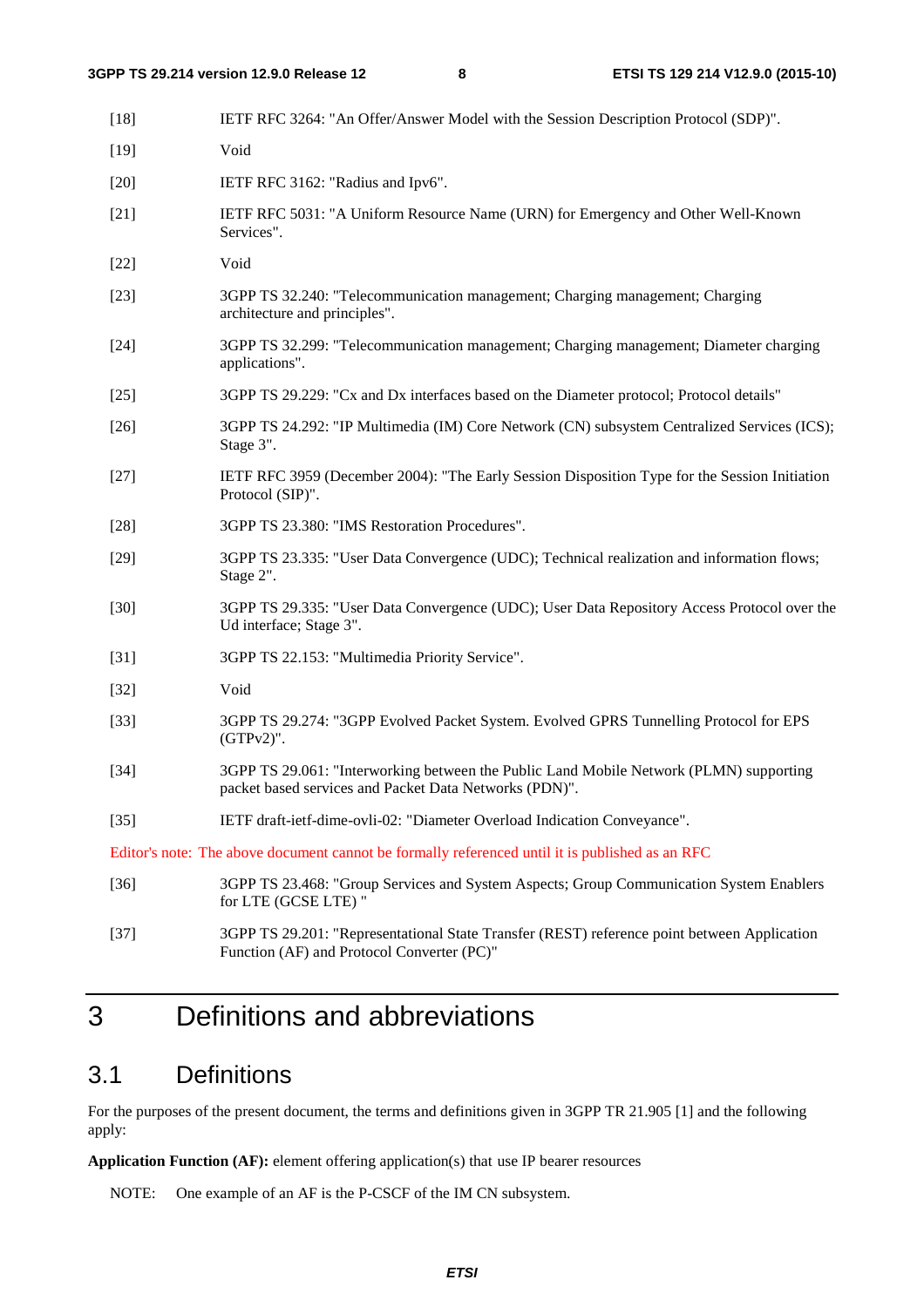[18] IETF RFC 3264: "An Offer/Answer Model with the Session Description Protocol (SDP)".

[19] Void

[20] IETF RFC 3162: "Radius and Ipv6".

[21] IETF RFC 5031: "A Uniform Resource Name (URN) for Emergency and Other Well-Known Services".

[22] Void

[23] 3GPP TS 32.240: "Telecommunication management; Charging management; Charging architecture and principles".

[24] 3GPP TS 32.299: "Telecommunication management; Charging management; Diameter charging applications".

[25] 3GPP TS 29.229: "Cx and Dx interfaces based on the Diameter protocol; Protocol details"

[26] 3GPP TS 24.292: "IP Multimedia (IM) Core Network (CN) subsystem Centralized Services (ICS); Stage 3".

[27] IETF RFC 3959 (December 2004): "The Early Session Disposition Type for the Session Initiation Protocol (SIP)".

[28] 3GPP TS 23.380: "IMS Restoration Procedures".

[29] 3GPP TS 23.335: "User Data Convergence (UDC); Technical realization and information flows; Stage 2".

[30] 3GPP TS 29.335: "User Data Convergence (UDC); User Data Repository Access Protocol over the Ud interface; Stage 3".

[31] 3GPP TS 22.153: "Multimedia Priority Service".

[32] Void

[33] 3GPP TS 29.274: "3GPP Evolved Packet System. Evolved GPRS Tunnelling Protocol for EPS (GTPv2)".

[34] 3GPP TS 29.061: "Interworking between the Public Land Mobile Network (PLMN) supporting packet based services and Packet Data Networks (PDN)".

[35] IETF draft-ietf-dime-ovli-02: "Diameter Overload Indication Conveyance".

Editor's note: The above document cannot be formally referenced until it is published as an RFC

[36] 3GPP TS 23.468: "Group Services and System Aspects; Group Communication System Enablers for LTE (GCSE LTE) "

[37] 3GPP TS 29.201: "Representational State Transfer (REST) reference point between Application Function (AF) and Protocol Converter (PC)"

# 3 Definitions and abbreviations

## 3.1 Definitions

For the purposes of the present document, the terms and definitions given in 3GPP TR 21.905 [1] and the following apply:

**Application Function (AF):** element offering application(s) that use IP bearer resources

NOTE: One example of an AF is the P-CSCF of the IM CN subsystem.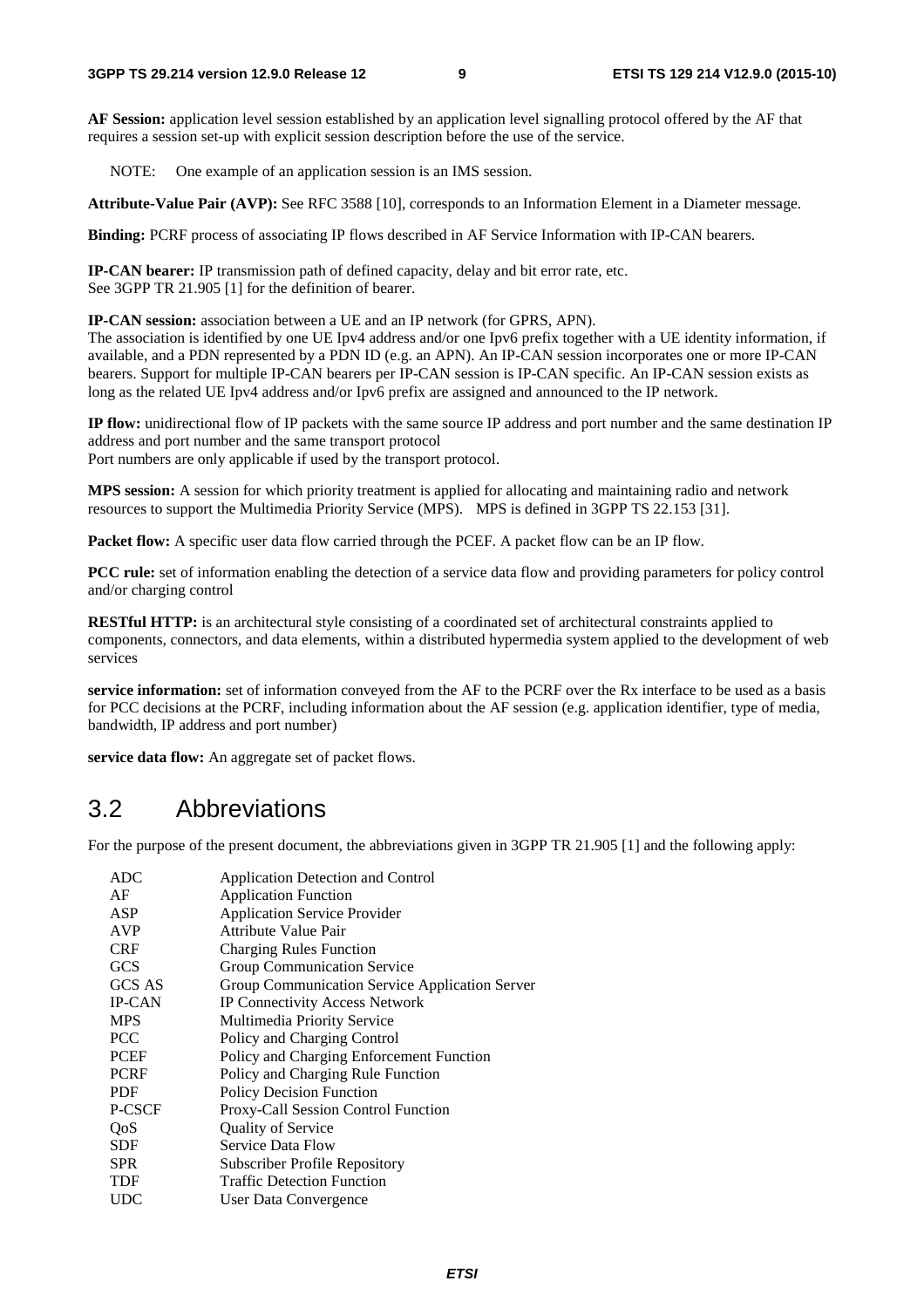**AF Session:** application level session established by an application level signalling protocol offered by the AF that requires a session set-up with explicit session description before the use of the service.

NOTE: One example of an application session is an IMS session.

**Attribute-Value Pair (AVP):** See RFC 3588 [10], corresponds to an Information Element in a Diameter message.

**Binding:** PCRF process of associating IP flows described in AF Service Information with IP-CAN bearers.

**IP-CAN bearer:** IP transmission path of defined capacity, delay and bit error rate, etc.
See 3GPP TR 21.905 [1] for the definition of bearer.

**IP-CAN session:** association between a UE and an IP network (for GPRS, APN).
The association is identified by one UE Ipv4 address and/or one Ipv6 prefix together with a UE identity information, if available, and a PDN represented by a PDN ID (e.g. an APN). An IP-CAN session incorporates one or more IP-CAN bearers. Support for multiple IP-CAN bearers per IP-CAN session is IP-CAN specific. An IP-CAN session exists as long as the related UE Ipv4 address and/or Ipv6 prefix are assigned and announced to the IP network.

**IP flow:** unidirectional flow of IP packets with the same source IP address and port number and the same destination IP address and port number and the same transport protocol
Port numbers are only applicable if used by the transport protocol.

**MPS session:** A session for which priority treatment is applied for allocating and maintaining radio and network resources to support the Multimedia Priority Service (MPS). MPS is defined in 3GPP TS 22.153 [31].

**Packet flow:** A specific user data flow carried through the PCEF. A packet flow can be an IP flow.

**PCC rule:** set of information enabling the detection of a service data flow and providing parameters for policy control and/or charging control

**RESTful HTTP:** is an architectural style consisting of a coordinated set of architectural constraints applied to components, connectors, and data elements, within a distributed hypermedia system applied to the development of web services

**service information:** set of information conveyed from the AF to the PCRF over the Rx interface to be used as a basis for PCC decisions at the PCRF, including information about the AF session (e.g. application identifier, type of media, bandwidth, IP address and port number)

**service data flow:** An aggregate set of packet flows.

## 3.2 Abbreviations

For the purpose of the present document, the abbreviations given in 3GPP TR 21.905 [1] and the following apply:

| | |
|---|---|
| ADC | Application Detection and Control |
| AF | Application Function |
| ASP | Application Service Provider |
| AVP | Attribute Value Pair |
| CRF | Charging Rules Function |
| GCS | Group Communication Service |
| GCS AS | Group Communication Service Application Server |
| IP-CAN | IP Connectivity Access Network |
| MPS | Multimedia Priority Service |
| PCC | Policy and Charging Control |
| PCEF | Policy and Charging Enforcement Function |
| PCRF | Policy and Charging Rule Function |
| PDF | Policy Decision Function |
| P-CSCF | Proxy-Call Session Control Function |
| QoS | Quality of Service |
| SDF | Service Data Flow |
| SPR | Subscriber Profile Repository |
| TDF | Traffic Detection Function |
| UDC | User Data Convergence |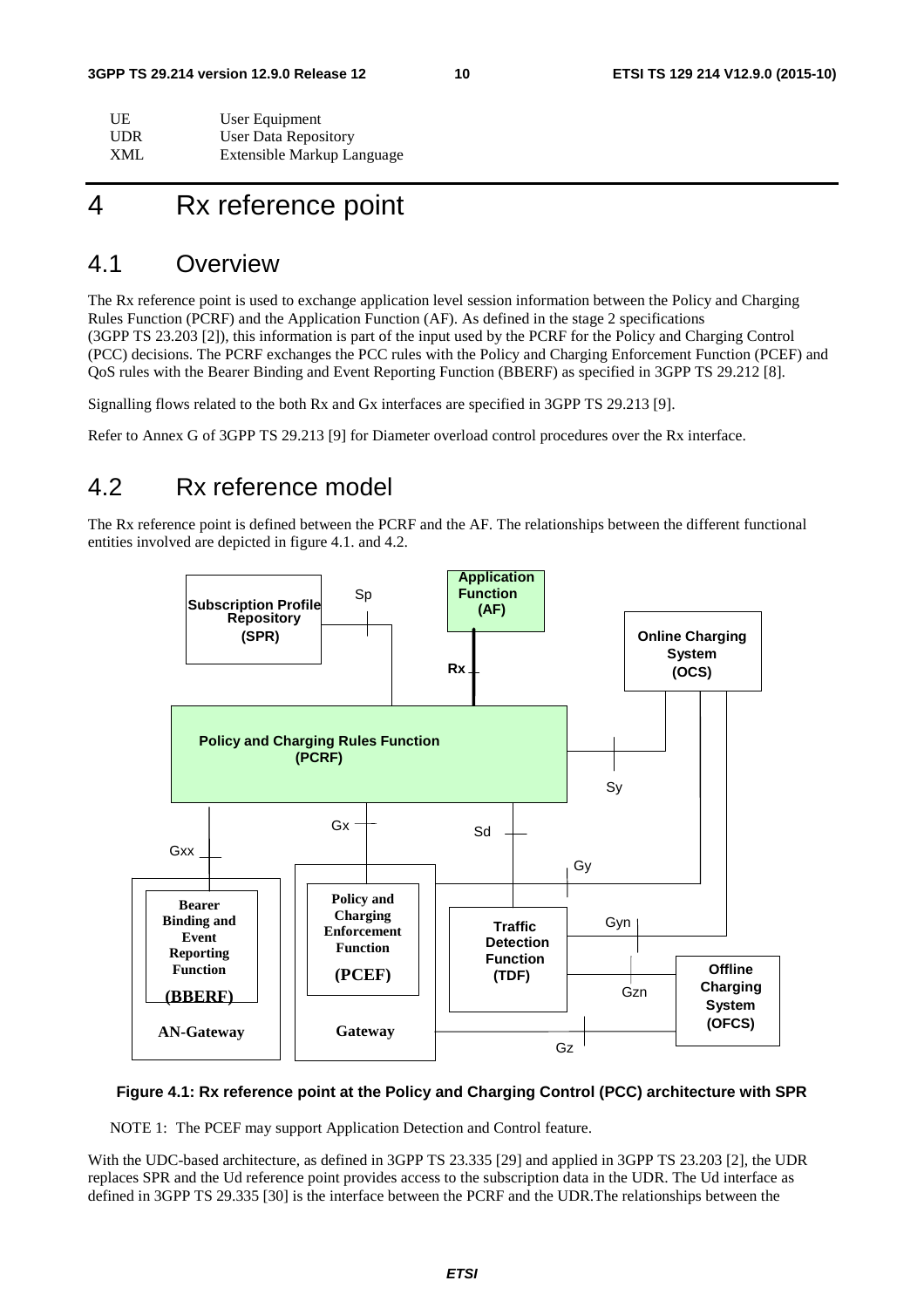| | |
|---|---|
| UE | User Equipment |
| UDR | User Data Repository |
| XML | Extensible Markup Language |

# 4 Rx reference point

## 4.1 Overview

The Rx reference point is used to exchange application level session information between the Policy and Charging Rules Function (PCRF) and the Application Function (AF). As defined in the stage 2 specifications (3GPP TS 23.203 [2]), this information is part of the input used by the PCRF for the Policy and Charging Control (PCC) decisions. The PCRF exchanges the PCC rules with the Policy and Charging Enforcement Function (PCEF) and QoS rules with the Bearer Binding and Event Reporting Function (BBERF) as specified in 3GPP TS 29.212 [8].

Signalling flows related to the both Rx and Gx interfaces are specified in 3GPP TS 29.213 [9].

Refer to Annex G of 3GPP TS 29.213 [9] for Diameter overload control procedures over the Rx interface.

## 4.2 Rx reference model

The Rx reference point is defined between the PCRF and the AF. The relationships between the different functional entities involved are depicted in figure 4.1. and 4.2.

**Figure 4.1: Rx reference point at the Policy and Charging Control (PCC) architecture with SPR**

NOTE 1: The PCEF may support Application Detection and Control feature.

With the UDC-based architecture, as defined in 3GPP TS 23.335 [29] and applied in 3GPP TS 23.203 [2], the UDR replaces SPR and the Ud reference point provides access to the subscription data in the UDR. The Ud interface as defined in 3GPP TS 29.335 [30] is the interface between the PCRF and the UDR.The relationships between the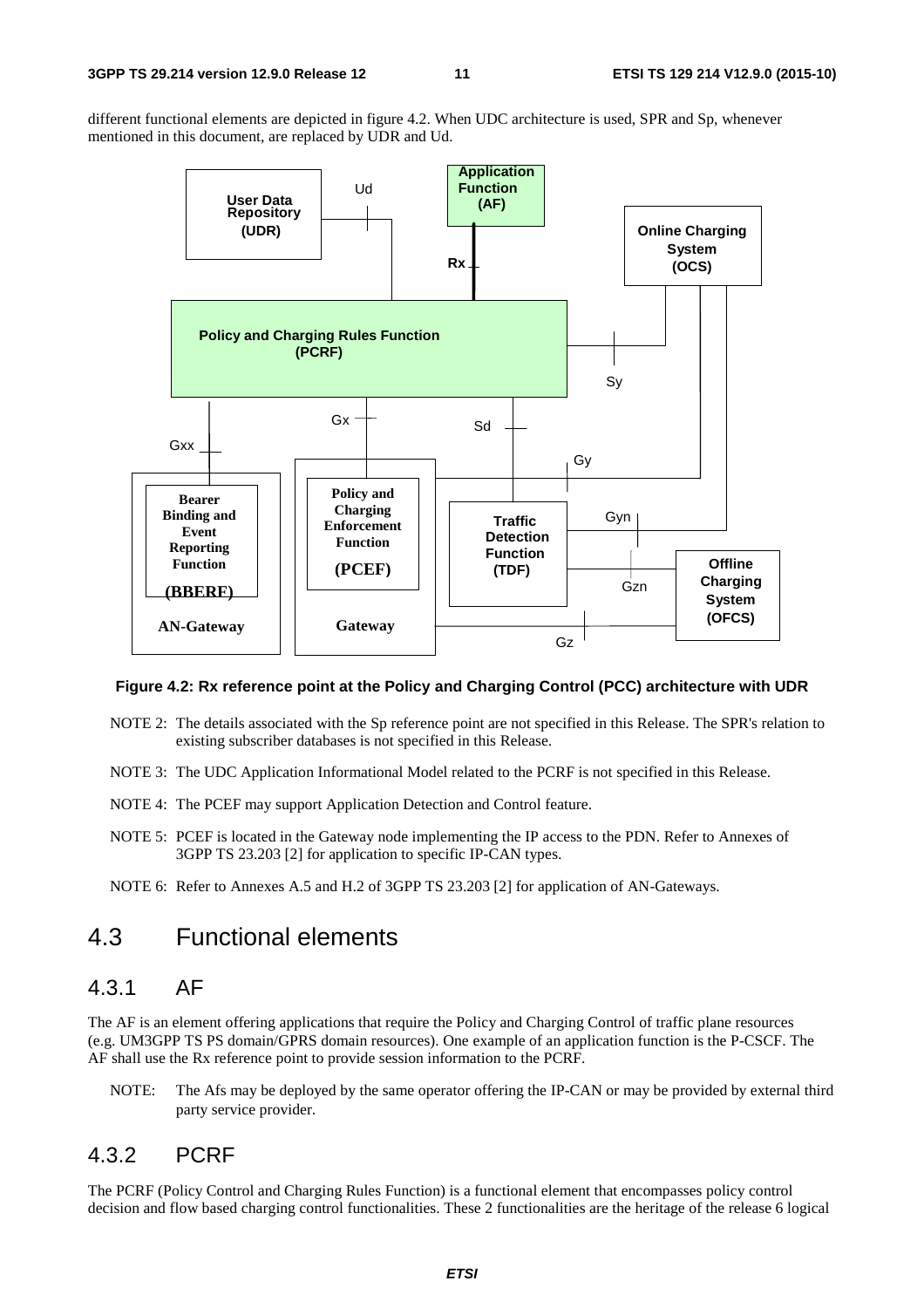different functional elements are depicted in figure 4.2. When UDC architecture is used, SPR and Sp, whenever mentioned in this document, are replaced by UDR and Ud.

**Figure 4.2: Rx reference point at the Policy and Charging Control (PCC) architecture with UDR**

NOTE 2: The details associated with the Sp reference point are not specified in this Release. The SPR's relation to existing subscriber databases is not specified in this Release.

NOTE 3: The UDC Application Informational Model related to the PCRF is not specified in this Release.

NOTE 4: The PCEF may support Application Detection and Control feature.

NOTE 5: PCEF is located in the Gateway node implementing the IP access to the PDN. Refer to Annexes of 3GPP TS 23.203 [2] for application to specific IP-CAN types.

NOTE 6: Refer to Annexes A.5 and H.2 of 3GPP TS 23.203 [2] for application of AN-Gateways.

## 4.3 Functional elements

### 4.3.1 AF

The AF is an element offering applications that require the Policy and Charging Control of traffic plane resources (e.g. UM3GPP TS PS domain/GPRS domain resources). One example of an application function is the P-CSCF. The AF shall use the Rx reference point to provide session information to the PCRF.

NOTE: The Afs may be deployed by the same operator offering the IP-CAN or may be provided by external third party service provider.

### 4.3.2 PCRF

The PCRF (Policy Control and Charging Rules Function) is a functional element that encompasses policy control decision and flow based charging control functionalities. These 2 functionalities are the heritage of the release 6 logical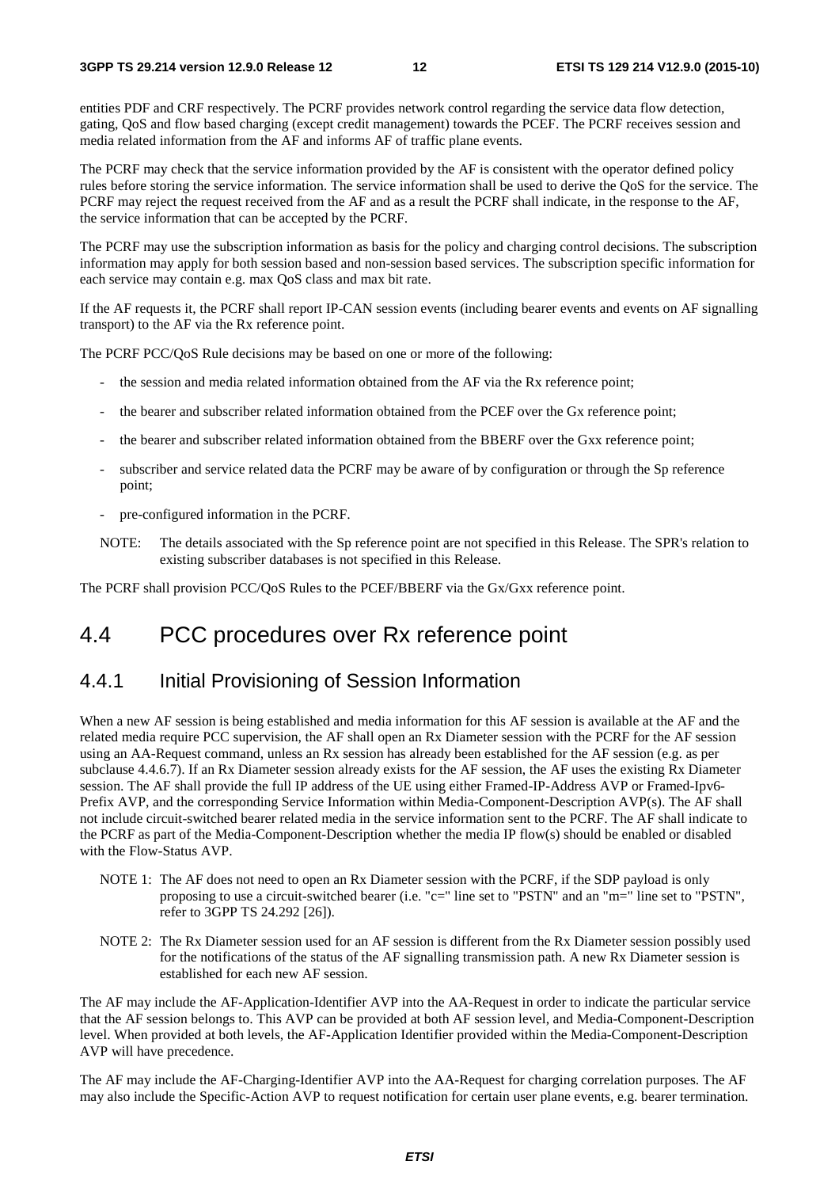entities PDF and CRF respectively. The PCRF provides network control regarding the service data flow detection, gating, QoS and flow based charging (except credit management) towards the PCEF. The PCRF receives session and media related information from the AF and informs AF of traffic plane events.

The PCRF may check that the service information provided by the AF is consistent with the operator defined policy rules before storing the service information. The service information shall be used to derive the QoS for the service. The PCRF may reject the request received from the AF and as a result the PCRF shall indicate, in the response to the AF, the service information that can be accepted by the PCRF.

The PCRF may use the subscription information as basis for the policy and charging control decisions. The subscription information may apply for both session based and non-session based services. The subscription specific information for each service may contain e.g. max QoS class and max bit rate.

If the AF requests it, the PCRF shall report IP-CAN session events (including bearer events and events on AF signalling transport) to the AF via the Rx reference point.

The PCRF PCC/QoS Rule decisions may be based on one or more of the following:

- the session and media related information obtained from the AF via the Rx reference point;
- the bearer and subscriber related information obtained from the PCEF over the Gx reference point;
- the bearer and subscriber related information obtained from the BBERF over the Gxx reference point;
- subscriber and service related data the PCRF may be aware of by configuration or through the Sp reference point;
- pre-configured information in the PCRF.

NOTE: The details associated with the Sp reference point are not specified in this Release. The SPR's relation to existing subscriber databases is not specified in this Release.

The PCRF shall provision PCC/QoS Rules to the PCEF/BBERF via the Gx/Gxx reference point.

# 4.4 PCC procedures over Rx reference point

## 4.4.1 Initial Provisioning of Session Information

When a new AF session is being established and media information for this AF session is available at the AF and the related media require PCC supervision, the AF shall open an Rx Diameter session with the PCRF for the AF session using an AA-Request command, unless an Rx session has already been established for the AF session (e.g. as per subclause 4.4.6.7). If an Rx Diameter session already exists for the AF session, the AF uses the existing Rx Diameter session. The AF shall provide the full IP address of the UE using either Framed-IP-Address AVP or Framed-Ipv6-Prefix AVP, and the corresponding Service Information within Media-Component-Description AVP(s). The AF shall not include circuit-switched bearer related media in the service information sent to the PCRF. The AF shall indicate to the PCRF as part of the Media-Component-Description whether the media IP flow(s) should be enabled or disabled with the Flow-Status AVP.

NOTE 1: The AF does not need to open an Rx Diameter session with the PCRF, if the SDP payload is only proposing to use a circuit-switched bearer (i.e. "c=" line set to "PSTN" and an "m=" line set to "PSTN", refer to 3GPP TS 24.292 [26]).

NOTE 2: The Rx Diameter session used for an AF session is different from the Rx Diameter session possibly used for the notifications of the status of the AF signalling transmission path. A new Rx Diameter session is established for each new AF session.

The AF may include the AF-Application-Identifier AVP into the AA-Request in order to indicate the particular service that the AF session belongs to. This AVP can be provided at both AF session level, and Media-Component-Description level. When provided at both levels, the AF-Application Identifier provided within the Media-Component-Description AVP will have precedence.

The AF may include the AF-Charging-Identifier AVP into the AA-Request for charging correlation purposes. The AF may also include the Specific-Action AVP to request notification for certain user plane events, e.g. bearer termination.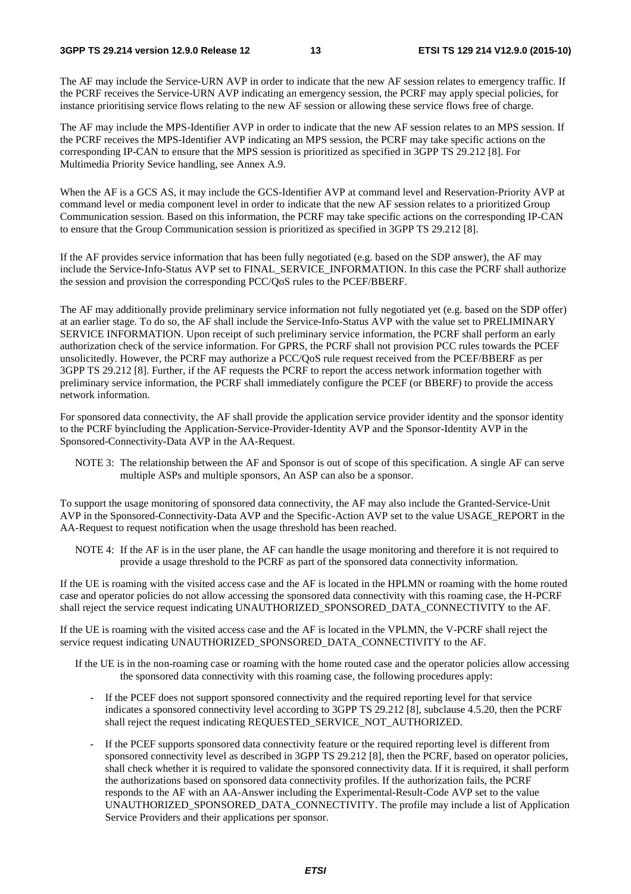The AF may include the Service-URN AVP in order to indicate that the new AF session relates to emergency traffic. If the PCRF receives the Service-URN AVP indicating an emergency session, the PCRF may apply special policies, for instance prioritising service flows relating to the new AF session or allowing these service flows free of charge.

The AF may include the MPS-Identifier AVP in order to indicate that the new AF session relates to an MPS session. If the PCRF receives the MPS-Identifier AVP indicating an MPS session, the PCRF may take specific actions on the corresponding IP-CAN to ensure that the MPS session is prioritized as specified in 3GPP TS 29.212 [8]. For Multimedia Priority Sevice handling, see Annex A.9.

When the AF is a GCS AS, it may include the GCS-Identifier AVP at command level and Reservation-Priority AVP at command level or media component level in order to indicate that the new AF session relates to a prioritized Group Communication session. Based on this information, the PCRF may take specific actions on the corresponding IP-CAN to ensure that the Group Communication session is prioritized as specified in 3GPP TS 29.212 [8].

If the AF provides service information that has been fully negotiated (e.g. based on the SDP answer), the AF may include the Service-Info-Status AVP set to FINAL_SERVICE_INFORMATION. In this case the PCRF shall authorize the session and provision the corresponding PCC/QoS rules to the PCEF/BBERF.

The AF may additionally provide preliminary service information not fully negotiated yet (e.g. based on the SDP offer) at an earlier stage. To do so, the AF shall include the Service-Info-Status AVP with the value set to PRELIMINARY SERVICE INFORMATION. Upon receipt of such preliminary service information, the PCRF shall perform an early authorization check of the service information. For GPRS, the PCRF shall not provision PCC rules towards the PCEF unsolicitedly. However, the PCRF may authorize a PCC/QoS rule request received from the PCEF/BBERF as per 3GPP TS 29.212 [8]. Further, if the AF requests the PCRF to report the access network information together with preliminary service information, the PCRF shall immediately configure the PCEF (or BBERF) to provide the access network information.

For sponsored data connectivity, the AF shall provide the application service provider identity and the sponsor identity to the PCRF byincluding the Application-Service-Provider-Identity AVP and the Sponsor-Identity AVP in the Sponsored-Connectivity-Data AVP in the AA-Request.

NOTE 3: The relationship between the AF and Sponsor is out of scope of this specification. A single AF can serve multiple ASPs and multiple sponsors, An ASP can also be a sponsor.

To support the usage monitoring of sponsored data connectivity, the AF may also include the Granted-Service-Unit AVP in the Sponsored-Connectivity-Data AVP and the Specific-Action AVP set to the value USAGE_REPORT in the AA-Request to request notification when the usage threshold has been reached.

NOTE 4: If the AF is in the user plane, the AF can handle the usage monitoring and therefore it is not required to provide a usage threshold to the PCRF as part of the sponsored data connectivity information.

If the UE is roaming with the visited access case and the AF is located in the HPLMN or roaming with the home routed case and operator policies do not allow accessing the sponsored data connectivity with this roaming case, the H-PCRF shall reject the service request indicating UNAUTHORIZED_SPONSORED_DATA_CONNECTIVITY to the AF.

If the UE is roaming with the visited access case and the AF is located in the VPLMN, the V-PCRF shall reject the service request indicating UNAUTHORIZED_SPONSORED_DATA_CONNECTIVITY to the AF.

If the UE is in the non-roaming case or roaming with the home routed case and the operator policies allow accessing the sponsored data connectivity with this roaming case, the following procedures apply:

- If the PCEF does not support sponsored connectivity and the required reporting level for that service indicates a sponsored connectivity level according to 3GPP TS 29.212 [8], subclause 4.5.20, then the PCRF shall reject the request indicating REQUESTED_SERVICE_NOT_AUTHORIZED.
- If the PCEF supports sponsored data connectivity feature or the required reporting level is different from sponsored connectivity level as described in 3GPP TS 29.212 [8], then the PCRF, based on operator policies, shall check whether it is required to validate the sponsored connectivity data. If it is required, it shall perform the authorizations based on sponsored data connectivity profiles. If the authorization fails, the PCRF responds to the AF with an AA-Answer including the Experimental-Result-Code AVP set to the value UNAUTHORIZED_SPONSORED_DATA_CONNECTIVITY. The profile may include a list of Application Service Providers and their applications per sponsor.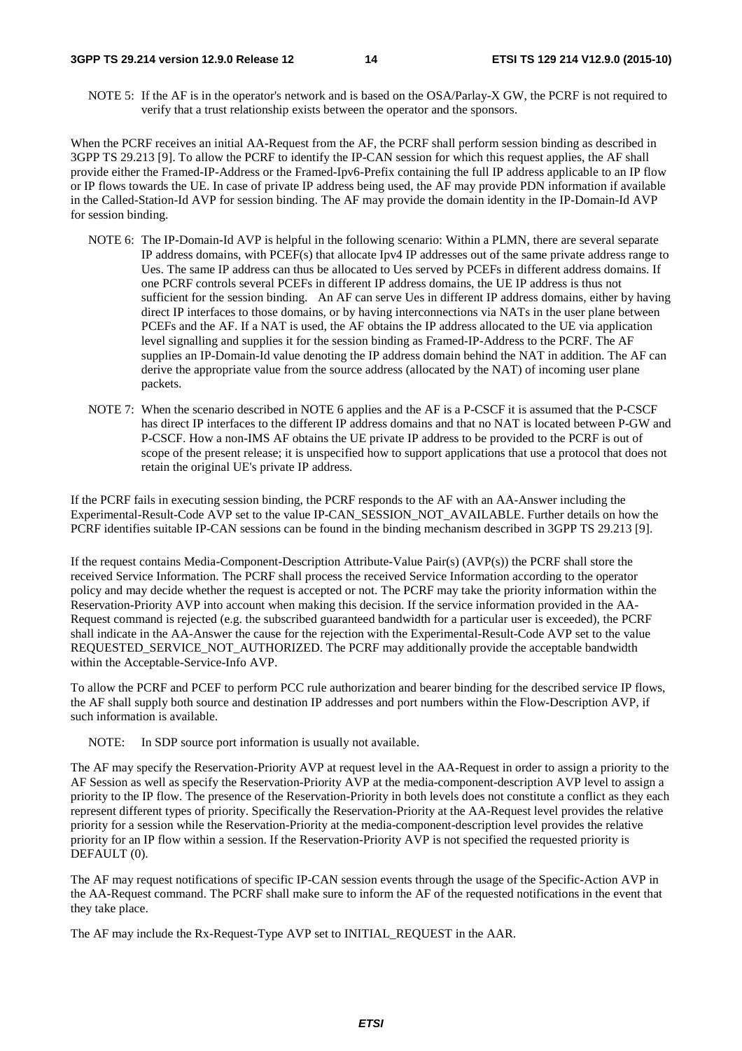NOTE 5: If the AF is in the operator's network and is based on the OSA/Parlay-X GW, the PCRF is not required to verify that a trust relationship exists between the operator and the sponsors.

When the PCRF receives an initial AA-Request from the AF, the PCRF shall perform session binding as described in 3GPP TS 29.213 [9]. To allow the PCRF to identify the IP-CAN session for which this request applies, the AF shall provide either the Framed-IP-Address or the Framed-Ipv6-Prefix containing the full IP address applicable to an IP flow or IP flows towards the UE. In case of private IP address being used, the AF may provide PDN information if available in the Called-Station-Id AVP for session binding. The AF may provide the domain identity in the IP-Domain-Id AVP for session binding.

NOTE 6: The IP-Domain-Id AVP is helpful in the following scenario: Within a PLMN, there are several separate IP address domains, with PCEF(s) that allocate Ipv4 IP addresses out of the same private address range to Ues. The same IP address can thus be allocated to Ues served by PCEFs in different address domains. If one PCRF controls several PCEFs in different IP address domains, the UE IP address is thus not sufficient for the session binding. An AF can serve Ues in different IP address domains, either by having direct IP interfaces to those domains, or by having interconnections via NATs in the user plane between PCEFs and the AF. If a NAT is used, the AF obtains the IP address allocated to the UE via application level signalling and supplies it for the session binding as Framed-IP-Address to the PCRF. The AF supplies an IP-Domain-Id value denoting the IP address domain behind the NAT in addition. The AF can derive the appropriate value from the source address (allocated by the NAT) of incoming user plane packets.

NOTE 7: When the scenario described in NOTE 6 applies and the AF is a P-CSCF it is assumed that the P-CSCF has direct IP interfaces to the different IP address domains and that no NAT is located between P-GW and P-CSCF. How a non-IMS AF obtains the UE private IP address to be provided to the PCRF is out of scope of the present release; it is unspecified how to support applications that use a protocol that does not retain the original UE's private IP address.

If the PCRF fails in executing session binding, the PCRF responds to the AF with an AA-Answer including the Experimental-Result-Code AVP set to the value IP-CAN_SESSION_NOT_AVAILABLE. Further details on how the PCRF identifies suitable IP-CAN sessions can be found in the binding mechanism described in 3GPP TS 29.213 [9].

If the request contains Media-Component-Description Attribute-Value Pair(s) (AVP(s)) the PCRF shall store the received Service Information. The PCRF shall process the received Service Information according to the operator policy and may decide whether the request is accepted or not. The PCRF may take the priority information within the Reservation-Priority AVP into account when making this decision. If the service information provided in the AA-Request command is rejected (e.g. the subscribed guaranteed bandwidth for a particular user is exceeded), the PCRF shall indicate in the AA-Answer the cause for the rejection with the Experimental-Result-Code AVP set to the value REQUESTED_SERVICE_NOT_AUTHORIZED. The PCRF may additionally provide the acceptable bandwidth within the Acceptable-Service-Info AVP.

To allow the PCRF and PCEF to perform PCC rule authorization and bearer binding for the described service IP flows, the AF shall supply both source and destination IP addresses and port numbers within the Flow-Description AVP, if such information is available.

NOTE: In SDP source port information is usually not available.

The AF may specify the Reservation-Priority AVP at request level in the AA-Request in order to assign a priority to the AF Session as well as specify the Reservation-Priority AVP at the media-component-description AVP level to assign a priority to the IP flow. The presence of the Reservation-Priority in both levels does not constitute a conflict as they each represent different types of priority. Specifically the Reservation-Priority at the AA-Request level provides the relative priority for a session while the Reservation-Priority at the media-component-description level provides the relative priority for an IP flow within a session. If the Reservation-Priority AVP is not specified the requested priority is DEFAULT (0).

The AF may request notifications of specific IP-CAN session events through the usage of the Specific-Action AVP in the AA-Request command. The PCRF shall make sure to inform the AF of the requested notifications in the event that they take place.

The AF may include the Rx-Request-Type AVP set to INITIAL_REQUEST in the AAR.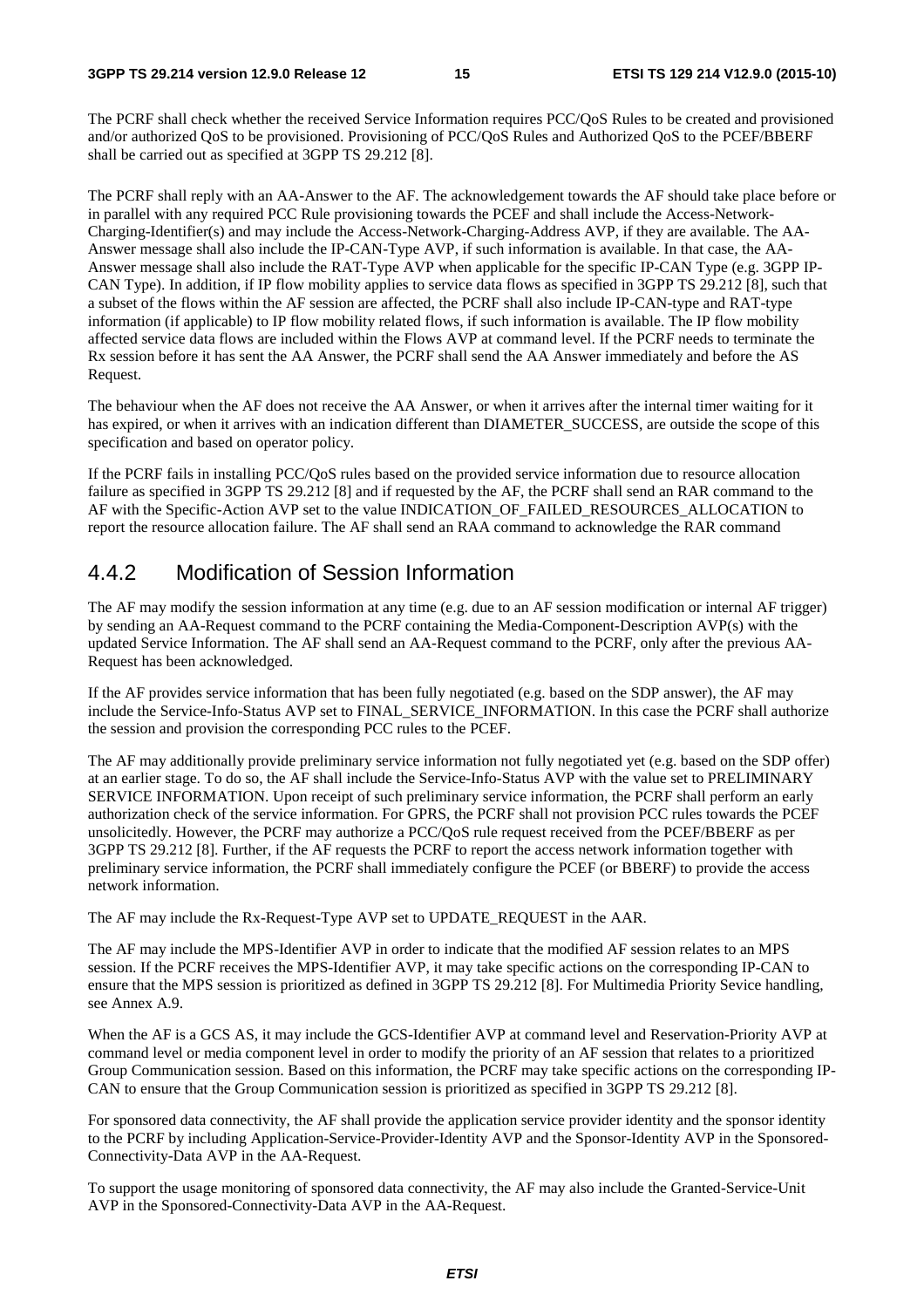The PCRF shall check whether the received Service Information requires PCC/QoS Rules to be created and provisioned and/or authorized QoS to be provisioned. Provisioning of PCC/QoS Rules and Authorized QoS to the PCEF/BBERF shall be carried out as specified at 3GPP TS 29.212 [8].

The PCRF shall reply with an AA-Answer to the AF. The acknowledgement towards the AF should take place before or in parallel with any required PCC Rule provisioning towards the PCEF and shall include the Access-Network-Charging-Identifier(s) and may include the Access-Network-Charging-Address AVP, if they are available. The AA-Answer message shall also include the IP-CAN-Type AVP, if such information is available. In that case, the AA-Answer message shall also include the RAT-Type AVP when applicable for the specific IP-CAN Type (e.g. 3GPP IP-CAN Type). In addition, if IP flow mobility applies to service data flows as specified in 3GPP TS 29.212 [8], such that a subset of the flows within the AF session are affected, the PCRF shall also include IP-CAN-type and RAT-type information (if applicable) to IP flow mobility related flows, if such information is available. The IP flow mobility affected service data flows are included within the Flows AVP at command level. If the PCRF needs to terminate the Rx session before it has sent the AA Answer, the PCRF shall send the AA Answer immediately and before the AS Request.

The behaviour when the AF does not receive the AA Answer, or when it arrives after the internal timer waiting for it has expired, or when it arrives with an indication different than DIAMETER_SUCCESS, are outside the scope of this specification and based on operator policy.

If the PCRF fails in installing PCC/QoS rules based on the provided service information due to resource allocation failure as specified in 3GPP TS 29.212 [8] and if requested by the AF, the PCRF shall send an RAR command to the AF with the Specific-Action AVP set to the value INDICATION_OF_FAILED_RESOURCES_ALLOCATION to report the resource allocation failure. The AF shall send an RAA command to acknowledge the RAR command

### 4.4.2 Modification of Session Information

The AF may modify the session information at any time (e.g. due to an AF session modification or internal AF trigger) by sending an AA-Request command to the PCRF containing the Media-Component-Description AVP(s) with the updated Service Information. The AF shall send an AA-Request command to the PCRF, only after the previous AA-Request has been acknowledged.

If the AF provides service information that has been fully negotiated (e.g. based on the SDP answer), the AF may include the Service-Info-Status AVP set to FINAL_SERVICE_INFORMATION. In this case the PCRF shall authorize the session and provision the corresponding PCC rules to the PCEF.

The AF may additionally provide preliminary service information not fully negotiated yet (e.g. based on the SDP offer) at an earlier stage. To do so, the AF shall include the Service-Info-Status AVP with the value set to PRELIMINARY SERVICE INFORMATION. Upon receipt of such preliminary service information, the PCRF shall perform an early authorization check of the service information. For GPRS, the PCRF shall not provision PCC rules towards the PCEF unsolicitedly. However, the PCRF may authorize a PCC/QoS rule request received from the PCEF/BBERF as per 3GPP TS 29.212 [8]. Further, if the AF requests the PCRF to report the access network information together with preliminary service information, the PCRF shall immediately configure the PCEF (or BBERF) to provide the access network information.

The AF may include the Rx-Request-Type AVP set to UPDATE_REQUEST in the AAR.

The AF may include the MPS-Identifier AVP in order to indicate that the modified AF session relates to an MPS session. If the PCRF receives the MPS-Identifier AVP, it may take specific actions on the corresponding IP-CAN to ensure that the MPS session is prioritized as defined in 3GPP TS 29.212 [8]. For Multimedia Priority Sevice handling, see Annex A.9.

When the AF is a GCS AS, it may include the GCS-Identifier AVP at command level and Reservation-Priority AVP at command level or media component level in order to modify the priority of an AF session that relates to a prioritized Group Communication session. Based on this information, the PCRF may take specific actions on the corresponding IP-CAN to ensure that the Group Communication session is prioritized as specified in 3GPP TS 29.212 [8].

For sponsored data connectivity, the AF shall provide the application service provider identity and the sponsor identity to the PCRF by including Application-Service-Provider-Identity AVP and the Sponsor-Identity AVP in the Sponsored-Connectivity-Data AVP in the AA-Request.

To support the usage monitoring of sponsored data connectivity, the AF may also include the Granted-Service-Unit AVP in the Sponsored-Connectivity-Data AVP in the AA-Request.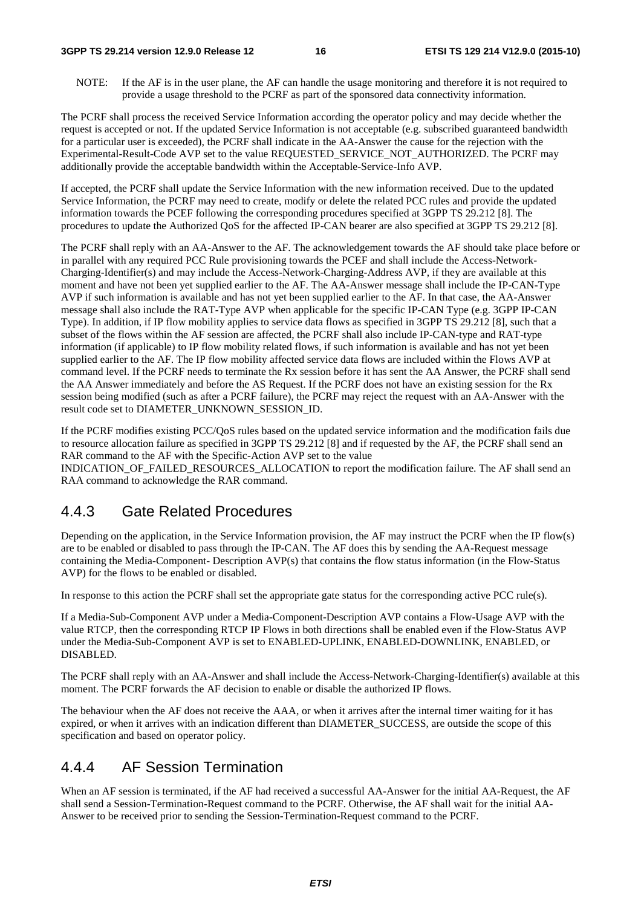NOTE: If the AF is in the user plane, the AF can handle the usage monitoring and therefore it is not required to provide a usage threshold to the PCRF as part of the sponsored data connectivity information.

The PCRF shall process the received Service Information according the operator policy and may decide whether the request is accepted or not. If the updated Service Information is not acceptable (e.g. subscribed guaranteed bandwidth for a particular user is exceeded), the PCRF shall indicate in the AA-Answer the cause for the rejection with the Experimental-Result-Code AVP set to the value REQUESTED_SERVICE_NOT_AUTHORIZED. The PCRF may additionally provide the acceptable bandwidth within the Acceptable-Service-Info AVP.

If accepted, the PCRF shall update the Service Information with the new information received. Due to the updated Service Information, the PCRF may need to create, modify or delete the related PCC rules and provide the updated information towards the PCEF following the corresponding procedures specified at 3GPP TS 29.212 [8]. The procedures to update the Authorized QoS for the affected IP-CAN bearer are also specified at 3GPP TS 29.212 [8].

The PCRF shall reply with an AA-Answer to the AF. The acknowledgement towards the AF should take place before or in parallel with any required PCC Rule provisioning towards the PCEF and shall include the Access-Network-Charging-Identifier(s) and may include the Access-Network-Charging-Address AVP, if they are available at this moment and have not been yet supplied earlier to the AF. The AA-Answer message shall include the IP-CAN-Type AVP if such information is available and has not yet been supplied earlier to the AF. In that case, the AA-Answer message shall also include the RAT-Type AVP when applicable for the specific IP-CAN Type (e.g. 3GPP IP-CAN Type). In addition, if IP flow mobility applies to service data flows as specified in 3GPP TS 29.212 [8], such that a subset of the flows within the AF session are affected, the PCRF shall also include IP-CAN-type and RAT-type information (if applicable) to IP flow mobility related flows, if such information is available and has not yet been supplied earlier to the AF. The IP flow mobility affected service data flows are included within the Flows AVP at command level. If the PCRF needs to terminate the Rx session before it has sent the AA Answer, the PCRF shall send the AA Answer immediately and before the AS Request. If the PCRF does not have an existing session for the Rx session being modified (such as after a PCRF failure), the PCRF may reject the request with an AA-Answer with the result code set to DIAMETER_UNKNOWN_SESSION_ID.

If the PCRF modifies existing PCC/QoS rules based on the updated service information and the modification fails due to resource allocation failure as specified in 3GPP TS 29.212 [8] and if requested by the AF, the PCRF shall send an RAR command to the AF with the Specific-Action AVP set to the value INDICATION_OF_FAILED_RESOURCES_ALLOCATION to report the modification failure. The AF shall send an RAA command to acknowledge the RAR command.

### 4.4.3 Gate Related Procedures

Depending on the application, in the Service Information provision, the AF may instruct the PCRF when the IP flow(s) are to be enabled or disabled to pass through the IP-CAN. The AF does this by sending the AA-Request message containing the Media-Component- Description AVP(s) that contains the flow status information (in the Flow-Status AVP) for the flows to be enabled or disabled.

In response to this action the PCRF shall set the appropriate gate status for the corresponding active PCC rule(s).

If a Media-Sub-Component AVP under a Media-Component-Description AVP contains a Flow-Usage AVP with the value RTCP, then the corresponding RTCP IP Flows in both directions shall be enabled even if the Flow-Status AVP under the Media-Sub-Component AVP is set to ENABLED-UPLINK, ENABLED-DOWNLINK, ENABLED, or DISABLED.

The PCRF shall reply with an AA-Answer and shall include the Access-Network-Charging-Identifier(s) available at this moment. The PCRF forwards the AF decision to enable or disable the authorized IP flows.

The behaviour when the AF does not receive the AAA, or when it arrives after the internal timer waiting for it has expired, or when it arrives with an indication different than DIAMETER_SUCCESS, are outside the scope of this specification and based on operator policy.

### 4.4.4 AF Session Termination

When an AF session is terminated, if the AF had received a successful AA-Answer for the initial AA-Request, the AF shall send a Session-Termination-Request command to the PCRF. Otherwise, the AF shall wait for the initial AA-Answer to be received prior to sending the Session-Termination-Request command to the PCRF.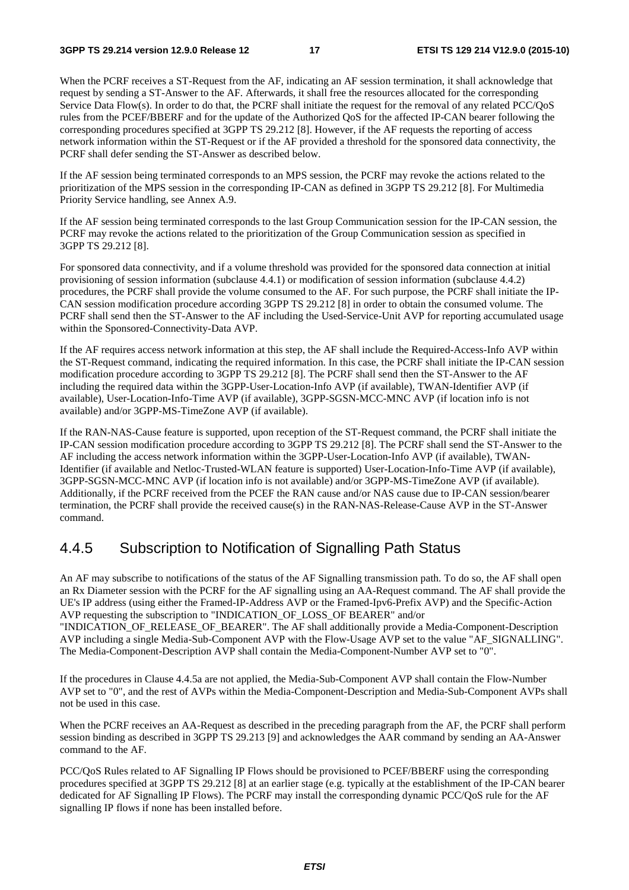When the PCRF receives a ST-Request from the AF, indicating an AF session termination, it shall acknowledge that request by sending a ST-Answer to the AF. Afterwards, it shall free the resources allocated for the corresponding Service Data Flow(s). In order to do that, the PCRF shall initiate the request for the removal of any related PCC/QoS rules from the PCEF/BBERF and for the update of the Authorized QoS for the affected IP-CAN bearer following the corresponding procedures specified at 3GPP TS 29.212 [8]. However, if the AF requests the reporting of access network information within the ST-Request or if the AF provided a threshold for the sponsored data connectivity, the PCRF shall defer sending the ST-Answer as described below.

If the AF session being terminated corresponds to an MPS session, the PCRF may revoke the actions related to the prioritization of the MPS session in the corresponding IP-CAN as defined in 3GPP TS 29.212 [8]. For Multimedia Priority Service handling, see Annex A.9.

If the AF session being terminated corresponds to the last Group Communication session for the IP-CAN session, the PCRF may revoke the actions related to the prioritization of the Group Communication session as specified in 3GPP TS 29.212 [8].

For sponsored data connectivity, and if a volume threshold was provided for the sponsored data connection at initial provisioning of session information (subclause 4.4.1) or modification of session information (subclause 4.4.2) procedures, the PCRF shall provide the volume consumed to the AF. For such purpose, the PCRF shall initiate the IP-CAN session modification procedure according 3GPP TS 29.212 [8] in order to obtain the consumed volume. The PCRF shall send then the ST-Answer to the AF including the Used-Service-Unit AVP for reporting accumulated usage within the Sponsored-Connectivity-Data AVP.

If the AF requires access network information at this step, the AF shall include the Required-Access-Info AVP within the ST-Request command, indicating the required information. In this case, the PCRF shall initiate the IP-CAN session modification procedure according to 3GPP TS 29.212 [8]. The PCRF shall send then the ST-Answer to the AF including the required data within the 3GPP-User-Location-Info AVP (if available), TWAN-Identifier AVP (if available), User-Location-Info-Time AVP (if available), 3GPP-SGSN-MCC-MNC AVP (if location info is not available) and/or 3GPP-MS-TimeZone AVP (if available).

If the RAN-NAS-Cause feature is supported, upon reception of the ST-Request command, the PCRF shall initiate the IP-CAN session modification procedure according to 3GPP TS 29.212 [8]. The PCRF shall send the ST-Answer to the AF including the access network information within the 3GPP-User-Location-Info AVP (if available), TWAN-Identifier (if available and Netloc-Trusted-WLAN feature is supported) User-Location-Info-Time AVP (if available), 3GPP-SGSN-MCC-MNC AVP (if location info is not available) and/or 3GPP-MS-TimeZone AVP (if available). Additionally, if the PCRF received from the PCEF the RAN cause and/or NAS cause due to IP-CAN session/bearer termination, the PCRF shall provide the received cause(s) in the RAN-NAS-Release-Cause AVP in the ST-Answer command.

### 4.4.5 Subscription to Notification of Signalling Path Status

An AF may subscribe to notifications of the status of the AF Signalling transmission path. To do so, the AF shall open an Rx Diameter session with the PCRF for the AF signalling using an AA-Request command. The AF shall provide the UE's IP address (using either the Framed-IP-Address AVP or the Framed-Ipv6-Prefix AVP) and the Specific-Action AVP requesting the subscription to "INDICATION_OF_LOSS_OF BEARER" and/or "INDICATION_OF_RELEASE_OF_BEARER". The AF shall additionally provide a Media-Component-Description AVP including a single Media-Sub-Component AVP with the Flow-Usage AVP set to the value "AF_SIGNALLING". The Media-Component-Description AVP shall contain the Media-Component-Number AVP set to "0".

If the procedures in Clause 4.4.5a are not applied, the Media-Sub-Component AVP shall contain the Flow-Number AVP set to "0", and the rest of AVPs within the Media-Component-Description and Media-Sub-Component AVPs shall not be used in this case.

When the PCRF receives an AA-Request as described in the preceding paragraph from the AF, the PCRF shall perform session binding as described in 3GPP TS 29.213 [9] and acknowledges the AAR command by sending an AA-Answer command to the AF.

PCC/QoS Rules related to AF Signalling IP Flows should be provisioned to PCEF/BBERF using the corresponding procedures specified at 3GPP TS 29.212 [8] at an earlier stage (e.g. typically at the establishment of the IP-CAN bearer dedicated for AF Signalling IP Flows). The PCRF may install the corresponding dynamic PCC/QoS rule for the AF signalling IP flows if none has been installed before.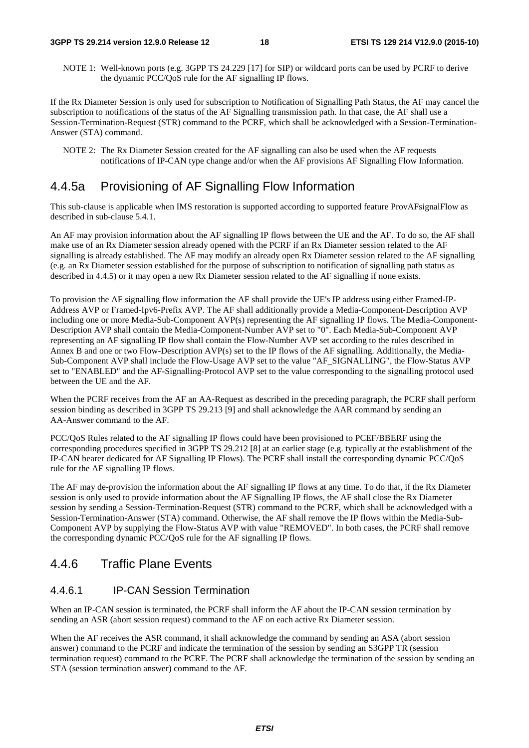NOTE 1: Well-known ports (e.g. 3GPP TS 24.229 [17] for SIP) or wildcard ports can be used by PCRF to derive the dynamic PCC/QoS rule for the AF signalling IP flows.

If the Rx Diameter Session is only used for subscription to Notification of Signalling Path Status, the AF may cancel the subscription to notifications of the status of the AF Signalling transmission path. In that case, the AF shall use a Session-Termination-Request (STR) command to the PCRF, which shall be acknowledged with a Session-Termination-Answer (STA) command.

NOTE 2: The Rx Diameter Session created for the AF signalling can also be used when the AF requests notifications of IP-CAN type change and/or when the AF provisions AF Signalling Flow Information.

## 4.4.5a Provisioning of AF Signalling Flow Information

This sub-clause is applicable when IMS restoration is supported according to supported feature ProvAFsignalFlow as described in sub-clause 5.4.1.

An AF may provision information about the AF signalling IP flows between the UE and the AF. To do so, the AF shall make use of an Rx Diameter session already opened with the PCRF if an Rx Diameter session related to the AF signalling is already established. The AF may modify an already open Rx Diameter session related to the AF signalling (e.g. an Rx Diameter session established for the purpose of subscription to notification of signalling path status as described in 4.4.5) or it may open a new Rx Diameter session related to the AF signalling if none exists.

To provision the AF signalling flow information the AF shall provide the UE's IP address using either Framed-IP-Address AVP or Framed-Ipv6-Prefix AVP. The AF shall additionally provide a Media-Component-Description AVP including one or more Media-Sub-Component AVP(s) representing the AF signalling IP flows. The Media-Component-Description AVP shall contain the Media-Component-Number AVP set to "0". Each Media-Sub-Component AVP representing an AF signalling IP flow shall contain the Flow-Number AVP set according to the rules described in Annex B and one or two Flow-Description AVP(s) set to the IP flows of the AF signalling. Additionally, the Media-Sub-Component AVP shall include the Flow-Usage AVP set to the value "AF_SIGNALLING", the Flow-Status AVP set to "ENABLED" and the AF-Signalling-Protocol AVP set to the value corresponding to the signalling protocol used between the UE and the AF.

When the PCRF receives from the AF an AA-Request as described in the preceding paragraph, the PCRF shall perform session binding as described in 3GPP TS 29.213 [9] and shall acknowledge the AAR command by sending an AA-Answer command to the AF.

PCC/QoS Rules related to the AF signalling IP flows could have been provisioned to PCEF/BBERF using the corresponding procedures specified in 3GPP TS 29.212 [8] at an earlier stage (e.g. typically at the establishment of the IP-CAN bearer dedicated for AF Signalling IP Flows). The PCRF shall install the corresponding dynamic PCC/QoS rule for the AF signalling IP flows.

The AF may de-provision the information about the AF signalling IP flows at any time. To do that, if the Rx Diameter session is only used to provide information about the AF Signalling IP flows, the AF shall close the Rx Diameter session by sending a Session-Termination-Request (STR) command to the PCRF, which shall be acknowledged with a Session-Termination-Answer (STA) command. Otherwise, the AF shall remove the IP flows within the Media-Sub-Component AVP by supplying the Flow-Status AVP with value "REMOVED". In both cases, the PCRF shall remove the corresponding dynamic PCC/QoS rule for the AF signalling IP flows.

## 4.4.6 Traffic Plane Events

### 4.4.6.1 IP-CAN Session Termination

When an IP-CAN session is terminated, the PCRF shall inform the AF about the IP-CAN session termination by sending an ASR (abort session request) command to the AF on each active Rx Diameter session.

When the AF receives the ASR command, it shall acknowledge the command by sending an ASA (abort session answer) command to the PCRF and indicate the termination of the session by sending an S3GPP TR (session termination request) command to the PCRF. The PCRF shall acknowledge the termination of the session by sending an STA (session termination answer) command to the AF.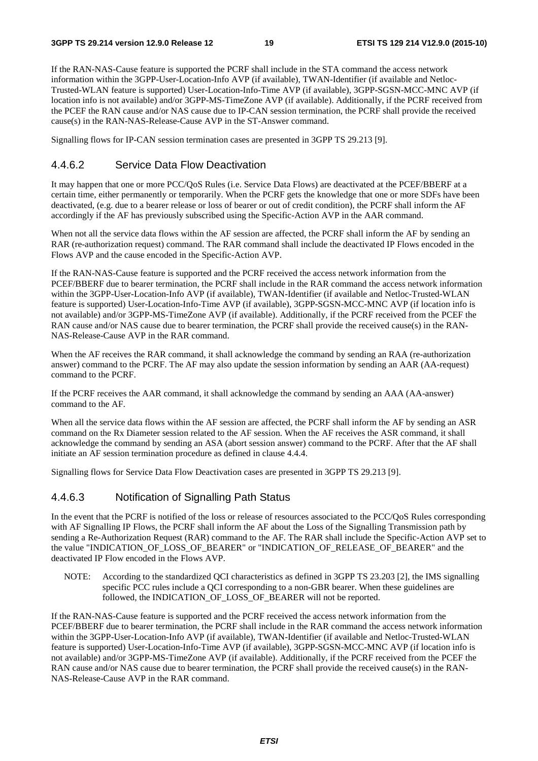If the RAN-NAS-Cause feature is supported the PCRF shall include in the STA command the access network information within the 3GPP-User-Location-Info AVP (if available), TWAN-Identifier (if available and Netloc-Trusted-WLAN feature is supported) User-Location-Info-Time AVP (if available), 3GPP-SGSN-MCC-MNC AVP (if location info is not available) and/or 3GPP-MS-TimeZone AVP (if available). Additionally, if the PCRF received from the PCEF the RAN cause and/or NAS cause due to IP-CAN session termination, the PCRF shall provide the received cause(s) in the RAN-NAS-Release-Cause AVP in the ST-Answer command.

Signalling flows for IP-CAN session termination cases are presented in 3GPP TS 29.213 [9].

#### 4.4.6.2 Service Data Flow Deactivation

It may happen that one or more PCC/QoS Rules (i.e. Service Data Flows) are deactivated at the PCEF/BBERF at a certain time, either permanently or temporarily. When the PCRF gets the knowledge that one or more SDFs have been deactivated, (e.g. due to a bearer release or loss of bearer or out of credit condition), the PCRF shall inform the AF accordingly if the AF has previously subscribed using the Specific-Action AVP in the AAR command.

When not all the service data flows within the AF session are affected, the PCRF shall inform the AF by sending an RAR (re-authorization request) command. The RAR command shall include the deactivated IP Flows encoded in the Flows AVP and the cause encoded in the Specific-Action AVP.

If the RAN-NAS-Cause feature is supported and the PCRF received the access network information from the PCEF/BBERF due to bearer termination, the PCRF shall include in the RAR command the access network information within the 3GPP-User-Location-Info AVP (if available), TWAN-Identifier (if available and Netloc-Trusted-WLAN feature is supported) User-Location-Info-Time AVP (if available), 3GPP-SGSN-MCC-MNC AVP (if location info is not available) and/or 3GPP-MS-TimeZone AVP (if available). Additionally, if the PCRF received from the PCEF the RAN cause and/or NAS cause due to bearer termination, the PCRF shall provide the received cause(s) in the RAN-NAS-Release-Cause AVP in the RAR command.

When the AF receives the RAR command, it shall acknowledge the command by sending an RAA (re-authorization answer) command to the PCRF. The AF may also update the session information by sending an AAR (AA-request) command to the PCRF.

If the PCRF receives the AAR command, it shall acknowledge the command by sending an AAA (AA-answer) command to the AF.

When all the service data flows within the AF session are affected, the PCRF shall inform the AF by sending an ASR command on the Rx Diameter session related to the AF session. When the AF receives the ASR command, it shall acknowledge the command by sending an ASA (abort session answer) command to the PCRF. After that the AF shall initiate an AF session termination procedure as defined in clause 4.4.4.

Signalling flows for Service Data Flow Deactivation cases are presented in 3GPP TS 29.213 [9].

#### 4.4.6.3 Notification of Signalling Path Status

In the event that the PCRF is notified of the loss or release of resources associated to the PCC/QoS Rules corresponding with AF Signalling IP Flows, the PCRF shall inform the AF about the Loss of the Signalling Transmission path by sending a Re-Authorization Request (RAR) command to the AF. The RAR shall include the Specific-Action AVP set to the value "INDICATION_OF_LOSS_OF_BEARER" or "INDICATION_OF_RELEASE_OF_BEARER" and the deactivated IP Flow encoded in the Flows AVP.

NOTE: According to the standardized QCI characteristics as defined in 3GPP TS 23.203 [2], the IMS signalling specific PCC rules include a QCI corresponding to a non-GBR bearer. When these guidelines are followed, the INDICATION_OF_LOSS_OF_BEARER will not be reported.

If the RAN-NAS-Cause feature is supported and the PCRF received the access network information from the PCEF/BBERF due to bearer termination, the PCRF shall include in the RAR command the access network information within the 3GPP-User-Location-Info AVP (if available), TWAN-Identifier (if available and Netloc-Trusted-WLAN feature is supported) User-Location-Info-Time AVP (if available), 3GPP-SGSN-MCC-MNC AVP (if location info is not available) and/or 3GPP-MS-TimeZone AVP (if available). Additionally, if the PCRF received from the PCEF the RAN cause and/or NAS cause due to bearer termination, the PCRF shall provide the received cause(s) in the RAN-NAS-Release-Cause AVP in the RAR command.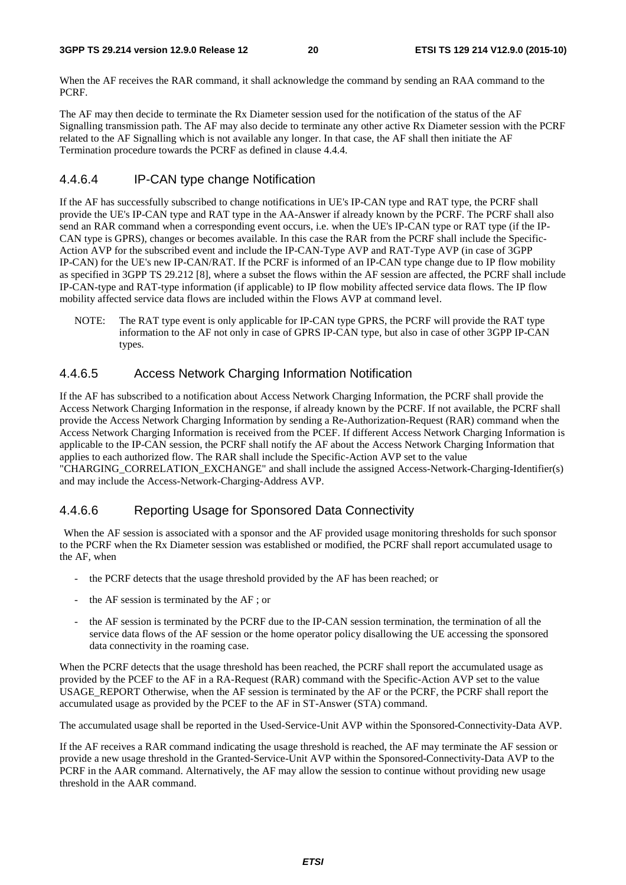When the AF receives the RAR command, it shall acknowledge the command by sending an RAA command to the PCRF.

The AF may then decide to terminate the Rx Diameter session used for the notification of the status of the AF Signalling transmission path. The AF may also decide to terminate any other active Rx Diameter session with the PCRF related to the AF Signalling which is not available any longer. In that case, the AF shall then initiate the AF Termination procedure towards the PCRF as defined in clause 4.4.4.

#### 4.4.6.4 IP-CAN type change Notification

If the AF has successfully subscribed to change notifications in UE's IP-CAN type and RAT type, the PCRF shall provide the UE's IP-CAN type and RAT type in the AA-Answer if already known by the PCRF. The PCRF shall also send an RAR command when a corresponding event occurs, i.e. when the UE's IP-CAN type or RAT type (if the IP-CAN type is GPRS), changes or becomes available. In this case the RAR from the PCRF shall include the Specific-Action AVP for the subscribed event and include the IP-CAN-Type AVP and RAT-Type AVP (in case of 3GPP IP-CAN) for the UE's new IP-CAN/RAT. If the PCRF is informed of an IP-CAN type change due to IP flow mobility as specified in 3GPP TS 29.212 [8], where a subset the flows within the AF session are affected, the PCRF shall include IP-CAN-type and RAT-type information (if applicable) to IP flow mobility affected service data flows. The IP flow mobility affected service data flows are included within the Flows AVP at command level.

NOTE: The RAT type event is only applicable for IP-CAN type GPRS, the PCRF will provide the RAT type information to the AF not only in case of GPRS IP-CAN type, but also in case of other 3GPP IP-CAN types.

#### 4.4.6.5 Access Network Charging Information Notification

If the AF has subscribed to a notification about Access Network Charging Information, the PCRF shall provide the Access Network Charging Information in the response, if already known by the PCRF. If not available, the PCRF shall provide the Access Network Charging Information by sending a Re-Authorization-Request (RAR) command when the Access Network Charging Information is received from the PCEF. If different Access Network Charging Information is applicable to the IP-CAN session, the PCRF shall notify the AF about the Access Network Charging Information that applies to each authorized flow. The RAR shall include the Specific-Action AVP set to the value "CHARGING_CORRELATION_EXCHANGE" and shall include the assigned Access-Network-Charging-Identifier(s) and may include the Access-Network-Charging-Address AVP.

#### 4.4.6.6 Reporting Usage for Sponsored Data Connectivity

When the AF session is associated with a sponsor and the AF provided usage monitoring thresholds for such sponsor to the PCRF when the Rx Diameter session was established or modified, the PCRF shall report accumulated usage to the AF, when

- the PCRF detects that the usage threshold provided by the AF has been reached; or
- the AF session is terminated by the AF ; or
- the AF session is terminated by the PCRF due to the IP-CAN session termination, the termination of all the service data flows of the AF session or the home operator policy disallowing the UE accessing the sponsored data connectivity in the roaming case.

When the PCRF detects that the usage threshold has been reached, the PCRF shall report the accumulated usage as provided by the PCEF to the AF in a RA-Request (RAR) command with the Specific-Action AVP set to the value USAGE_REPORT Otherwise, when the AF session is terminated by the AF or the PCRF, the PCRF shall report the accumulated usage as provided by the PCEF to the AF in ST-Answer (STA) command.

The accumulated usage shall be reported in the Used-Service-Unit AVP within the Sponsored-Connectivity-Data AVP.

If the AF receives a RAR command indicating the usage threshold is reached, the AF may terminate the AF session or provide a new usage threshold in the Granted-Service-Unit AVP within the Sponsored-Connectivity-Data AVP to the PCRF in the AAR command. Alternatively, the AF may allow the session to continue without providing new usage threshold in the AAR command.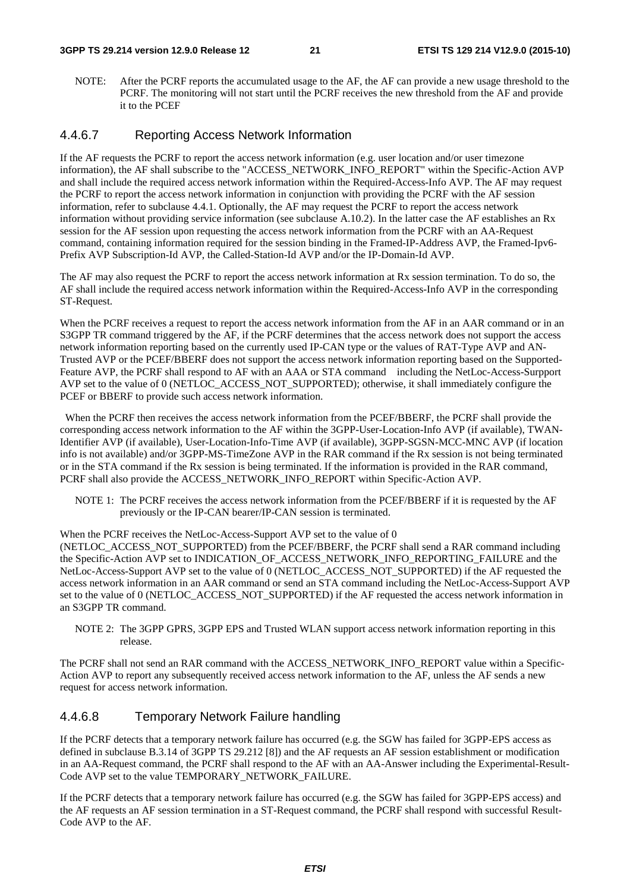NOTE: After the PCRF reports the accumulated usage to the AF, the AF can provide a new usage threshold to the PCRF. The monitoring will not start until the PCRF receives the new threshold from the AF and provide it to the PCEF

#### 4.4.6.7 Reporting Access Network Information

If the AF requests the PCRF to report the access network information (e.g. user location and/or user timezone information), the AF shall subscribe to the "ACCESS_NETWORK_INFO_REPORT" within the Specific-Action AVP and shall include the required access network information within the Required-Access-Info AVP. The AF may request the PCRF to report the access network information in conjunction with providing the PCRF with the AF session information, refer to subclause 4.4.1. Optionally, the AF may request the PCRF to report the access network information without providing service information (see subclause A.10.2). In the latter case the AF establishes an Rx session for the AF session upon requesting the access network information from the PCRF with an AA-Request command, containing information required for the session binding in the Framed-IP-Address AVP, the Framed-Ipv6-Prefix AVP Subscription-Id AVP, the Called-Station-Id AVP and/or the IP-Domain-Id AVP.

The AF may also request the PCRF to report the access network information at Rx session termination. To do so, the AF shall include the required access network information within the Required-Access-Info AVP in the corresponding ST-Request.

When the PCRF receives a request to report the access network information from the AF in an AAR command or in an S3GPP TR command triggered by the AF, if the PCRF determines that the access network does not support the access network information reporting based on the currently used IP-CAN type or the values of RAT-Type AVP and AN-Trusted AVP or the PCEF/BBERF does not support the access network information reporting based on the Supported-Feature AVP, the PCRF shall respond to AF with an AAA or STA command including the NetLoc-Access-Surpport AVP set to the value of 0 (NETLOC_ACCESS_NOT_SUPPORTED); otherwise, it shall immediately configure the PCEF or BBERF to provide such access network information.

When the PCRF then receives the access network information from the PCEF/BBERF, the PCRF shall provide the corresponding access network information to the AF within the 3GPP-User-Location-Info AVP (if available), TWAN-Identifier AVP (if available), User-Location-Info-Time AVP (if available), 3GPP-SGSN-MCC-MNC AVP (if location info is not available) and/or 3GPP-MS-TimeZone AVP in the RAR command if the Rx session is not being terminated or in the STA command if the Rx session is being terminated. If the information is provided in the RAR command, PCRF shall also provide the ACCESS_NETWORK_INFO_REPORT within Specific-Action AVP.

NOTE 1: The PCRF receives the access network information from the PCEF/BBERF if it is requested by the AF previously or the IP-CAN bearer/IP-CAN session is terminated.

When the PCRF receives the NetLoc-Access-Support AVP set to the value of 0 (NETLOC_ACCESS_NOT_SUPPORTED) from the PCEF/BBERF, the PCRF shall send a RAR command including the Specific-Action AVP set to INDICATION_OF_ACCESS_NETWORK_INFO_REPORTING_FAILURE and the NetLoc-Access-Support AVP set to the value of 0 (NETLOC_ACCESS_NOT_SUPPORTED) if the AF requested the access network information in an AAR command or send an STA command including the NetLoc-Access-Support AVP set to the value of 0 (NETLOC_ACCESS_NOT_SUPPORTED) if the AF requested the access network information in an S3GPP TR command.

NOTE 2: The 3GPP GPRS, 3GPP EPS and Trusted WLAN support access network information reporting in this release.

The PCRF shall not send an RAR command with the ACCESS_NETWORK_INFO_REPORT value within a Specific-Action AVP to report any subsequently received access network information to the AF, unless the AF sends a new request for access network information.

#### 4.4.6.8 Temporary Network Failure handling

If the PCRF detects that a temporary network failure has occurred (e.g. the SGW has failed for 3GPP-EPS access as defined in subclause B.3.14 of 3GPP TS 29.212 [8]) and the AF requests an AF session establishment or modification in an AA-Request command, the PCRF shall respond to the AF with an AA-Answer including the Experimental-Result-Code AVP set to the value TEMPORARY_NETWORK_FAILURE.

If the PCRF detects that a temporary network failure has occurred (e.g. the SGW has failed for 3GPP-EPS access) and the AF requests an AF session termination in a ST-Request command, the PCRF shall respond with successful Result-Code AVP to the AF.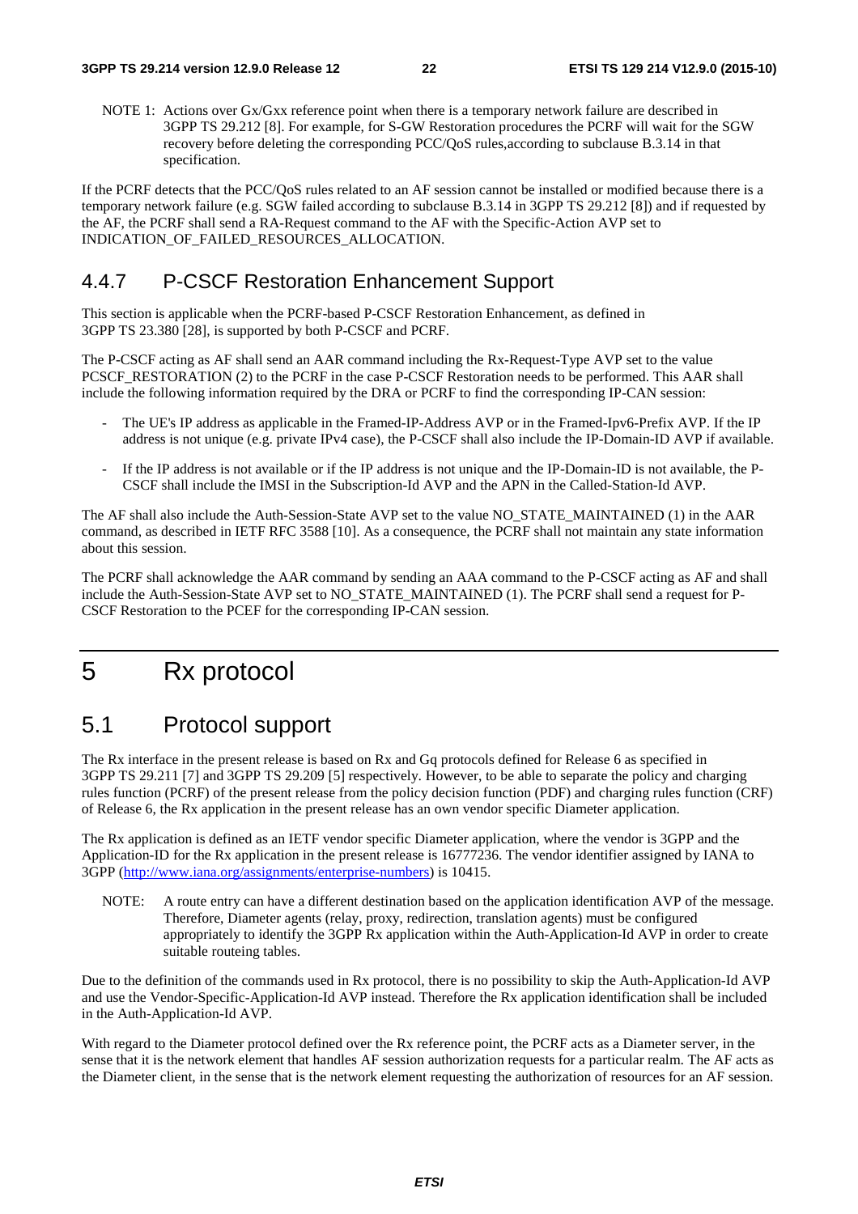NOTE 1: Actions over Gx/Gxx reference point when there is a temporary network failure are described in 3GPP TS 29.212 [8]. For example, for S-GW Restoration procedures the PCRF will wait for the SGW recovery before deleting the corresponding PCC/QoS rules,according to subclause B.3.14 in that specification.

If the PCRF detects that the PCC/QoS rules related to an AF session cannot be installed or modified because there is a temporary network failure (e.g. SGW failed according to subclause B.3.14 in 3GPP TS 29.212 [8]) and if requested by the AF, the PCRF shall send a RA-Request command to the AF with the Specific-Action AVP set to INDICATION_OF_FAILED_RESOURCES_ALLOCATION.

### 4.4.7 P-CSCF Restoration Enhancement Support

This section is applicable when the PCRF-based P-CSCF Restoration Enhancement, as defined in 3GPP TS 23.380 [28], is supported by both P-CSCF and PCRF.

The P-CSCF acting as AF shall send an AAR command including the Rx-Request-Type AVP set to the value PCSCF_RESTORATION (2) to the PCRF in the case P-CSCF Restoration needs to be performed. This AAR shall include the following information required by the DRA or PCRF to find the corresponding IP-CAN session:

- The UE's IP address as applicable in the Framed-IP-Address AVP or in the Framed-Ipv6-Prefix AVP. If the IP address is not unique (e.g. private IPv4 case), the P-CSCF shall also include the IP-Domain-ID AVP if available.
- If the IP address is not available or if the IP address is not unique and the IP-Domain-ID is not available, the P-CSCF shall include the IMSI in the Subscription-Id AVP and the APN in the Called-Station-Id AVP.

The AF shall also include the Auth-Session-State AVP set to the value NO_STATE_MAINTAINED (1) in the AAR command, as described in IETF RFC 3588 [10]. As a consequence, the PCRF shall not maintain any state information about this session.

The PCRF shall acknowledge the AAR command by sending an AAA command to the P-CSCF acting as AF and shall include the Auth-Session-State AVP set to NO_STATE_MAINTAINED (1). The PCRF shall send a request for P-CSCF Restoration to the PCEF for the corresponding IP-CAN session.

# 5 Rx protocol

## 5.1 Protocol support

The Rx interface in the present release is based on Rx and Gq protocols defined for Release 6 as specified in 3GPP TS 29.211 [7] and 3GPP TS 29.209 [5] respectively. However, to be able to separate the policy and charging rules function (PCRF) of the present release from the policy decision function (PDF) and charging rules function (CRF) of Release 6, the Rx application in the present release has an own vendor specific Diameter application.

The Rx application is defined as an IETF vendor specific Diameter application, where the vendor is 3GPP and the Application-ID for the Rx application in the present release is 16777236. The vendor identifier assigned by IANA to 3GPP (http://www.iana.org/assignments/enterprise-numbers) is 10415.

NOTE: A route entry can have a different destination based on the application identification AVP of the message. Therefore, Diameter agents (relay, proxy, redirection, translation agents) must be configured appropriately to identify the 3GPP Rx application within the Auth-Application-Id AVP in order to create suitable routeing tables.

Due to the definition of the commands used in Rx protocol, there is no possibility to skip the Auth-Application-Id AVP and use the Vendor-Specific-Application-Id AVP instead. Therefore the Rx application identification shall be included in the Auth-Application-Id AVP.

With regard to the Diameter protocol defined over the Rx reference point, the PCRF acts as a Diameter server, in the sense that it is the network element that handles AF session authorization requests for a particular realm. The AF acts as the Diameter client, in the sense that is the network element requesting the authorization of resources for an AF session.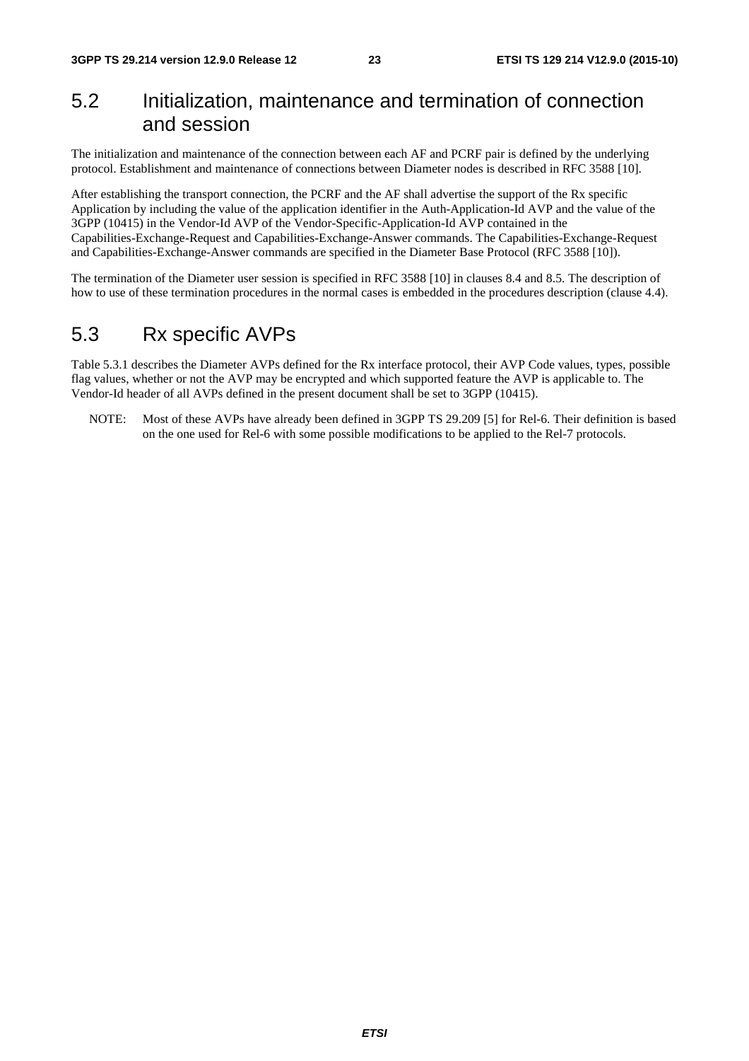## 5.2 Initialization, maintenance and termination of connection and session

The initialization and maintenance of the connection between each AF and PCRF pair is defined by the underlying protocol. Establishment and maintenance of connections between Diameter nodes is described in RFC 3588 [10].

After establishing the transport connection, the PCRF and the AF shall advertise the support of the Rx specific Application by including the value of the application identifier in the Auth-Application-Id AVP and the value of the 3GPP (10415) in the Vendor-Id AVP of the Vendor-Specific-Application-Id AVP contained in the Capabilities-Exchange-Request and Capabilities-Exchange-Answer commands. The Capabilities-Exchange-Request and Capabilities-Exchange-Answer commands are specified in the Diameter Base Protocol (RFC 3588 [10]).

The termination of the Diameter user session is specified in RFC 3588 [10] in clauses 8.4 and 8.5. The description of how to use of these termination procedures in the normal cases is embedded in the procedures description (clause 4.4).

## 5.3 Rx specific AVPs

Table 5.3.1 describes the Diameter AVPs defined for the Rx interface protocol, their AVP Code values, types, possible flag values, whether or not the AVP may be encrypted and which supported feature the AVP is applicable to. The Vendor-Id header of all AVPs defined in the present document shall be set to 3GPP (10415).

NOTE: Most of these AVPs have already been defined in 3GPP TS 29.209 [5] for Rel-6. Their definition is based on the one used for Rel-6 with some possible modifications to be applied to the Rel-7 protocols.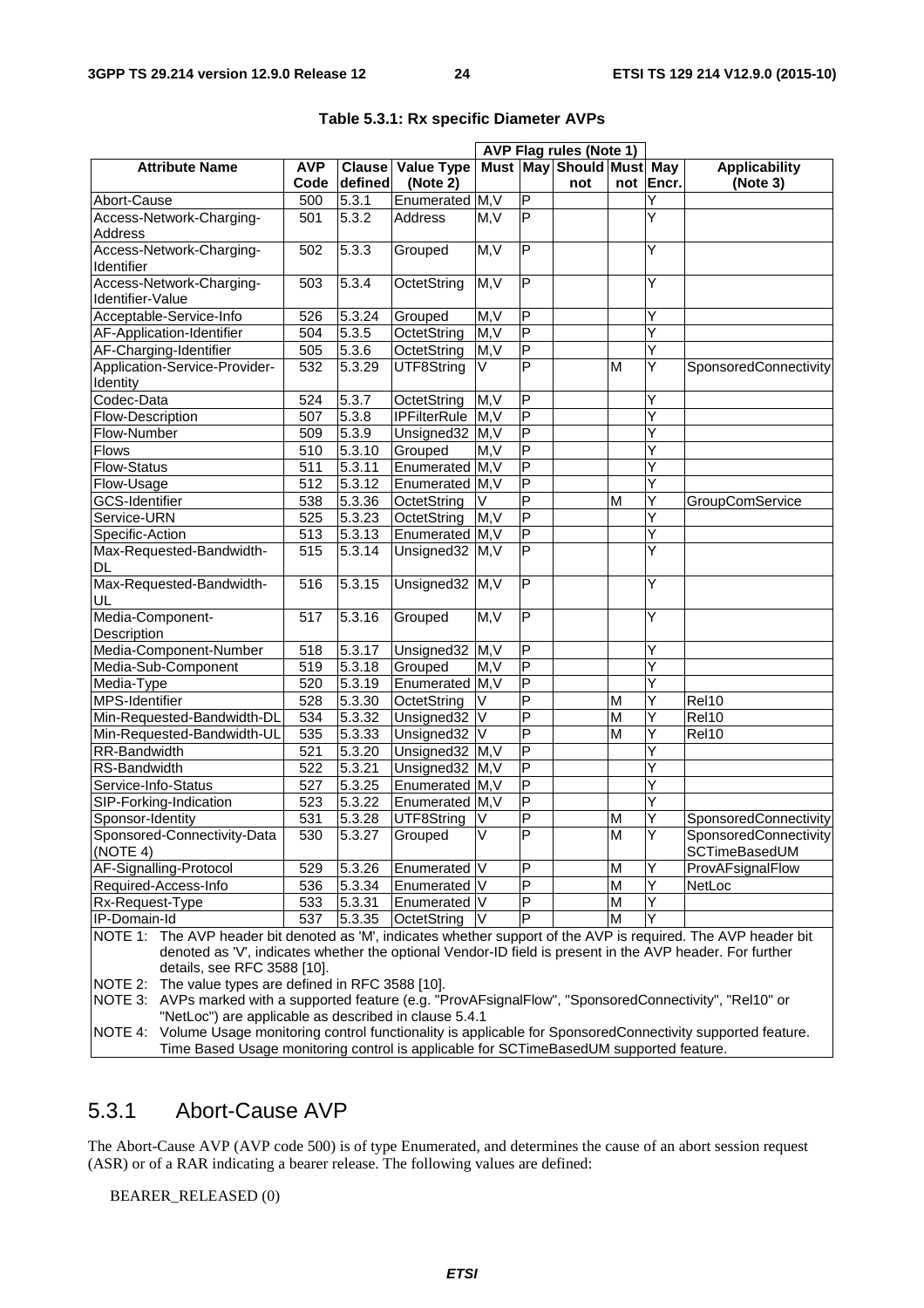**Table 5.3.1: Rx specific Diameter AVPs**

| Attribute Name | AVP Code | Clause defined | Value Type (Note 2) | AVP Flag rules (Note 1) | | | | | Applicability (Note 3) |
|---|---|---|---|---|---|---|---|---|---|
| | | | | Must | May | Should not | Must not | May Encr. | |
| Abort-Cause | 500 | 5.3.1 | Enumerated | M,V | P | | | Y | |
| Access-Network-Charging-Address | 501 | 5.3.2 | Address | M,V | P | | | Y | |
| Access-Network-Charging-Identifier | 502 | 5.3.3 | Grouped | M,V | P | | | Y | |
| Access-Network-Charging-Identifier-Value | 503 | 5.3.4 | OctetString | M,V | P | | | Y | |
| Acceptable-Service-Info | 526 | 5.3.24 | Grouped | M,V | P | | | Y | |
| AF-Application-Identifier | 504 | 5.3.5 | OctetString | M,V | P | | | Y | |
| AF-Charging-Identifier | 505 | 5.3.6 | OctetString | M,V | P | | | Y | |
| Application-Service-Provider-Identity | 532 | 5.3.29 | UTF8String | V | P | | M | Y | SponsoredConnectivity |
| Codec-Data | 524 | 5.3.7 | OctetString | M,V | P | | | Y | |
| Flow-Description | 507 | 5.3.8 | IPFilterRule | M,V | P | | | Y | |
| Flow-Number | 509 | 5.3.9 | Unsigned32 | M,V | P | | | Y | |
| Flows | 510 | 5.3.10 | Grouped | M,V | P | | | Y | |
| Flow-Status | 511 | 5.3.11 | Enumerated | M,V | P | | | Y | |
| Flow-Usage | 512 | 5.3.12 | Enumerated | M,V | P | | | Y | |
| GCS-Identifier | 538 | 5.3.36 | OctetString | V | P | | M | Y | GroupComService |
| Service-URN | 525 | 5.3.23 | OctetString | M,V | P | | | Y | |
| Specific-Action | 513 | 5.3.13 | Enumerated | M,V | P | | | Y | |
| Max-Requested-Bandwidth-DL | 515 | 5.3.14 | Unsigned32 | M,V | P | | | Y | |
| Max-Requested-Bandwidth-UL | 516 | 5.3.15 | Unsigned32 | M,V | P | | | Y | |
| Media-Component-Description | 517 | 5.3.16 | Grouped | M,V | P | | | Y | |
| Media-Component-Number | 518 | 5.3.17 | Unsigned32 | M,V | P | | | Y | |
| Media-Sub-Component | 519 | 5.3.18 | Grouped | M,V | P | | | Y | |
| Media-Type | 520 | 5.3.19 | Enumerated | M,V | P | | | Y | |
| MPS-Identifier | 528 | 5.3.30 | OctetString | V | P | | M | Y | Rel10 |
| Min-Requested-Bandwidth-DL | 534 | 5.3.32 | Unsigned32 | V | P | | M | Y | Rel10 |
| Min-Requested-Bandwidth-UL | 535 | 5.3.33 | Unsigned32 | V | P | | M | Y | Rel10 |
| RR-Bandwidth | 521 | 5.3.20 | Unsigned32 | M,V | P | | | Y | |
| RS-Bandwidth | 522 | 5.3.21 | Unsigned32 | M,V | P | | | Y | |
| Service-Info-Status | 527 | 5.3.25 | Enumerated | M,V | P | | | Y | |
| SIP-Forking-Indication | 523 | 5.3.22 | Enumerated | M,V | P | | | Y | |
| Sponsor-Identity | 531 | 5.3.28 | UTF8String | V | P | | M | Y | SponsoredConnectivity |
| Sponsored-Connectivity-Data (NOTE 4) | 530 | 5.3.27 | Grouped | V | P | | M | Y | SponsoredConnectivity SCTimeBasedUM |
| AF-Signalling-Protocol | 529 | 5.3.26 | Enumerated | V | P | | M | Y | ProvAFsignalFlow |
| Required-Access-Info | 536 | 5.3.34 | Enumerated | V | P | | M | Y | NetLoc |
| Rx-Request-Type | 533 | 5.3.31 | Enumerated | V | P | | M | Y | |
| IP-Domain-Id | 537 | 5.3.35 | OctetString | V | P | | M | Y | |

NOTE 1: The AVP header bit denoted as 'M', indicates whether support of the AVP is required. The AVP header bit denoted as 'V', indicates whether the optional Vendor-ID field is present in the AVP header. For further details, see RFC 3588 [10].

NOTE 2: The value types are defined in RFC 3588 [10].

NOTE 3: AVPs marked with a supported feature (e.g. "ProvAFsignalFlow", "SponsoredConnectivity", "Rel10" or "NetLoc") are applicable as described in clause 5.4.1

NOTE 4: Volume Usage monitoring control functionality is applicable for SponsoredConnectivity supported feature. Time Based Usage monitoring control is applicable for SCTimeBasedUM supported feature.

## 5.3.1 Abort-Cause AVP

The Abort-Cause AVP (AVP code 500) is of type Enumerated, and determines the cause of an abort session request (ASR) or of a RAR indicating a bearer release. The following values are defined:

BEARER_RELEASED (0)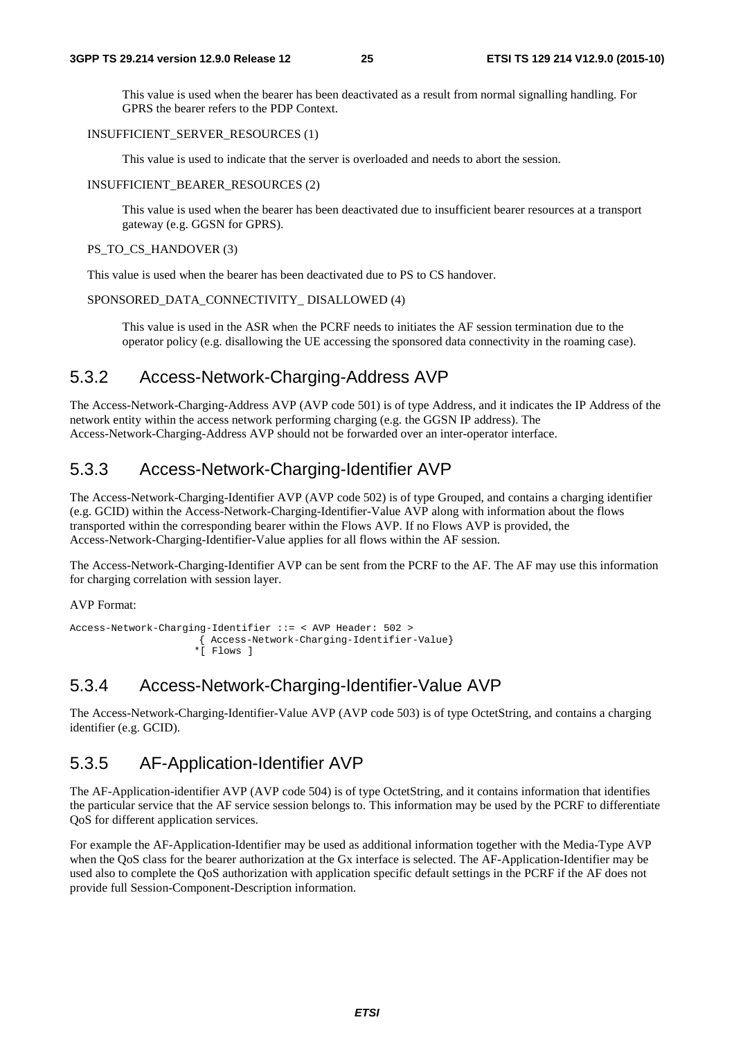This value is used when the bearer has been deactivated as a result from normal signalling handling. For GPRS the bearer refers to the PDP Context.

INSUFFICIENT_SERVER_RESOURCES (1)

This value is used to indicate that the server is overloaded and needs to abort the session.

INSUFFICIENT_BEARER_RESOURCES (2)

This value is used when the bearer has been deactivated due to insufficient bearer resources at a transport gateway (e.g. GGSN for GPRS).

PS_TO_CS_HANDOVER (3)

This value is used when the bearer has been deactivated due to PS to CS handover.

SPONSORED_DATA_CONNECTIVITY_ DISALLOWED (4)

This value is used in the ASR when the PCRF needs to initiates the AF session termination due to the operator policy (e.g. disallowing the UE accessing the sponsored data connectivity in the roaming case).

## 5.3.2 Access-Network-Charging-Address AVP

The Access-Network-Charging-Address AVP (AVP code 501) is of type Address, and it indicates the IP Address of the network entity within the access network performing charging (e.g. the GGSN IP address). The Access-Network-Charging-Address AVP should not be forwarded over an inter-operator interface.

## 5.3.3 Access-Network-Charging-Identifier AVP

The Access-Network-Charging-Identifier AVP (AVP code 502) is of type Grouped, and contains a charging identifier (e.g. GCID) within the Access-Network-Charging-Identifier-Value AVP along with information about the flows transported within the corresponding bearer within the Flows AVP. If no Flows AVP is provided, the Access-Network-Charging-Identifier-Value applies for all flows within the AF session.

The Access-Network-Charging-Identifier AVP can be sent from the PCRF to the AF. The AF may use this information for charging correlation with session layer.

AVP Format:

```
Access-Network-Charging-Identifier ::= < AVP Header: 502 >
                    { Access-Network-Charging-Identifier-Value}
                   *[ Flows ]
```

## 5.3.4 Access-Network-Charging-Identifier-Value AVP

The Access-Network-Charging-Identifier-Value AVP (AVP code 503) is of type OctetString, and contains a charging identifier (e.g. GCID).

## 5.3.5 AF-Application-Identifier AVP

The AF-Application-identifier AVP (AVP code 504) is of type OctetString, and it contains information that identifies the particular service that the AF service session belongs to. This information may be used by the PCRF to differentiate QoS for different application services.

For example the AF-Application-Identifier may be used as additional information together with the Media-Type AVP when the QoS class for the bearer authorization at the Gx interface is selected. The AF-Application-Identifier may be used also to complete the QoS authorization with application specific default settings in the PCRF if the AF does not provide full Session-Component-Description information.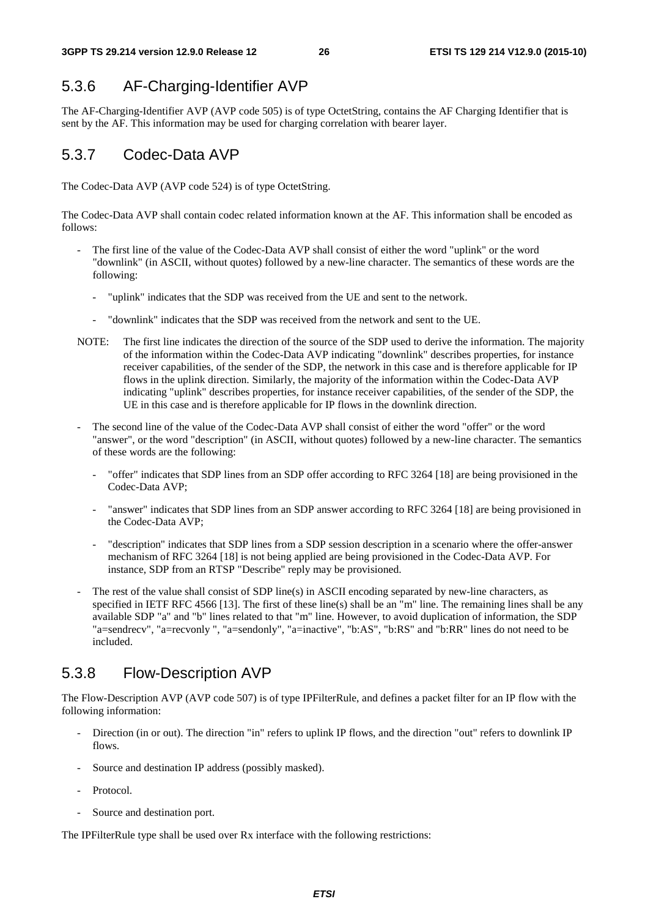### 5.3.6 AF-Charging-Identifier AVP

The AF-Charging-Identifier AVP (AVP code 505) is of type OctetString, contains the AF Charging Identifier that is sent by the AF. This information may be used for charging correlation with bearer layer.

### 5.3.7 Codec-Data AVP

The Codec-Data AVP (AVP code 524) is of type OctetString.

The Codec-Data AVP shall contain codec related information known at the AF. This information shall be encoded as follows:

- The first line of the value of the Codec-Data AVP shall consist of either the word "uplink" or the word "downlink" (in ASCII, without quotes) followed by a new-line character. The semantics of these words are the following:
  - "uplink" indicates that the SDP was received from the UE and sent to the network.
  - "downlink" indicates that the SDP was received from the network and sent to the UE.

NOTE: The first line indicates the direction of the source of the SDP used to derive the information. The majority of the information within the Codec-Data AVP indicating "downlink" describes properties, for instance receiver capabilities, of the sender of the SDP, the network in this case and is therefore applicable for IP flows in the uplink direction. Similarly, the majority of the information within the Codec-Data AVP indicating "uplink" describes properties, for instance receiver capabilities, of the sender of the SDP, the UE in this case and is therefore applicable for IP flows in the downlink direction.

- The second line of the value of the Codec-Data AVP shall consist of either the word "offer" or the word "answer", or the word "description" (in ASCII, without quotes) followed by a new-line character. The semantics of these words are the following:
  - "offer" indicates that SDP lines from an SDP offer according to RFC 3264 [18] are being provisioned in the Codec-Data AVP;
  - "answer" indicates that SDP lines from an SDP answer according to RFC 3264 [18] are being provisioned in the Codec-Data AVP;
  - "description" indicates that SDP lines from a SDP session description in a scenario where the offer-answer mechanism of RFC 3264 [18] is not being applied are being provisioned in the Codec-Data AVP. For instance, SDP from an RTSP "Describe" reply may be provisioned.
- The rest of the value shall consist of SDP line(s) in ASCII encoding separated by new-line characters, as specified in IETF RFC 4566 [13]. The first of these line(s) shall be an "m" line. The remaining lines shall be any available SDP "a" and "b" lines related to that "m" line. However, to avoid duplication of information, the SDP "a=sendrecv", "a=recvonly ", "a=sendonly", "a=inactive", "b:AS", "b:RS" and "b:RR" lines do not need to be included.

### 5.3.8 Flow-Description AVP

The Flow-Description AVP (AVP code 507) is of type IPFilterRule, and defines a packet filter for an IP flow with the following information:

- Direction (in or out). The direction "in" refers to uplink IP flows, and the direction "out" refers to downlink IP flows.
- Source and destination IP address (possibly masked).
- Protocol.
- Source and destination port.

The IPFilterRule type shall be used over Rx interface with the following restrictions: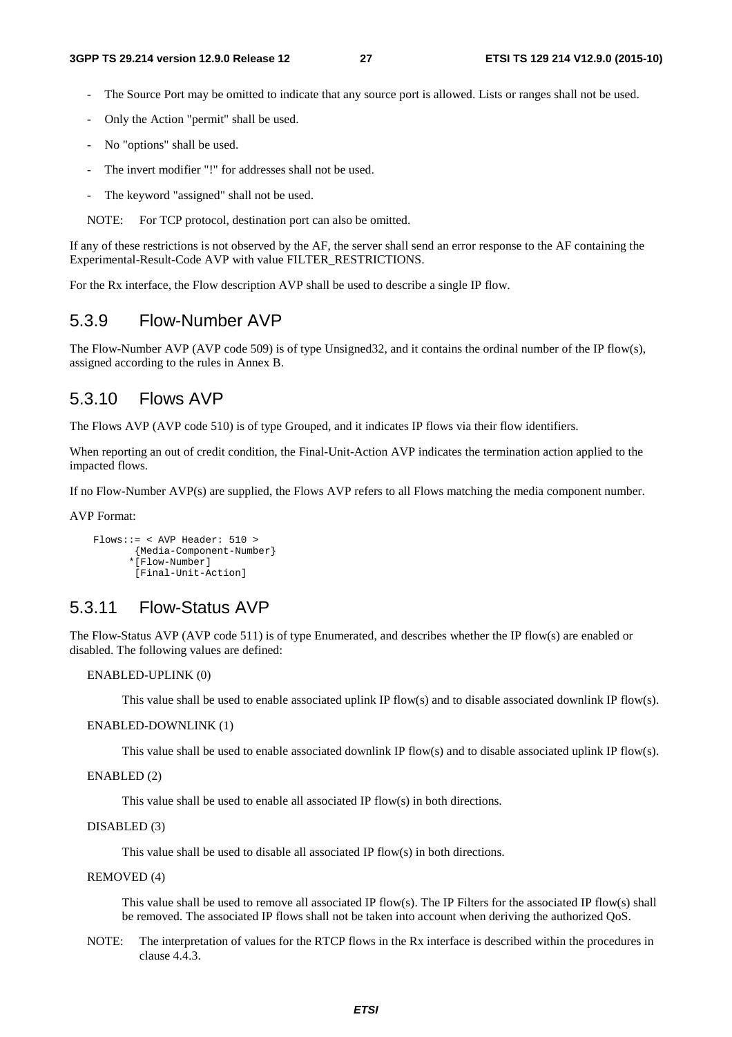- The Source Port may be omitted to indicate that any source port is allowed. Lists or ranges shall not be used.
- Only the Action "permit" shall be used.
- No "options" shall be used.
- The invert modifier "!" for addresses shall not be used.
- The keyword "assigned" shall not be used.

NOTE: For TCP protocol, destination port can also be omitted.

If any of these restrictions is not observed by the AF, the server shall send an error response to the AF containing the Experimental-Result-Code AVP with value FILTER_RESTRICTIONS.

For the Rx interface, the Flow description AVP shall be used to describe a single IP flow.

## 5.3.9 Flow-Number AVP

The Flow-Number AVP (AVP code 509) is of type Unsigned32, and it contains the ordinal number of the IP flow(s), assigned according to the rules in Annex B.

## 5.3.10 Flows AVP

The Flows AVP (AVP code 510) is of type Grouped, and it indicates IP flows via their flow identifiers.

When reporting an out of credit condition, the Final-Unit-Action AVP indicates the termination action applied to the impacted flows.

If no Flow-Number AVP(s) are supplied, the Flows AVP refers to all Flows matching the media component number.

AVP Format:

```
Flows::= < AVP Header: 510 >
       {Media-Component-Number}
      *[Flow-Number]
       [Final-Unit-Action]
```

## 5.3.11 Flow-Status AVP

The Flow-Status AVP (AVP code 511) is of type Enumerated, and describes whether the IP flow(s) are enabled or disabled. The following values are defined:

ENABLED-UPLINK (0)

This value shall be used to enable associated uplink IP flow(s) and to disable associated downlink IP flow(s).

ENABLED-DOWNLINK (1)

This value shall be used to enable associated downlink IP flow(s) and to disable associated uplink IP flow(s).

ENABLED (2)

This value shall be used to enable all associated IP flow(s) in both directions.

DISABLED (3)

This value shall be used to disable all associated IP flow(s) in both directions.

REMOVED (4)

This value shall be used to remove all associated IP flow(s). The IP Filters for the associated IP flow(s) shall be removed. The associated IP flows shall not be taken into account when deriving the authorized QoS.

NOTE: The interpretation of values for the RTCP flows in the Rx interface is described within the procedures in clause 4.4.3.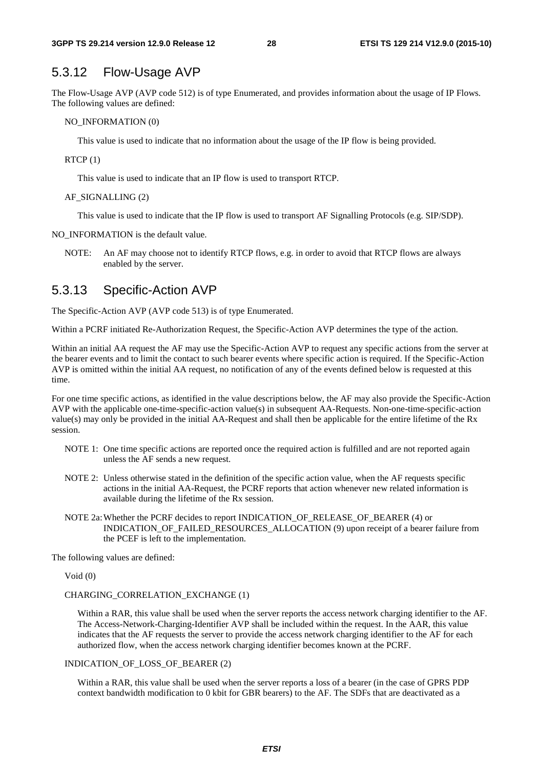## 5.3.12 Flow-Usage AVP

The Flow-Usage AVP (AVP code 512) is of type Enumerated, and provides information about the usage of IP Flows. The following values are defined:

NO_INFORMATION (0)

This value is used to indicate that no information about the usage of the IP flow is being provided.

RTCP (1)

This value is used to indicate that an IP flow is used to transport RTCP.

AF_SIGNALLING (2)

This value is used to indicate that the IP flow is used to transport AF Signalling Protocols (e.g. SIP/SDP).

NO_INFORMATION is the default value.

NOTE: An AF may choose not to identify RTCP flows, e.g. in order to avoid that RTCP flows are always enabled by the server.

## 5.3.13 Specific-Action AVP

The Specific-Action AVP (AVP code 513) is of type Enumerated.

Within a PCRF initiated Re-Authorization Request, the Specific-Action AVP determines the type of the action.

Within an initial AA request the AF may use the Specific-Action AVP to request any specific actions from the server at the bearer events and to limit the contact to such bearer events where specific action is required. If the Specific-Action AVP is omitted within the initial AA request, no notification of any of the events defined below is requested at this time.

For one time specific actions, as identified in the value descriptions below, the AF may also provide the Specific-Action AVP with the applicable one-time-specific-action value(s) in subsequent AA-Requests. Non-one-time-specific-action value(s) may only be provided in the initial AA-Request and shall then be applicable for the entire lifetime of the Rx session.

NOTE 1: One time specific actions are reported once the required action is fulfilled and are not reported again unless the AF sends a new request.

NOTE 2: Unless otherwise stated in the definition of the specific action value, when the AF requests specific actions in the initial AA-Request, the PCRF reports that action whenever new related information is available during the lifetime of the Rx session.

NOTE 2a: Whether the PCRF decides to report INDICATION_OF_RELEASE_OF_BEARER (4) or INDICATION_OF_FAILED_RESOURCES_ALLOCATION (9) upon receipt of a bearer failure from the PCEF is left to the implementation.

The following values are defined:

Void (0)

CHARGING_CORRELATION_EXCHANGE (1)

Within a RAR, this value shall be used when the server reports the access network charging identifier to the AF. The Access-Network-Charging-Identifier AVP shall be included within the request. In the AAR, this value indicates that the AF requests the server to provide the access network charging identifier to the AF for each authorized flow, when the access network charging identifier becomes known at the PCRF.

INDICATION_OF_LOSS_OF_BEARER (2)

Within a RAR, this value shall be used when the server reports a loss of a bearer (in the case of GPRS PDP context bandwidth modification to 0 kbit for GBR bearers) to the AF. The SDFs that are deactivated as a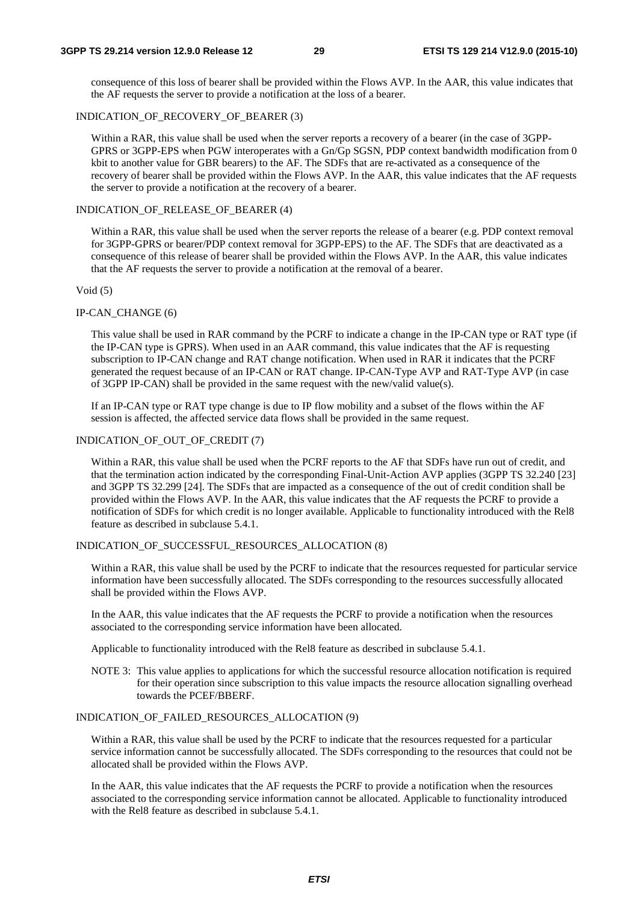consequence of this loss of bearer shall be provided within the Flows AVP. In the AAR, this value indicates that the AF requests the server to provide a notification at the loss of a bearer.

INDICATION_OF_RECOVERY_OF_BEARER (3)

Within a RAR, this value shall be used when the server reports a recovery of a bearer (in the case of 3GPP-GPRS or 3GPP-EPS when PGW interoperates with a Gn/Gp SGSN, PDP context bandwidth modification from 0 kbit to another value for GBR bearers) to the AF. The SDFs that are re-activated as a consequence of the recovery of bearer shall be provided within the Flows AVP. In the AAR, this value indicates that the AF requests the server to provide a notification at the recovery of a bearer.

INDICATION_OF_RELEASE_OF_BEARER (4)

Within a RAR, this value shall be used when the server reports the release of a bearer (e.g. PDP context removal for 3GPP-GPRS or bearer/PDP context removal for 3GPP-EPS) to the AF. The SDFs that are deactivated as a consequence of this release of bearer shall be provided within the Flows AVP. In the AAR, this value indicates that the AF requests the server to provide a notification at the removal of a bearer.

Void (5)

IP-CAN_CHANGE (6)

This value shall be used in RAR command by the PCRF to indicate a change in the IP-CAN type or RAT type (if the IP-CAN type is GPRS). When used in an AAR command, this value indicates that the AF is requesting subscription to IP-CAN change and RAT change notification. When used in RAR it indicates that the PCRF generated the request because of an IP-CAN or RAT change. IP-CAN-Type AVP and RAT-Type AVP (in case of 3GPP IP-CAN) shall be provided in the same request with the new/valid value(s).

If an IP-CAN type or RAT type change is due to IP flow mobility and a subset of the flows within the AF session is affected, the affected service data flows shall be provided in the same request.

INDICATION_OF_OUT_OF_CREDIT (7)

Within a RAR, this value shall be used when the PCRF reports to the AF that SDFs have run out of credit, and that the termination action indicated by the corresponding Final-Unit-Action AVP applies (3GPP TS 32.240 [23] and 3GPP TS 32.299 [24]. The SDFs that are impacted as a consequence of the out of credit condition shall be provided within the Flows AVP. In the AAR, this value indicates that the AF requests the PCRF to provide a notification of SDFs for which credit is no longer available. Applicable to functionality introduced with the Rel8 feature as described in subclause 5.4.1.

INDICATION_OF_SUCCESSFUL_RESOURCES_ALLOCATION (8)

Within a RAR, this value shall be used by the PCRF to indicate that the resources requested for particular service information have been successfully allocated. The SDFs corresponding to the resources successfully allocated shall be provided within the Flows AVP.

In the AAR, this value indicates that the AF requests the PCRF to provide a notification when the resources associated to the corresponding service information have been allocated.

Applicable to functionality introduced with the Rel8 feature as described in subclause 5.4.1.

NOTE 3: This value applies to applications for which the successful resource allocation notification is required for their operation since subscription to this value impacts the resource allocation signalling overhead towards the PCEF/BBERF.

INDICATION_OF_FAILED_RESOURCES_ALLOCATION (9)

Within a RAR, this value shall be used by the PCRF to indicate that the resources requested for a particular service information cannot be successfully allocated. The SDFs corresponding to the resources that could not be allocated shall be provided within the Flows AVP.

In the AAR, this value indicates that the AF requests the PCRF to provide a notification when the resources associated to the corresponding service information cannot be allocated. Applicable to functionality introduced with the Rel8 feature as described in subclause 5.4.1.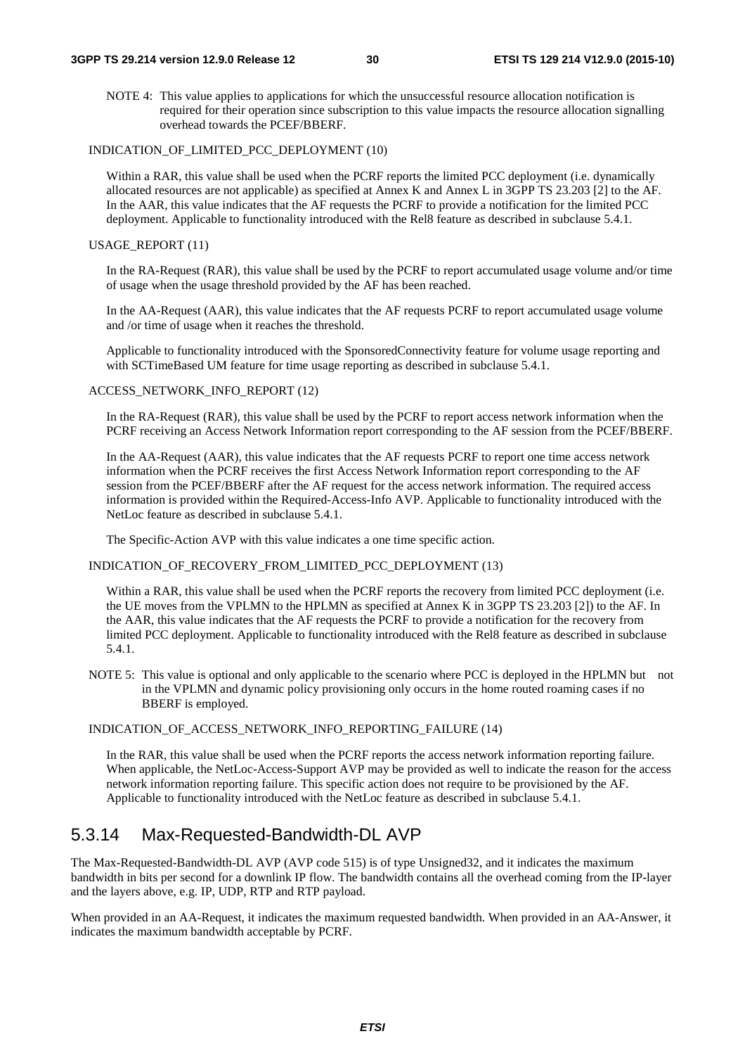NOTE 4: This value applies to applications for which the unsuccessful resource allocation notification is required for their operation since subscription to this value impacts the resource allocation signalling overhead towards the PCEF/BBERF.

INDICATION_OF_LIMITED_PCC_DEPLOYMENT (10)

Within a RAR, this value shall be used when the PCRF reports the limited PCC deployment (i.e. dynamically allocated resources are not applicable) as specified at Annex K and Annex L in 3GPP TS 23.203 [2] to the AF. In the AAR, this value indicates that the AF requests the PCRF to provide a notification for the limited PCC deployment. Applicable to functionality introduced with the Rel8 feature as described in subclause 5.4.1.

USAGE_REPORT (11)

In the RA-Request (RAR), this value shall be used by the PCRF to report accumulated usage volume and/or time of usage when the usage threshold provided by the AF has been reached.

In the AA-Request (AAR), this value indicates that the AF requests PCRF to report accumulated usage volume and /or time of usage when it reaches the threshold.

Applicable to functionality introduced with the SponsoredConnectivity feature for volume usage reporting and with SCTimeBased UM feature for time usage reporting as described in subclause 5.4.1.

ACCESS_NETWORK_INFO_REPORT (12)

In the RA-Request (RAR), this value shall be used by the PCRF to report access network information when the PCRF receiving an Access Network Information report corresponding to the AF session from the PCEF/BBERF.

In the AA-Request (AAR), this value indicates that the AF requests PCRF to report one time access network information when the PCRF receives the first Access Network Information report corresponding to the AF session from the PCEF/BBERF after the AF request for the access network information. The required access information is provided within the Required-Access-Info AVP. Applicable to functionality introduced with the NetLoc feature as described in subclause 5.4.1.

The Specific-Action AVP with this value indicates a one time specific action.

INDICATION_OF_RECOVERY_FROM_LIMITED_PCC_DEPLOYMENT (13)

Within a RAR, this value shall be used when the PCRF reports the recovery from limited PCC deployment (i.e. the UE moves from the VPLMN to the HPLMN as specified at Annex K in 3GPP TS 23.203 [2]) to the AF. In the AAR, this value indicates that the AF requests the PCRF to provide a notification for the recovery from limited PCC deployment. Applicable to functionality introduced with the Rel8 feature as described in subclause 5.4.1.

NOTE 5: This value is optional and only applicable to the scenario where PCC is deployed in the HPLMN but not in the VPLMN and dynamic policy provisioning only occurs in the home routed roaming cases if no BBERF is employed.

INDICATION_OF_ACCESS_NETWORK_INFO_REPORTING_FAILURE (14)

In the RAR, this value shall be used when the PCRF reports the access network information reporting failure. When applicable, the NetLoc-Access-Support AVP may be provided as well to indicate the reason for the access network information reporting failure. This specific action does not require to be provisioned by the AF. Applicable to functionality introduced with the NetLoc feature as described in subclause 5.4.1.

## 5.3.14 Max-Requested-Bandwidth-DL AVP

The Max-Requested-Bandwidth-DL AVP (AVP code 515) is of type Unsigned32, and it indicates the maximum bandwidth in bits per second for a downlink IP flow. The bandwidth contains all the overhead coming from the IP-layer and the layers above, e.g. IP, UDP, RTP and RTP payload.

When provided in an AA-Request, it indicates the maximum requested bandwidth. When provided in an AA-Answer, it indicates the maximum bandwidth acceptable by PCRF.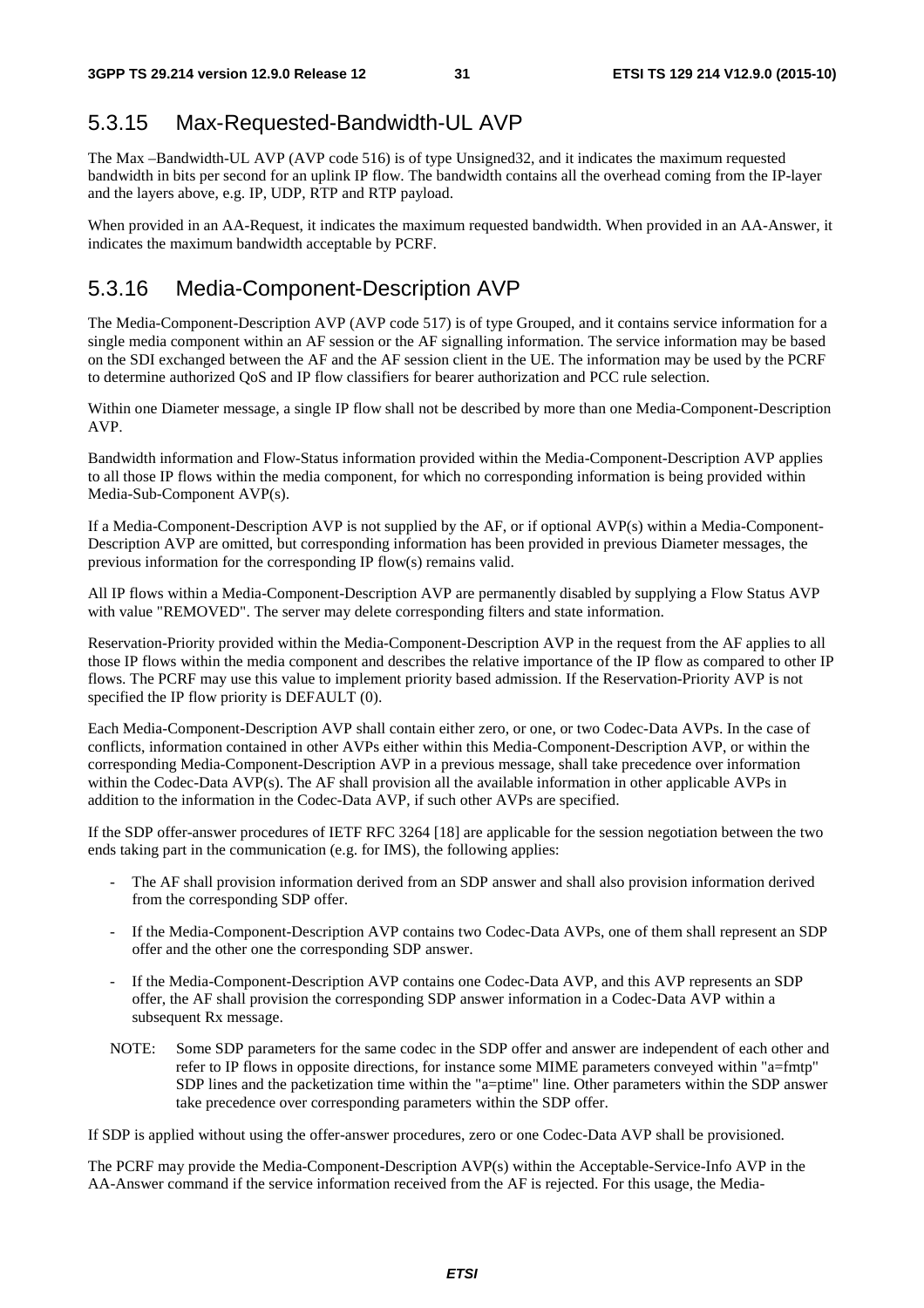## 5.3.15 Max-Requested-Bandwidth-UL AVP

The Max –Bandwidth-UL AVP (AVP code 516) is of type Unsigned32, and it indicates the maximum requested bandwidth in bits per second for an uplink IP flow. The bandwidth contains all the overhead coming from the IP-layer and the layers above, e.g. IP, UDP, RTP and RTP payload.

When provided in an AA-Request, it indicates the maximum requested bandwidth. When provided in an AA-Answer, it indicates the maximum bandwidth acceptable by PCRF.

## 5.3.16 Media-Component-Description AVP

The Media-Component-Description AVP (AVP code 517) is of type Grouped, and it contains service information for a single media component within an AF session or the AF signalling information. The service information may be based on the SDI exchanged between the AF and the AF session client in the UE. The information may be used by the PCRF to determine authorized QoS and IP flow classifiers for bearer authorization and PCC rule selection.

Within one Diameter message, a single IP flow shall not be described by more than one Media-Component-Description AVP.

Bandwidth information and Flow-Status information provided within the Media-Component-Description AVP applies to all those IP flows within the media component, for which no corresponding information is being provided within Media-Sub-Component AVP(s).

If a Media-Component-Description AVP is not supplied by the AF, or if optional AVP(s) within a Media-Component-Description AVP are omitted, but corresponding information has been provided in previous Diameter messages, the previous information for the corresponding IP flow(s) remains valid.

All IP flows within a Media-Component-Description AVP are permanently disabled by supplying a Flow Status AVP with value "REMOVED". The server may delete corresponding filters and state information.

Reservation-Priority provided within the Media-Component-Description AVP in the request from the AF applies to all those IP flows within the media component and describes the relative importance of the IP flow as compared to other IP flows. The PCRF may use this value to implement priority based admission. If the Reservation-Priority AVP is not specified the IP flow priority is DEFAULT (0).

Each Media-Component-Description AVP shall contain either zero, or one, or two Codec-Data AVPs. In the case of conflicts, information contained in other AVPs either within this Media-Component-Description AVP, or within the corresponding Media-Component-Description AVP in a previous message, shall take precedence over information within the Codec-Data AVP(s). The AF shall provision all the available information in other applicable AVPs in addition to the information in the Codec-Data AVP, if such other AVPs are specified.

If the SDP offer-answer procedures of IETF RFC 3264 [18] are applicable for the session negotiation between the two ends taking part in the communication (e.g. for IMS), the following applies:

- The AF shall provision information derived from an SDP answer and shall also provision information derived from the corresponding SDP offer.
- If the Media-Component-Description AVP contains two Codec-Data AVPs, one of them shall represent an SDP offer and the other one the corresponding SDP answer.
- If the Media-Component-Description AVP contains one Codec-Data AVP, and this AVP represents an SDP offer, the AF shall provision the corresponding SDP answer information in a Codec-Data AVP within a subsequent Rx message.

NOTE: Some SDP parameters for the same codec in the SDP offer and answer are independent of each other and refer to IP flows in opposite directions, for instance some MIME parameters conveyed within "a=fmtp" SDP lines and the packetization time within the "a=ptime" line. Other parameters within the SDP answer take precedence over corresponding parameters within the SDP offer.

If SDP is applied without using the offer-answer procedures, zero or one Codec-Data AVP shall be provisioned.

The PCRF may provide the Media-Component-Description AVP(s) within the Acceptable-Service-Info AVP in the AA-Answer command if the service information received from the AF is rejected. For this usage, the Media-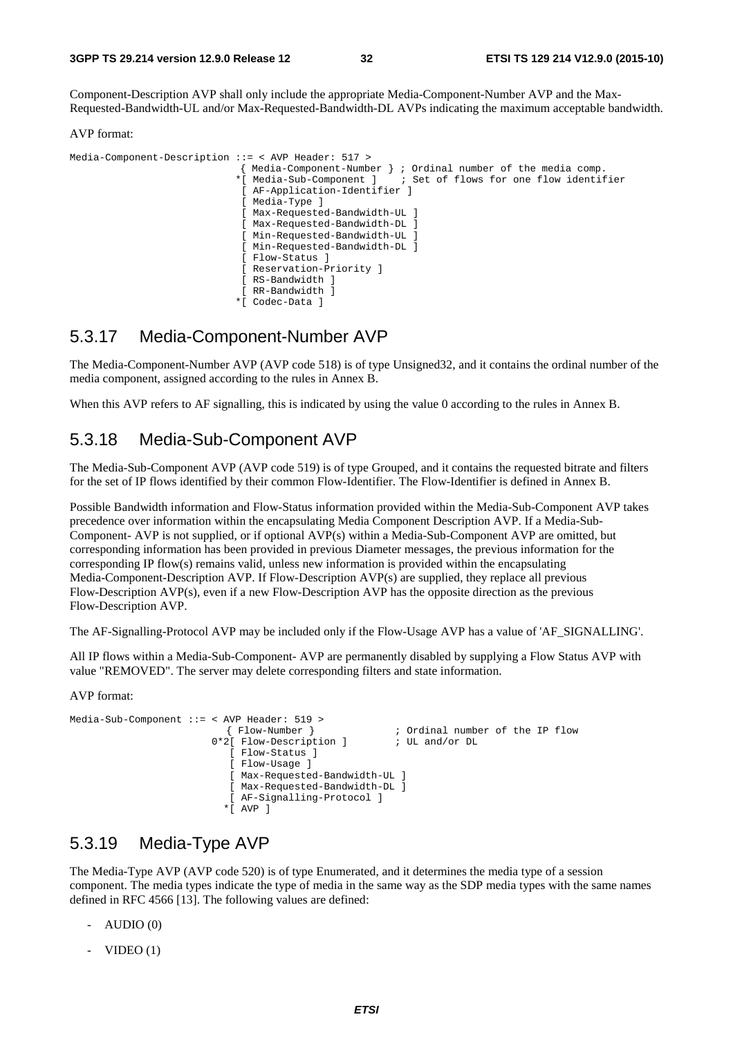Component-Description AVP shall only include the appropriate Media-Component-Number AVP and the Max-Requested-Bandwidth-UL and/or Max-Requested-Bandwidth-DL AVPs indicating the maximum acceptable bandwidth.

AVP format:

```
Media-Component-Description ::= < AVP Header: 517 >
                              { Media-Component-Number } ; Ordinal number of the media comp.
                             *[ Media-Sub-Component ]    ; Set of flows for one flow identifier
                              [ AF-Application-Identifier ]
                              [ Media-Type ]
                              [ Max-Requested-Bandwidth-UL ]
                              [ Max-Requested-Bandwidth-DL ]
                              [ Min-Requested-Bandwidth-UL ]
                              [ Min-Requested-Bandwidth-DL ]
                              [ Flow-Status ]
                              [ Reservation-Priority ]
                              [ RS-Bandwidth ]
                              [ RR-Bandwidth ]
                             *[ Codec-Data ]
```

## 5.3.17 Media-Component-Number AVP

The Media-Component-Number AVP (AVP code 518) is of type Unsigned32, and it contains the ordinal number of the media component, assigned according to the rules in Annex B.

When this AVP refers to AF signalling, this is indicated by using the value 0 according to the rules in Annex B.

## 5.3.18 Media-Sub-Component AVP

The Media-Sub-Component AVP (AVP code 519) is of type Grouped, and it contains the requested bitrate and filters for the set of IP flows identified by their common Flow-Identifier. The Flow-Identifier is defined in Annex B.

Possible Bandwidth information and Flow-Status information provided within the Media-Sub-Component AVP takes precedence over information within the encapsulating Media Component Description AVP. If a Media-Sub-Component- AVP is not supplied, or if optional AVP(s) within a Media-Sub-Component AVP are omitted, but corresponding information has been provided in previous Diameter messages, the previous information for the corresponding IP flow(s) remains valid, unless new information is provided within the encapsulating Media-Component-Description AVP. If Flow-Description AVP(s) are supplied, they replace all previous Flow-Description AVP(s), even if a new Flow-Description AVP has the opposite direction as the previous Flow-Description AVP.

The AF-Signalling-Protocol AVP may be included only if the Flow-Usage AVP has a value of 'AF_SIGNALLING'.

All IP flows within a Media-Sub-Component- AVP are permanently disabled by supplying a Flow Status AVP with value "REMOVED". The server may delete corresponding filters and state information.

AVP format:

```
Media-Sub-Component ::= < AVP Header: 519 >
                          { Flow-Number }              ; Ordinal number of the IP flow
                       0*2[ Flow-Description ]         ; UL and/or DL
                          [ Flow-Status ]
                          [ Flow-Usage ]
                          [ Max-Requested-Bandwidth-UL ]
                          [ Max-Requested-Bandwidth-DL ]
                          [ AF-Signalling-Protocol ]
                         *[ AVP ]
```

## 5.3.19 Media-Type AVP

The Media-Type AVP (AVP code 520) is of type Enumerated, and it determines the media type of a session component. The media types indicate the type of media in the same way as the SDP media types with the same names defined in RFC 4566 [13]. The following values are defined:

- AUDIO (0)
- VIDEO (1)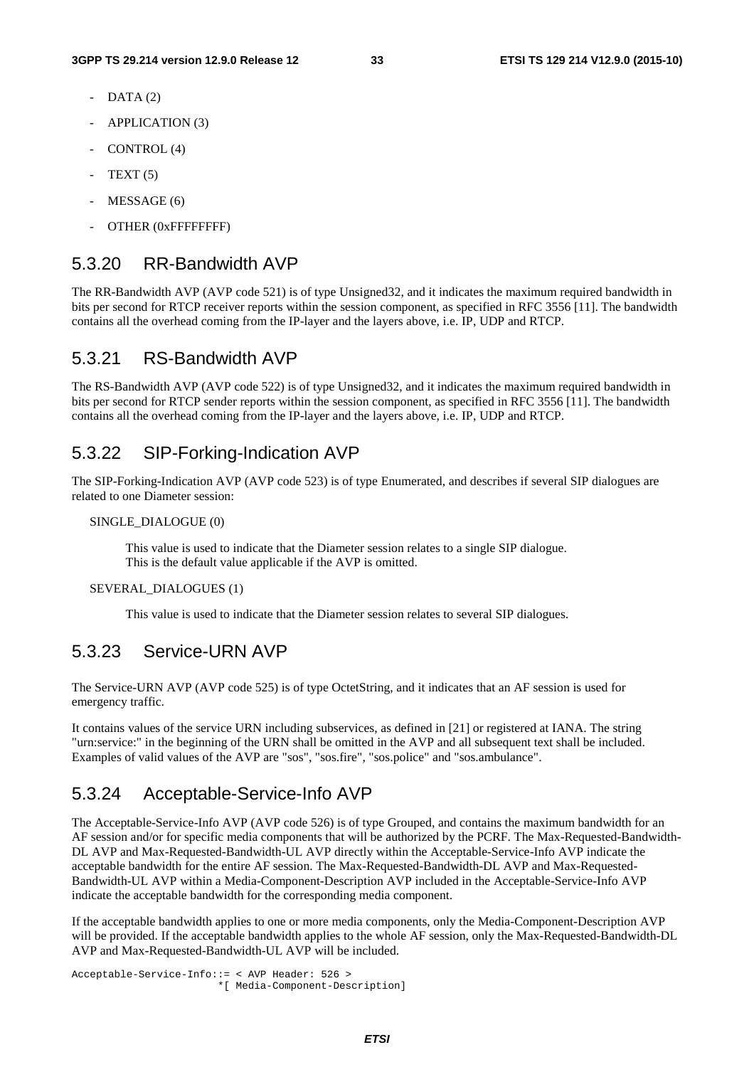- DATA (2)
- APPLICATION (3)
- CONTROL (4)
- TEXT (5)
- MESSAGE (6)
- OTHER (0xFFFFFFFF)

### 5.3.20 RR-Bandwidth AVP

The RR-Bandwidth AVP (AVP code 521) is of type Unsigned32, and it indicates the maximum required bandwidth in bits per second for RTCP receiver reports within the session component, as specified in RFC 3556 [11]. The bandwidth contains all the overhead coming from the IP-layer and the layers above, i.e. IP, UDP and RTCP.

### 5.3.21 RS-Bandwidth AVP

The RS-Bandwidth AVP (AVP code 522) is of type Unsigned32, and it indicates the maximum required bandwidth in bits per second for RTCP sender reports within the session component, as specified in RFC 3556 [11]. The bandwidth contains all the overhead coming from the IP-layer and the layers above, i.e. IP, UDP and RTCP.

### 5.3.22 SIP-Forking-Indication AVP

The SIP-Forking-Indication AVP (AVP code 523) is of type Enumerated, and describes if several SIP dialogues are related to one Diameter session:

SINGLE_DIALOGUE (0)

This value is used to indicate that the Diameter session relates to a single SIP dialogue.
This is the default value applicable if the AVP is omitted.

SEVERAL_DIALOGUES (1)

This value is used to indicate that the Diameter session relates to several SIP dialogues.

### 5.3.23 Service-URN AVP

The Service-URN AVP (AVP code 525) is of type OctetString, and it indicates that an AF session is used for emergency traffic.

It contains values of the service URN including subservices, as defined in [21] or registered at IANA. The string "urn:service:" in the beginning of the URN shall be omitted in the AVP and all subsequent text shall be included. Examples of valid values of the AVP are "sos", "sos.fire", "sos.police" and "sos.ambulance".

### 5.3.24 Acceptable-Service-Info AVP

The Acceptable-Service-Info AVP (AVP code 526) is of type Grouped, and contains the maximum bandwidth for an AF session and/or for specific media components that will be authorized by the PCRF. The Max-Requested-Bandwidth-DL AVP and Max-Requested-Bandwidth-UL AVP directly within the Acceptable-Service-Info AVP indicate the acceptable bandwidth for the entire AF session. The Max-Requested-Bandwidth-DL AVP and Max-Requested-Bandwidth-UL AVP within a Media-Component-Description AVP included in the Acceptable-Service-Info AVP indicate the acceptable bandwidth for the corresponding media component.

If the acceptable bandwidth applies to one or more media components, only the Media-Component-Description AVP will be provided. If the acceptable bandwidth applies to the whole AF session, only the Max-Requested-Bandwidth-DL AVP and Max-Requested-Bandwidth-UL AVP will be included.

```
Acceptable-Service-Info::= < AVP Header: 526 >
                        *[ Media-Component-Description]
```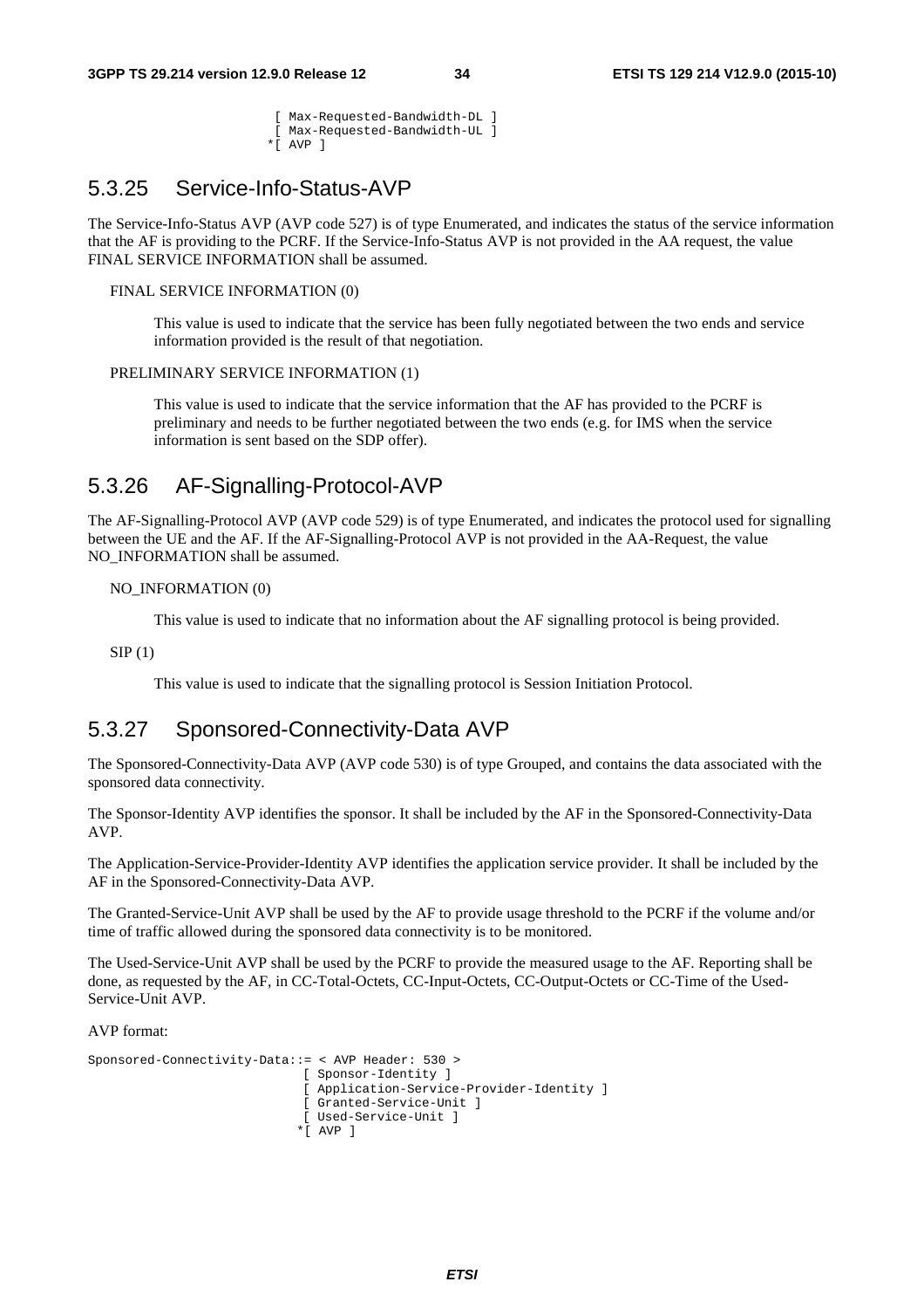```
                    [ Max-Requested-Bandwidth-DL ]
                    [ Max-Requested-Bandwidth-UL ]
                   *[ AVP ]
```

### 5.3.25 Service-Info-Status-AVP

The Service-Info-Status AVP (AVP code 527) is of type Enumerated, and indicates the status of the service information that the AF is providing to the PCRF. If the Service-Info-Status AVP is not provided in the AA request, the value FINAL SERVICE INFORMATION shall be assumed.

FINAL SERVICE INFORMATION (0)

This value is used to indicate that the service has been fully negotiated between the two ends and service information provided is the result of that negotiation.

PRELIMINARY SERVICE INFORMATION (1)

This value is used to indicate that the service information that the AF has provided to the PCRF is preliminary and needs to be further negotiated between the two ends (e.g. for IMS when the service information is sent based on the SDP offer).

### 5.3.26 AF-Signalling-Protocol-AVP

The AF-Signalling-Protocol AVP (AVP code 529) is of type Enumerated, and indicates the protocol used for signalling between the UE and the AF. If the AF-Signalling-Protocol AVP is not provided in the AA-Request, the value NO_INFORMATION shall be assumed.

NO_INFORMATION (0)

This value is used to indicate that no information about the AF signalling protocol is being provided.

SIP (1)

This value is used to indicate that the signalling protocol is Session Initiation Protocol.

### 5.3.27 Sponsored-Connectivity-Data AVP

The Sponsored-Connectivity-Data AVP (AVP code 530) is of type Grouped, and contains the data associated with the sponsored data connectivity.

The Sponsor-Identity AVP identifies the sponsor. It shall be included by the AF in the Sponsored-Connectivity-Data AVP.

The Application-Service-Provider-Identity AVP identifies the application service provider. It shall be included by the AF in the Sponsored-Connectivity-Data AVP.

The Granted-Service-Unit AVP shall be used by the AF to provide usage threshold to the PCRF if the volume and/or time of traffic allowed during the sponsored data connectivity is to be monitored.

The Used-Service-Unit AVP shall be used by the PCRF to provide the measured usage to the AF. Reporting shall be done, as requested by the AF, in CC-Total-Octets, CC-Input-Octets, CC-Output-Octets or CC-Time of the Used-Service-Unit AVP.

AVP format:

```
Sponsored-Connectivity-Data::= < AVP Header: 530 >
                              [ Sponsor-Identity ]
                              [ Application-Service-Provider-Identity ]
                              [ Granted-Service-Unit ]
                              [ Used-Service-Unit ]
                             *[ AVP ]
```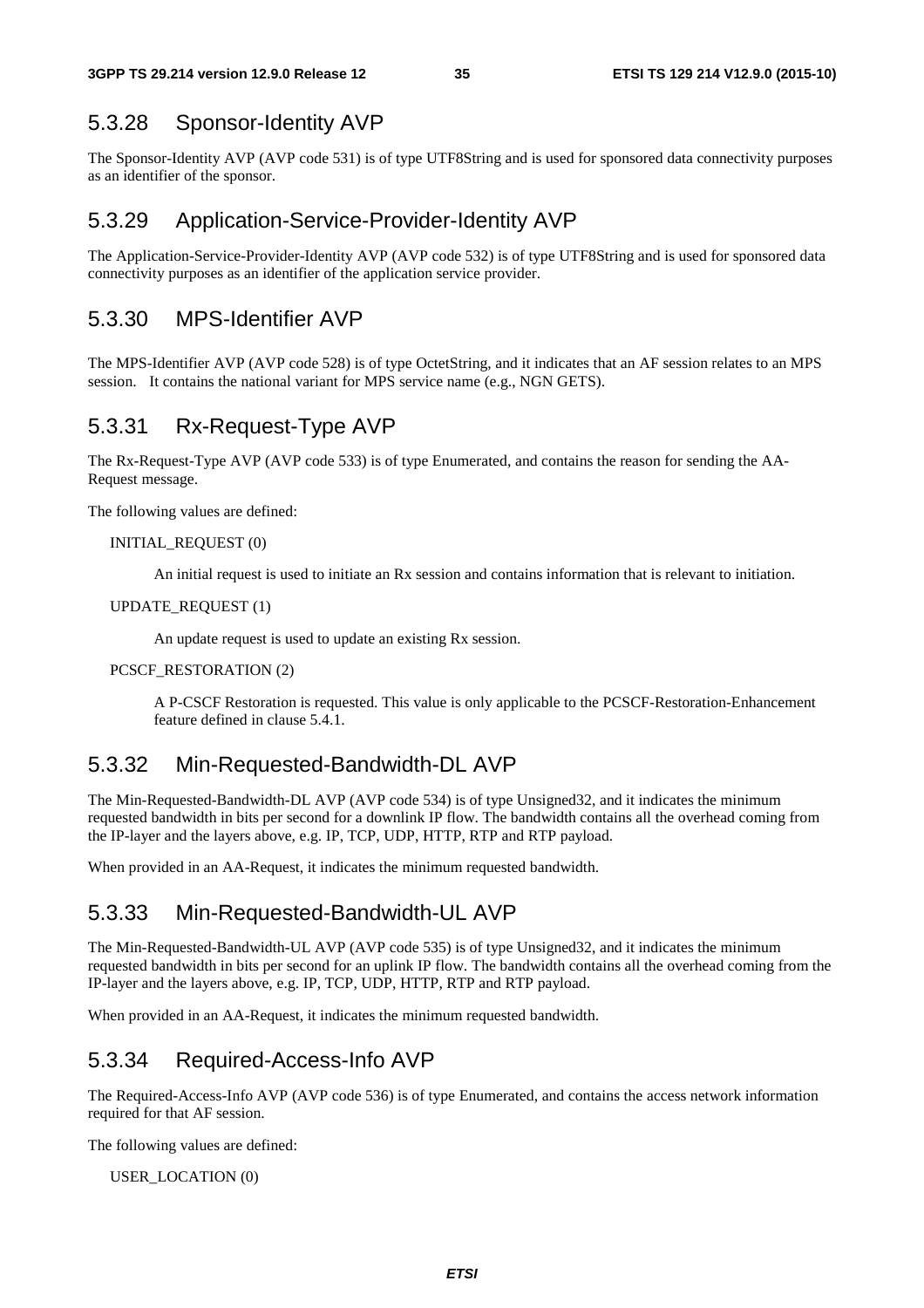### 5.3.28 Sponsor-Identity AVP

The Sponsor-Identity AVP (AVP code 531) is of type UTF8String and is used for sponsored data connectivity purposes as an identifier of the sponsor.

### 5.3.29 Application-Service-Provider-Identity AVP

The Application-Service-Provider-Identity AVP (AVP code 532) is of type UTF8String and is used for sponsored data connectivity purposes as an identifier of the application service provider.

### 5.3.30 MPS-Identifier AVP

The MPS-Identifier AVP (AVP code 528) is of type OctetString, and it indicates that an AF session relates to an MPS session. It contains the national variant for MPS service name (e.g., NGN GETS).

### 5.3.31 Rx-Request-Type AVP

The Rx-Request-Type AVP (AVP code 533) is of type Enumerated, and contains the reason for sending the AA-Request message.

The following values are defined:

INITIAL_REQUEST (0)

An initial request is used to initiate an Rx session and contains information that is relevant to initiation.

UPDATE_REQUEST (1)

An update request is used to update an existing Rx session.

PCSCF_RESTORATION (2)

A P-CSCF Restoration is requested. This value is only applicable to the PCSCF-Restoration-Enhancement feature defined in clause 5.4.1.

### 5.3.32 Min-Requested-Bandwidth-DL AVP

The Min-Requested-Bandwidth-DL AVP (AVP code 534) is of type Unsigned32, and it indicates the minimum requested bandwidth in bits per second for a downlink IP flow. The bandwidth contains all the overhead coming from the IP-layer and the layers above, e.g. IP, TCP, UDP, HTTP, RTP and RTP payload.

When provided in an AA-Request, it indicates the minimum requested bandwidth.

### 5.3.33 Min-Requested-Bandwidth-UL AVP

The Min-Requested-Bandwidth-UL AVP (AVP code 535) is of type Unsigned32, and it indicates the minimum requested bandwidth in bits per second for an uplink IP flow. The bandwidth contains all the overhead coming from the IP-layer and the layers above, e.g. IP, TCP, UDP, HTTP, RTP and RTP payload.

When provided in an AA-Request, it indicates the minimum requested bandwidth.

### 5.3.34 Required-Access-Info AVP

The Required-Access-Info AVP (AVP code 536) is of type Enumerated, and contains the access network information required for that AF session.

The following values are defined:

USER_LOCATION (0)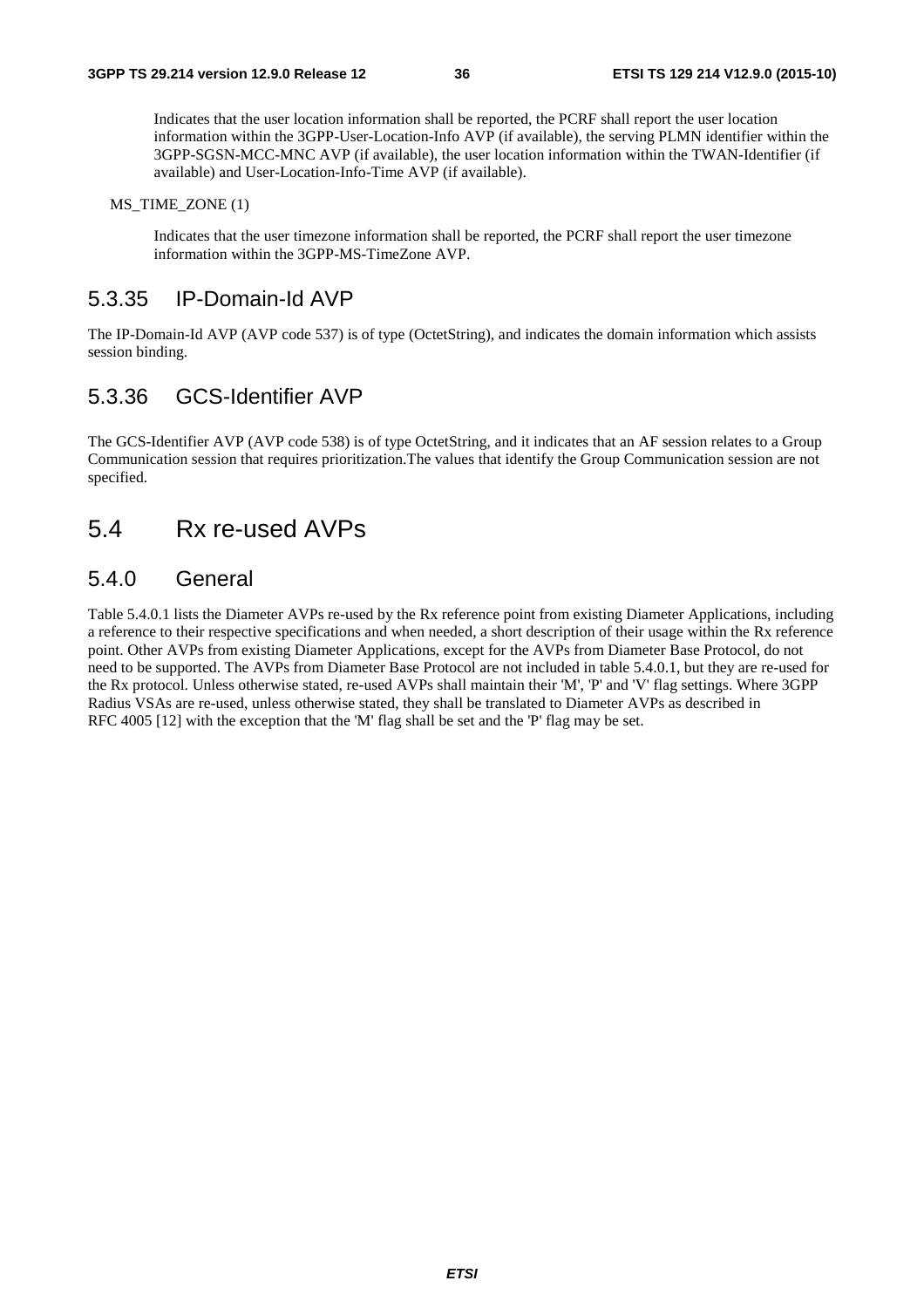Indicates that the user location information shall be reported, the PCRF shall report the user location information within the 3GPP-User-Location-Info AVP (if available), the serving PLMN identifier within the 3GPP-SGSN-MCC-MNC AVP (if available), the user location information within the TWAN-Identifier (if available) and User-Location-Info-Time AVP (if available).

MS_TIME_ZONE (1)

Indicates that the user timezone information shall be reported, the PCRF shall report the user timezone information within the 3GPP-MS-TimeZone AVP.

### 5.3.35 IP-Domain-Id AVP

The IP-Domain-Id AVP (AVP code 537) is of type (OctetString), and indicates the domain information which assists session binding.

### 5.3.36 GCS-Identifier AVP

The GCS-Identifier AVP (AVP code 538) is of type OctetString, and it indicates that an AF session relates to a Group Communication session that requires prioritization.The values that identify the Group Communication session are not specified.

## 5.4 Rx re-used AVPs

### 5.4.0 General

Table 5.4.0.1 lists the Diameter AVPs re-used by the Rx reference point from existing Diameter Applications, including a reference to their respective specifications and when needed, a short description of their usage within the Rx reference point. Other AVPs from existing Diameter Applications, except for the AVPs from Diameter Base Protocol, do not need to be supported. The AVPs from Diameter Base Protocol are not included in table 5.4.0.1, but they are re-used for the Rx protocol. Unless otherwise stated, re-used AVPs shall maintain their 'M', 'P' and 'V' flag settings. Where 3GPP Radius VSAs are re-used, unless otherwise stated, they shall be translated to Diameter AVPs as described in RFC 4005 [12] with the exception that the 'M' flag shall be set and the 'P' flag may be set.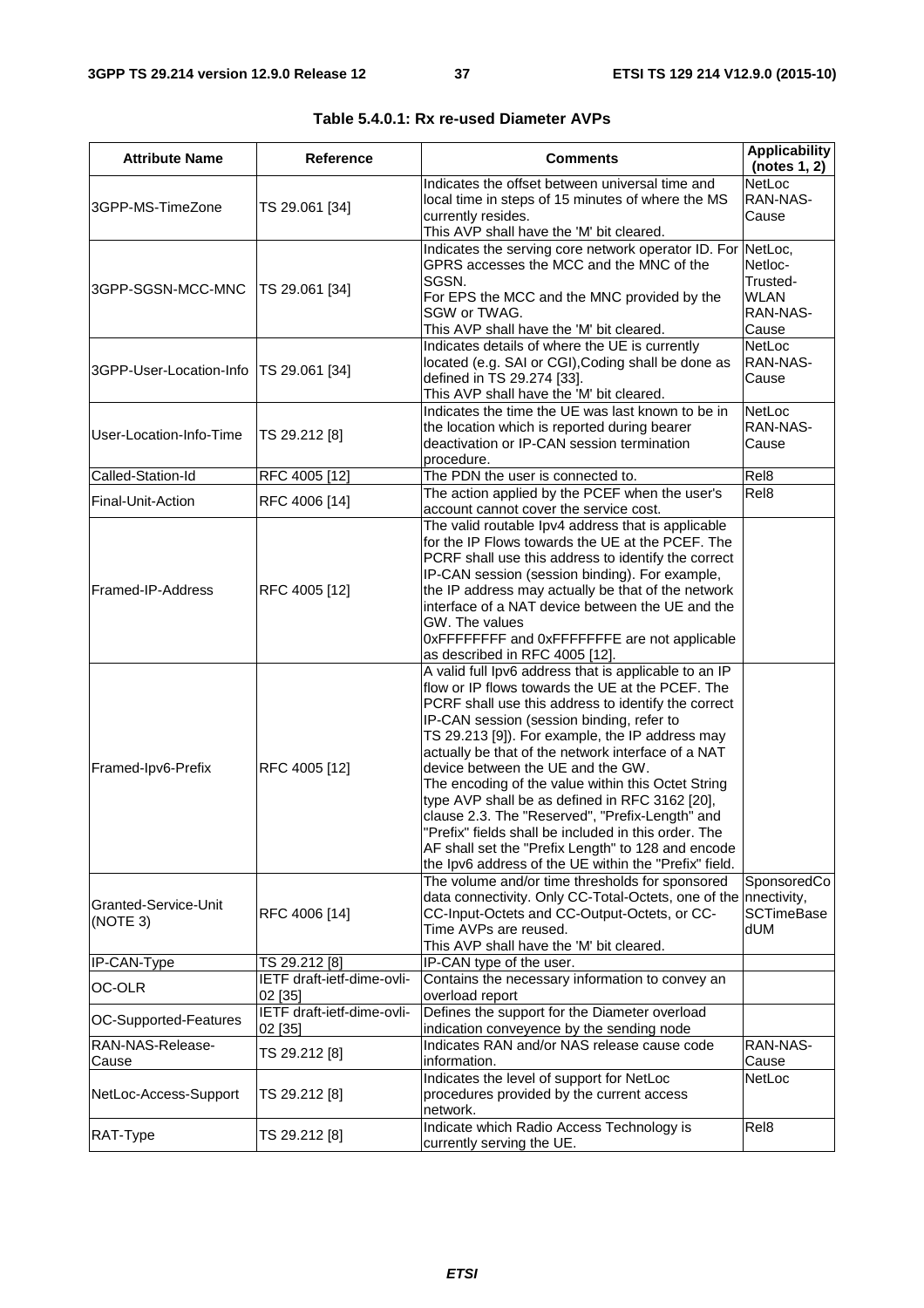**Table 5.4.0.1: Rx re-used Diameter AVPs**

| Attribute Name | Reference | Comments | Applicability (notes 1, 2) |
|---|---|---|---|
| 3GPP-MS-TimeZone | TS 29.061 [34] | Indicates the offset between universal time and local time in steps of 15 minutes of where the MS currently resides.<br>This AVP shall have the 'M' bit cleared. | NetLoc RAN-NAS-Cause |
| 3GPP-SGSN-MCC-MNC | TS 29.061 [34] | Indicates the serving core network operator ID. For GPRS accesses the MCC and the MNC of the SGSN.<br>For EPS the MCC and the MNC provided by the SGW or TWAG.<br>This AVP shall have the 'M' bit cleared. | NetLoc, Netloc-Trusted-WLAN RAN-NAS-Cause |
| 3GPP-User-Location-Info | TS 29.061 [34] | Indicates details of where the UE is currently located (e.g. SAI or CGI),Coding shall be done as defined in TS 29.274 [33].<br>This AVP shall have the 'M' bit cleared. | NetLoc RAN-NAS-Cause |
| User-Location-Info-Time | TS 29.212 [8] | Indicates the time the UE was last known to be in the location which is reported during bearer deactivation or IP-CAN session termination procedure. | NetLoc RAN-NAS-Cause |
| Called-Station-Id | RFC 4005 [12] | The PDN the user is connected to. | Rel8 |
| Final-Unit-Action | RFC 4006 [14] | The action applied by the PCEF when the user's account cannot cover the service cost. | Rel8 |
| Framed-IP-Address | RFC 4005 [12] | The valid routable Ipv4 address that is applicable for the IP Flows towards the UE at the PCEF. The PCRF shall use this address to identify the correct IP-CAN session (session binding). For example, the IP address may actually be that of the network interface of a NAT device between the UE and the GW. The values<br>0xFFFFFFFF and 0xFFFFFFFE are not applicable as described in RFC 4005 [12]. | |
| Framed-Ipv6-Prefix | RFC 4005 [12] | A valid full Ipv6 address that is applicable to an IP flow or IP flows towards the UE at the PCEF. The PCRF shall use this address to identify the correct IP-CAN session (session binding, refer to TS 29.213 [9]). For example, the IP address may actually be that of the network interface of a NAT device between the UE and the GW.<br>The encoding of the value within this Octet String type AVP shall be as defined in RFC 3162 [20], clause 2.3. The "Reserved", "Prefix-Length" and "Prefix" fields shall be included in this order. The AF shall set the "Prefix Length" to 128 and encode the Ipv6 address of the UE within the "Prefix" field. | |
| Granted-Service-Unit (NOTE 3) | RFC 4006 [14] | The volume and/or time thresholds for sponsored data connectivity. Only CC-Total-Octets, one of the CC-Input-Octets and CC-Output-Octets, or CC-Time AVPs are reused.<br>This AVP shall have the 'M' bit cleared. | SponsoredConnectivity, SCTimeBasedUM |
| IP-CAN-Type | TS 29.212 [8] | IP-CAN type of the user. | |
| OC-OLR | IETF draft-ietf-dime-ovli-02 [35] | Contains the necessary information to convey an overload report | |
| OC-Supported-Features | IETF draft-ietf-dime-ovli-02 [35] | Defines the support for the Diameter overload indication conveyence by the sending node | |
| RAN-NAS-Release-Cause | TS 29.212 [8] | Indicates RAN and/or NAS release cause code information. | RAN-NAS-Cause |
| NetLoc-Access-Support | TS 29.212 [8] | Indicates the level of support for NetLoc procedures provided by the current access network. | NetLoc |
| RAT-Type | TS 29.212 [8] | Indicate which Radio Access Technology is currently serving the UE. | Rel8 |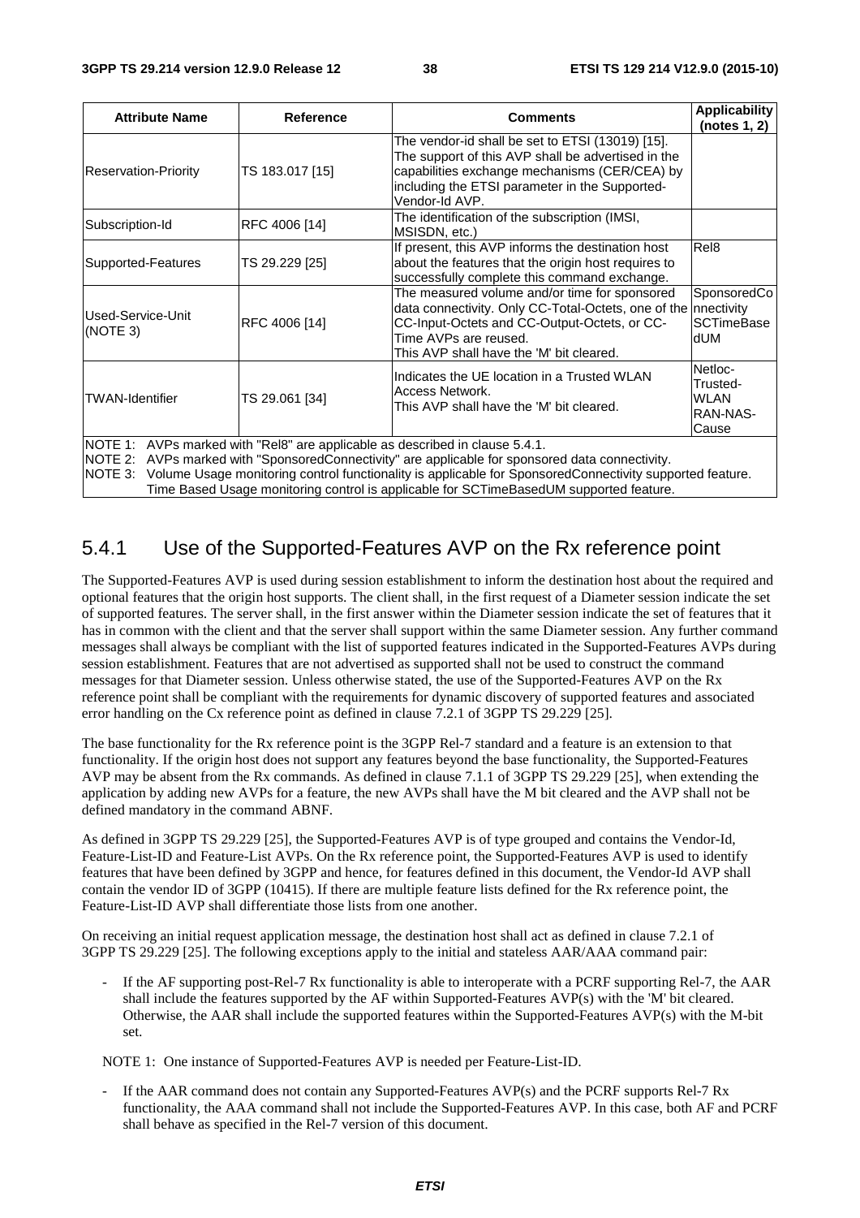| Attribute Name | Reference | Comments | Applicability (notes 1, 2) |
| --- | --- | --- | --- |
| Reservation-Priority | TS 183.017 [15] | The vendor-id shall be set to ETSI (13019) [15]. The support of this AVP shall be advertised in the capabilities exchange mechanisms (CER/CEA) by including the ETSI parameter in the Supported-Vendor-Id AVP. | |
| Subscription-Id | RFC 4006 [14] | The identification of the subscription (IMSI, MSISDN, etc.) | |
| Supported-Features | TS 29.229 [25] | If present, this AVP informs the destination host about the features that the origin host requires to successfully complete this command exchange. | Rel8 |
| Used-Service-Unit (NOTE 3) | RFC 4006 [14] | The measured volume and/or time for sponsored data connectivity. Only CC-Total-Octets, one of the CC-Input-Octets and CC-Output-Octets, or CC-Time AVPs are reused. This AVP shall have the 'M' bit cleared. | SponsoredConnectivity SCTimeBasedUM |
| TWAN-Identifier | TS 29.061 [34] | Indicates the UE location in a Trusted WLAN Access Network. This AVP shall have the 'M' bit cleared. | Netloc-Trusted-WLAN RAN-NAS-Cause |

NOTE 1: AVPs marked with "Rel8" are applicable as described in clause 5.4.1.
NOTE 2: AVPs marked with "SponsoredConnectivity" are applicable for sponsored data connectivity.
NOTE 3: Volume Usage monitoring control functionality is applicable for SponsoredConnectivity supported feature. Time Based Usage monitoring control is applicable for SCTimeBasedUM supported feature.

## 5.4.1 Use of the Supported-Features AVP on the Rx reference point

The Supported-Features AVP is used during session establishment to inform the destination host about the required and optional features that the origin host supports. The client shall, in the first request of a Diameter session indicate the set of supported features. The server shall, in the first answer within the Diameter session indicate the set of features that it has in common with the client and that the server shall support within the same Diameter session. Any further command messages shall always be compliant with the list of supported features indicated in the Supported-Features AVPs during session establishment. Features that are not advertised as supported shall not be used to construct the command messages for that Diameter session. Unless otherwise stated, the use of the Supported-Features AVP on the Rx reference point shall be compliant with the requirements for dynamic discovery of supported features and associated error handling on the Cx reference point as defined in clause 7.2.1 of 3GPP TS 29.229 [25].

The base functionality for the Rx reference point is the 3GPP Rel-7 standard and a feature is an extension to that functionality. If the origin host does not support any features beyond the base functionality, the Supported-Features AVP may be absent from the Rx commands. As defined in clause 7.1.1 of 3GPP TS 29.229 [25], when extending the application by adding new AVPs for a feature, the new AVPs shall have the M bit cleared and the AVP shall not be defined mandatory in the command ABNF.

As defined in 3GPP TS 29.229 [25], the Supported-Features AVP is of type grouped and contains the Vendor-Id, Feature-List-ID and Feature-List AVPs. On the Rx reference point, the Supported-Features AVP is used to identify features that have been defined by 3GPP and hence, for features defined in this document, the Vendor-Id AVP shall contain the vendor ID of 3GPP (10415). If there are multiple feature lists defined for the Rx reference point, the Feature-List-ID AVP shall differentiate those lists from one another.

On receiving an initial request application message, the destination host shall act as defined in clause 7.2.1 of 3GPP TS 29.229 [25]. The following exceptions apply to the initial and stateless AAR/AAA command pair:

- If the AF supporting post-Rel-7 Rx functionality is able to interoperate with a PCRF supporting Rel-7, the AAR shall include the features supported by the AF within Supported-Features AVP(s) with the 'M' bit cleared. Otherwise, the AAR shall include the supported features within the Supported-Features AVP(s) with the M-bit set.

NOTE 1: One instance of Supported-Features AVP is needed per Feature-List-ID.

- If the AAR command does not contain any Supported-Features AVP(s) and the PCRF supports Rel-7 Rx functionality, the AAA command shall not include the Supported-Features AVP. In this case, both AF and PCRF shall behave as specified in the Rel-7 version of this document.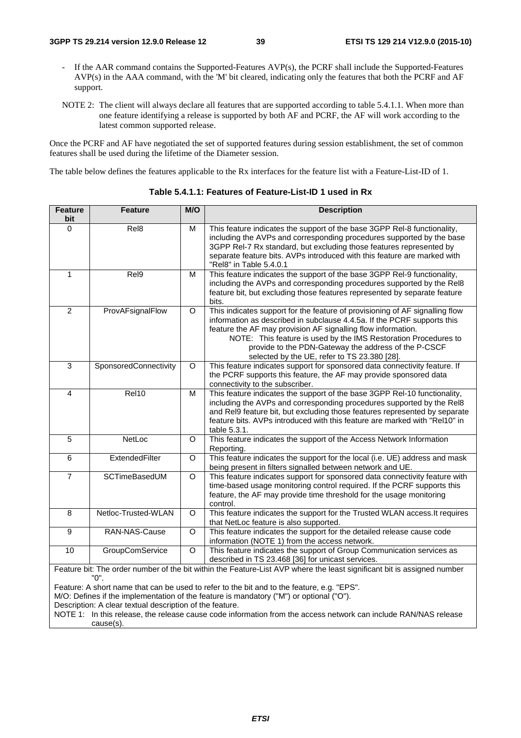- If the AAR command contains the Supported-Features AVP(s), the PCRF shall include the Supported-Features AVP(s) in the AAA command, with the 'M' bit cleared, indicating only the features that both the PCRF and AF support.

NOTE 2: The client will always declare all features that are supported according to table 5.4.1.1. When more than one feature identifying a release is supported by both AF and PCRF, the AF will work according to the latest common supported release.

Once the PCRF and AF have negotiated the set of supported features during session establishment, the set of common features shall be used during the lifetime of the Diameter session.

The table below defines the features applicable to the Rx interfaces for the feature list with a Feature-List-ID of 1.

**Table 5.4.1.1: Features of Feature-List-ID 1 used in Rx**

| Feature bit | Feature | M/O | Description |
|---|---|---|---|
| 0 | Rel8 | M | This feature indicates the support of the base 3GPP Rel-8 functionality, including the AVPs and corresponding procedures supported by the base 3GPP Rel-7 Rx standard, but excluding those features represented by separate feature bits. AVPs introduced with this feature are marked with "Rel8" in Table 5.4.0.1 |
| 1 | Rel9 | M | This feature indicates the support of the base 3GPP Rel-9 functionality, including the AVPs and corresponding procedures supported by the Rel8 feature bit, but excluding those features represented by separate feature bits. |
| 2 | ProvAFsignalFlow | O | This indicates support for the feature of provisioning of AF signalling flow information as described in subclause 4.4.5a. If the PCRF supports this feature the AF may provision AF signalling flow information. NOTE: This feature is used by the IMS Restoration Procedures to provide to the PDN-Gateway the address of the P-CSCF selected by the UE, refer to TS 23.380 [28]. |
| 3 | SponsoredConnectivity | O | This feature indicates support for sponsored data connectivity feature. If the PCRF supports this feature, the AF may provide sponsored data connectivity to the subscriber. |
| 4 | Rel10 | M | This feature indicates the support of the base 3GPP Rel-10 functionality, including the AVPs and corresponding procedures supported by the Rel8 and Rel9 feature bit, but excluding those features represented by separate feature bits. AVPs introduced with this feature are marked with "Rel10" in table 5.3.1. |
| 5 | NetLoc | O | This feature indicates the support of the Access Network Information Reporting. |
| 6 | ExtendedFilter | O | This feature indicates the support for the local (i.e. UE) address and mask being present in filters signalled between network and UE. |
| 7 | SCTimeBasedUM | O | This feature indicates support for sponsored data connectivity feature with time-based usage monitoring control required. If the PCRF supports this feature, the AF may provide time threshold for the usage monitoring control. |
| 8 | Netloc-Trusted-WLAN | O | This feature indicates the support for the Trusted WLAN access.It requires that NetLoc feature is also supported. |
| 9 | RAN-NAS-Cause | O | This feature indicates the support for the detailed release cause code information (NOTE 1) from the access network. |
| 10 | GroupComService | O | This feature indicates the support of Group Communication services as described in TS 23.468 [36] for unicast services. |

Feature bit: The order number of the bit within the Feature-List AVP where the least significant bit is assigned number "0".
Feature: A short name that can be used to refer to the bit and to the feature, e.g. "EPS".
M/O: Defines if the implementation of the feature is mandatory ("M") or optional ("O").
Description: A clear textual description of the feature.
NOTE 1: In this release, the release cause code information from the access network can include RAN/NAS release cause(s).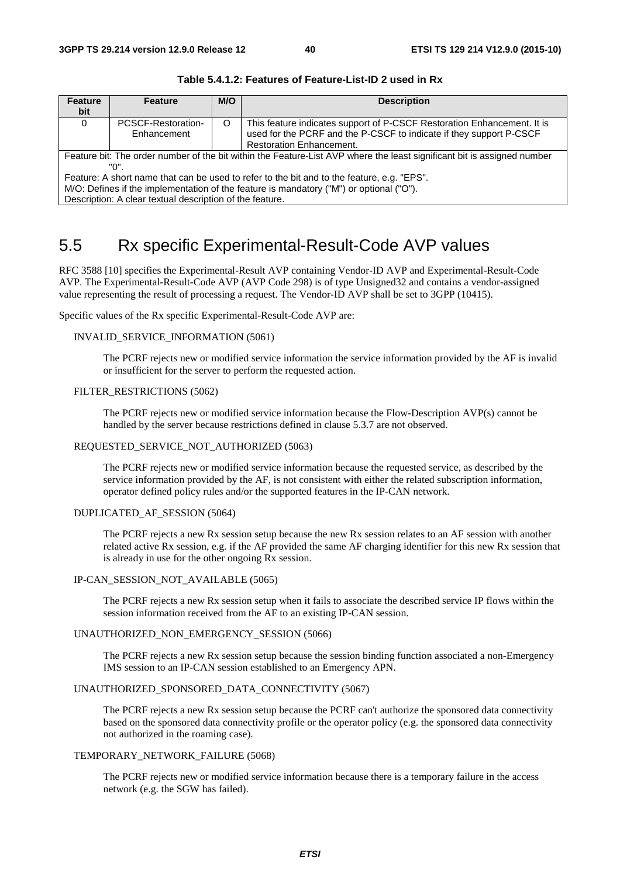**Table 5.4.1.2: Features of Feature-List-ID 2 used in Rx**

| Feature bit | Feature | M/O | Description |
|---|---|---|---|
| 0 | PCSCF-Restoration-Enhancement | O | This feature indicates support of P-CSCF Restoration Enhancement. It is used for the PCRF and the P-CSCF to indicate if they support P-CSCF Restoration Enhancement. |
| Feature bit: The order number of the bit within the Feature-List AVP where the least significant bit is assigned number "0".<br>Feature: A short name that can be used to refer to the bit and to the feature, e.g. "EPS".<br>M/O: Defines if the implementation of the feature is mandatory ("M") or optional ("O").<br>Description: A clear textual description of the feature. | | | |

# 5.5 Rx specific Experimental-Result-Code AVP values

RFC 3588 [10] specifies the Experimental-Result AVP containing Vendor-ID AVP and Experimental-Result-Code AVP. The Experimental-Result-Code AVP (AVP Code 298) is of type Unsigned32 and contains a vendor-assigned value representing the result of processing a request. The Vendor-ID AVP shall be set to 3GPP (10415).

Specific values of the Rx specific Experimental-Result-Code AVP are:

INVALID_SERVICE_INFORMATION (5061)

The PCRF rejects new or modified service information the service information provided by the AF is invalid or insufficient for the server to perform the requested action.

FILTER_RESTRICTIONS (5062)

The PCRF rejects new or modified service information because the Flow-Description AVP(s) cannot be handled by the server because restrictions defined in clause 5.3.7 are not observed.

REQUESTED_SERVICE_NOT_AUTHORIZED (5063)

The PCRF rejects new or modified service information because the requested service, as described by the service information provided by the AF, is not consistent with either the related subscription information, operator defined policy rules and/or the supported features in the IP-CAN network.

DUPLICATED_AF_SESSION (5064)

The PCRF rejects a new Rx session setup because the new Rx session relates to an AF session with another related active Rx session, e.g. if the AF provided the same AF charging identifier for this new Rx session that is already in use for the other ongoing Rx session.

IP-CAN_SESSION_NOT_AVAILABLE (5065)

The PCRF rejects a new Rx session setup when it fails to associate the described service IP flows within the session information received from the AF to an existing IP-CAN session.

UNAUTHORIZED_NON_EMERGENCY_SESSION (5066)

The PCRF rejects a new Rx session setup because the session binding function associated a non-Emergency IMS session to an IP-CAN session established to an Emergency APN.

UNAUTHORIZED_SPONSORED_DATA_CONNECTIVITY (5067)

The PCRF rejects a new Rx session setup because the PCRF can't authorize the sponsored data connectivity based on the sponsored data connectivity profile or the operator policy (e.g. the sponsored data connectivity not authorized in the roaming case).

TEMPORARY_NETWORK_FAILURE (5068)

The PCRF rejects new or modified service information because there is a temporary failure in the access network (e.g. the SGW has failed).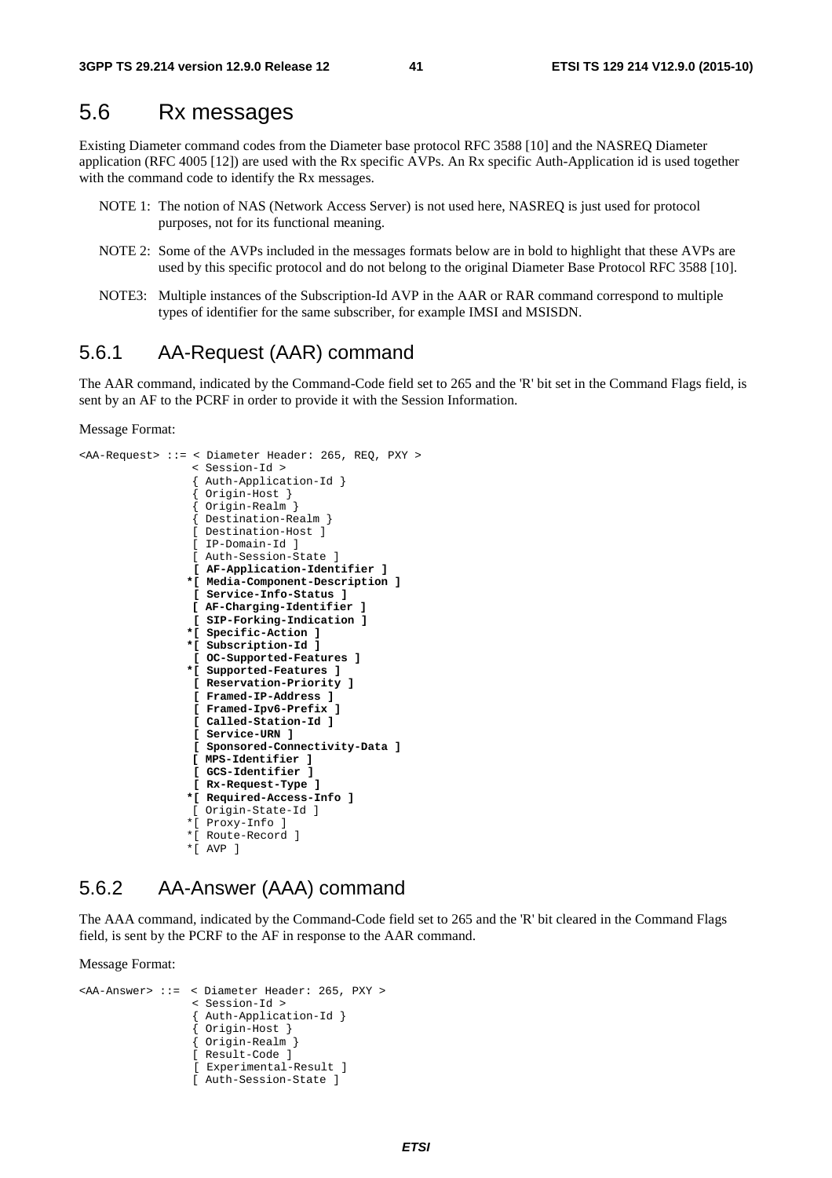## 5.6 Rx messages

Existing Diameter command codes from the Diameter base protocol RFC 3588 [10] and the NASREQ Diameter application (RFC 4005 [12]) are used with the Rx specific AVPs. An Rx specific Auth-Application id is used together with the command code to identify the Rx messages.

NOTE 1: The notion of NAS (Network Access Server) is not used here, NASREQ is just used for protocol purposes, not for its functional meaning.

NOTE 2: Some of the AVPs included in the messages formats below are in bold to highlight that these AVPs are used by this specific protocol and do not belong to the original Diameter Base Protocol RFC 3588 [10].

NOTE3: Multiple instances of the Subscription-Id AVP in the AAR or RAR command correspond to multiple types of identifier for the same subscriber, for example IMSI and MSISDN.

### 5.6.1 AA-Request (AAR) command

The AAR command, indicated by the Command-Code field set to 265 and the 'R' bit set in the Command Flags field, is sent by an AF to the PCRF in order to provide it with the Session Information.

Message Format:

```
<AA-Request> ::= < Diameter Header: 265, REQ, PXY >
                 < Session-Id >
                 { Auth-Application-Id }
                 { Origin-Host }
                 { Origin-Realm }
                 { Destination-Realm }
                 [ Destination-Host ]
                 [ IP-Domain-Id ]
                 [ Auth-Session-State ]
                 [ AF-Application-Identifier ]
                *[ Media-Component-Description ]
                 [ Service-Info-Status ]
                 [ AF-Charging-Identifier ]
                 [ SIP-Forking-Indication ]
                *[ Specific-Action ]
                *[ Subscription-Id ]
                 [ OC-Supported-Features ]
                *[ Supported-Features ]
                 [ Reservation-Priority ]
                 [ Framed-IP-Address ]
                 [ Framed-Ipv6-Prefix ]
                 [ Called-Station-Id ]
                 [ Service-URN ]
                 [ Sponsored-Connectivity-Data ]
                 [ MPS-Identifier ]
                 [ GCS-Identifier ]
                 [ Rx-Request-Type ]
                *[ Required-Access-Info ]
                 [ Origin-State-Id ]
                *[ Proxy-Info ]
                *[ Route-Record ]
                *[ AVP ]
```

### 5.6.2 AA-Answer (AAA) command

The AAA command, indicated by the Command-Code field set to 265 and the 'R' bit cleared in the Command Flags field, is sent by the PCRF to the AF in response to the AAR command.

Message Format:

```
<AA-Answer> ::=  < Diameter Header: 265, PXY >
                 < Session-Id >
                 { Auth-Application-Id }
                 { Origin-Host }
                 { Origin-Realm }
                 [ Result-Code ]
                 [ Experimental-Result ]
                 [ Auth-Session-State ]
```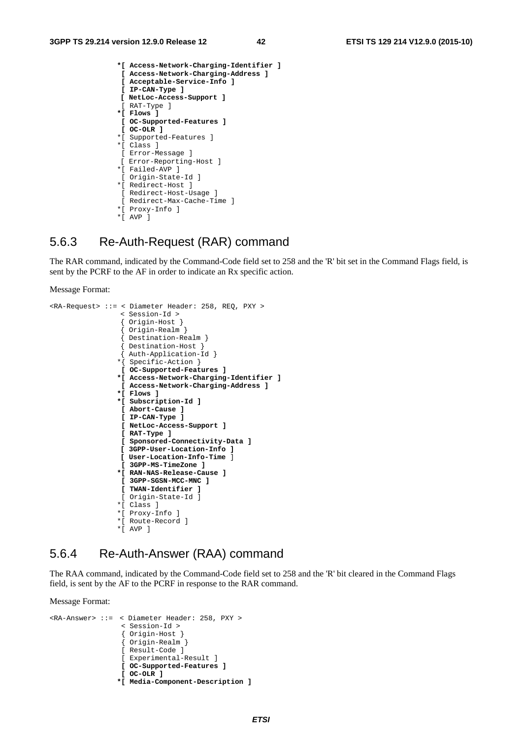```
                *[ Access-Network-Charging-Identifier ]
                 [ Access-Network-Charging-Address ]
                 [ Acceptable-Service-Info ]
                 [ IP-CAN-Type ]
                 [ NetLoc-Access-Support ]
                 [ RAT-Type ]
                *[ Flows ]
                 [ OC-Supported-Features ]
                 [ OC-OLR ]
                *[ Supported-Features ]
                *[ Class ]
                 [ Error-Message ]
                 [ Error-Reporting-Host ]
                *[ Failed-AVP ]
                 [ Origin-State-Id ]
                *[ Redirect-Host ]
                 [ Redirect-Host-Usage ]
                 [ Redirect-Max-Cache-Time ]
                *[ Proxy-Info ]
                *[ AVP ]
```

### 5.6.3 Re-Auth-Request (RAR) command

The RAR command, indicated by the Command-Code field set to 258 and the 'R' bit set in the Command Flags field, is sent by the PCRF to the AF in order to indicate an Rx specific action.

Message Format:

```
<RA-Request> ::= < Diameter Header: 258, REQ, PXY >
                 < Session-Id >
                 { Origin-Host }
                 { Origin-Realm }
                 { Destination-Realm }
                 { Destination-Host }
                 { Auth-Application-Id }
                *{ Specific-Action }
                 [ OC-Supported-Features ]
                *[ Access-Network-Charging-Identifier ]
                 [ Access-Network-Charging-Address ]
                *[ Flows ]
                *[ Subscription-Id ]
                 [ Abort-Cause ]
                 [ IP-CAN-Type ]
                 [ NetLoc-Access-Support ]
                 [ RAT-Type ]
                 [ Sponsored-Connectivity-Data ]
                 [ 3GPP-User-Location-Info ]
                 [ User-Location-Info-Time ]
                 [ 3GPP-MS-TimeZone ]
                *[ RAN-NAS-Release-Cause ]
                 [ 3GPP-SGSN-MCC-MNC ]
                 [ TWAN-Identifier ]
                 [ Origin-State-Id ]
                *[ Class ]
                *[ Proxy-Info ]
                *[ Route-Record ]
                *[ AVP ]
```

### 5.6.4 Re-Auth-Answer (RAA) command

The RAA command, indicated by the Command-Code field set to 258 and the 'R' bit cleared in the Command Flags field, is sent by the AF to the PCRF in response to the RAR command.

Message Format:

```
<RA-Answer> ::=  < Diameter Header: 258, PXY >
                 < Session-Id >
                 { Origin-Host }
                 { Origin-Realm }
                 [ Result-Code ]
                 [ Experimental-Result ]
                 [ OC-Supported-Features ]
                 [ OC-OLR ]
                *[ Media-Component-Description ]
```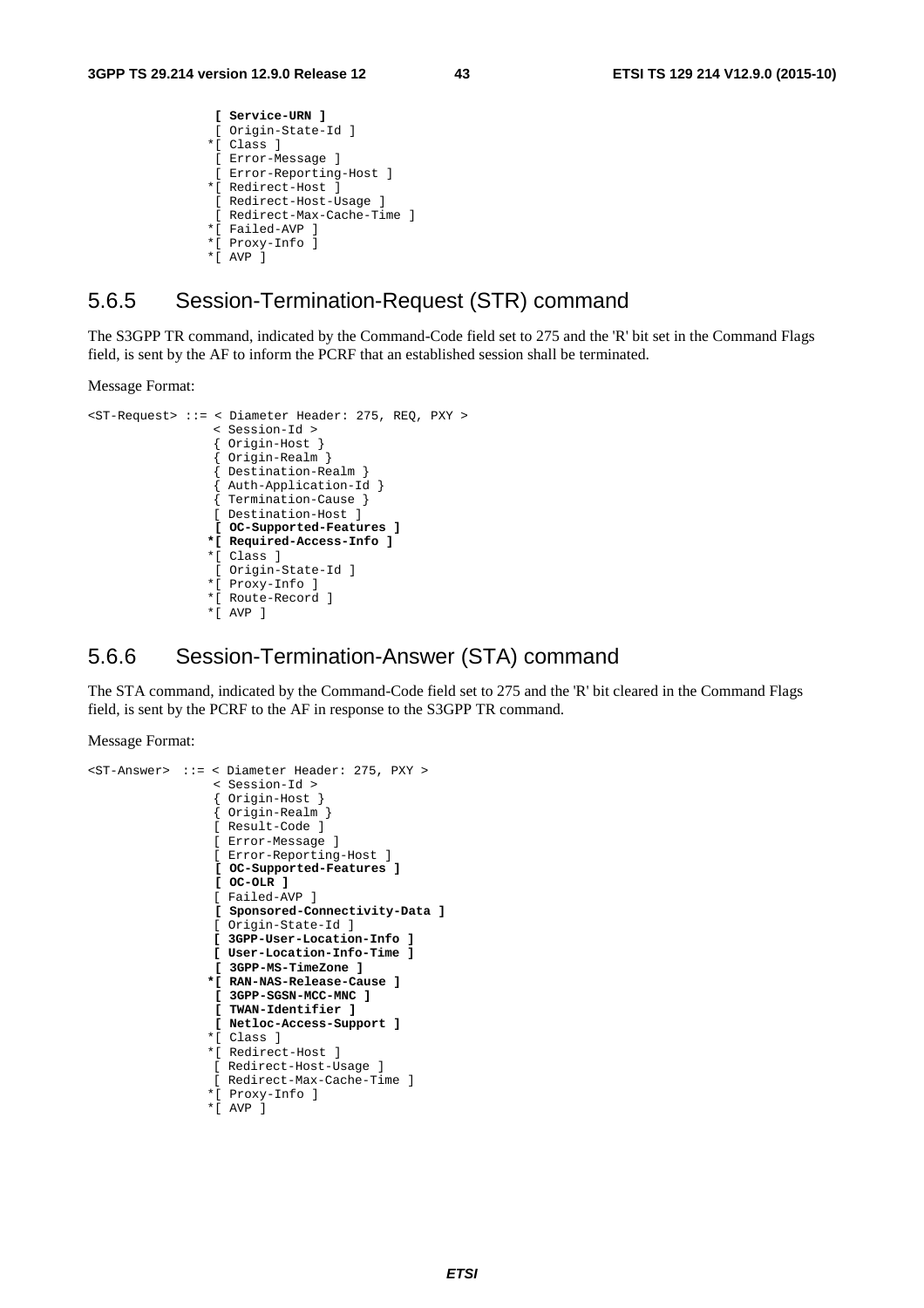```
              [ Service-URN ]
              [ Origin-State-Id ]
             *[ Class ]
              [ Error-Message ]
              [ Error-Reporting-Host ]
             *[ Redirect-Host ]
              [ Redirect-Host-Usage ]
              [ Redirect-Max-Cache-Time ]
             *[ Failed-AVP ]
             *[ Proxy-Info ]
             *[ AVP ]
```

## 5.6.5 Session-Termination-Request (STR) command

The S3GPP TR command, indicated by the Command-Code field set to 275 and the 'R' bit set in the Command Flags field, is sent by the AF to inform the PCRF that an established session shall be terminated.

Message Format:

```
<ST-Request> ::= < Diameter Header: 275, REQ, PXY >
                 < Session-Id >
                 { Origin-Host }
                 { Origin-Realm }
                 { Destination-Realm }
                 { Auth-Application-Id }
                 { Termination-Cause }
                 [ Destination-Host ]
                 [ OC-Supported-Features ]
                *[ Required-Access-Info ]
                *[ Class ]
                 [ Origin-State-Id ]
                *[ Proxy-Info ]
                *[ Route-Record ]
                *[ AVP ]
```

## 5.6.6 Session-Termination-Answer (STA) command

The STA command, indicated by the Command-Code field set to 275 and the 'R' bit cleared in the Command Flags field, is sent by the PCRF to the AF in response to the S3GPP TR command.

Message Format:

```
<ST-Answer>  ::= < Diameter Header: 275, PXY >
                 < Session-Id >
                 { Origin-Host }
                 { Origin-Realm }
                 [ Result-Code ]
                 [ Error-Message ]
                 [ Error-Reporting-Host ]
                 [ OC-Supported-Features ]
                 [ OC-OLR ]
                 [ Failed-AVP ]
                 [ Sponsored-Connectivity-Data ]
                 [ Origin-State-Id ]
                 [ 3GPP-User-Location-Info ]
                 [ User-Location-Info-Time ]
                 [ 3GPP-MS-TimeZone ]
                *[ RAN-NAS-Release-Cause ]
                 [ 3GPP-SGSN-MCC-MNC ]
                 [ TWAN-Identifier ]
                 [ Netloc-Access-Support ]
                *[ Class ]
                *[ Redirect-Host ]
                 [ Redirect-Host-Usage ]
                 [ Redirect-Max-Cache-Time ]
                *[ Proxy-Info ]
                *[ AVP ]
```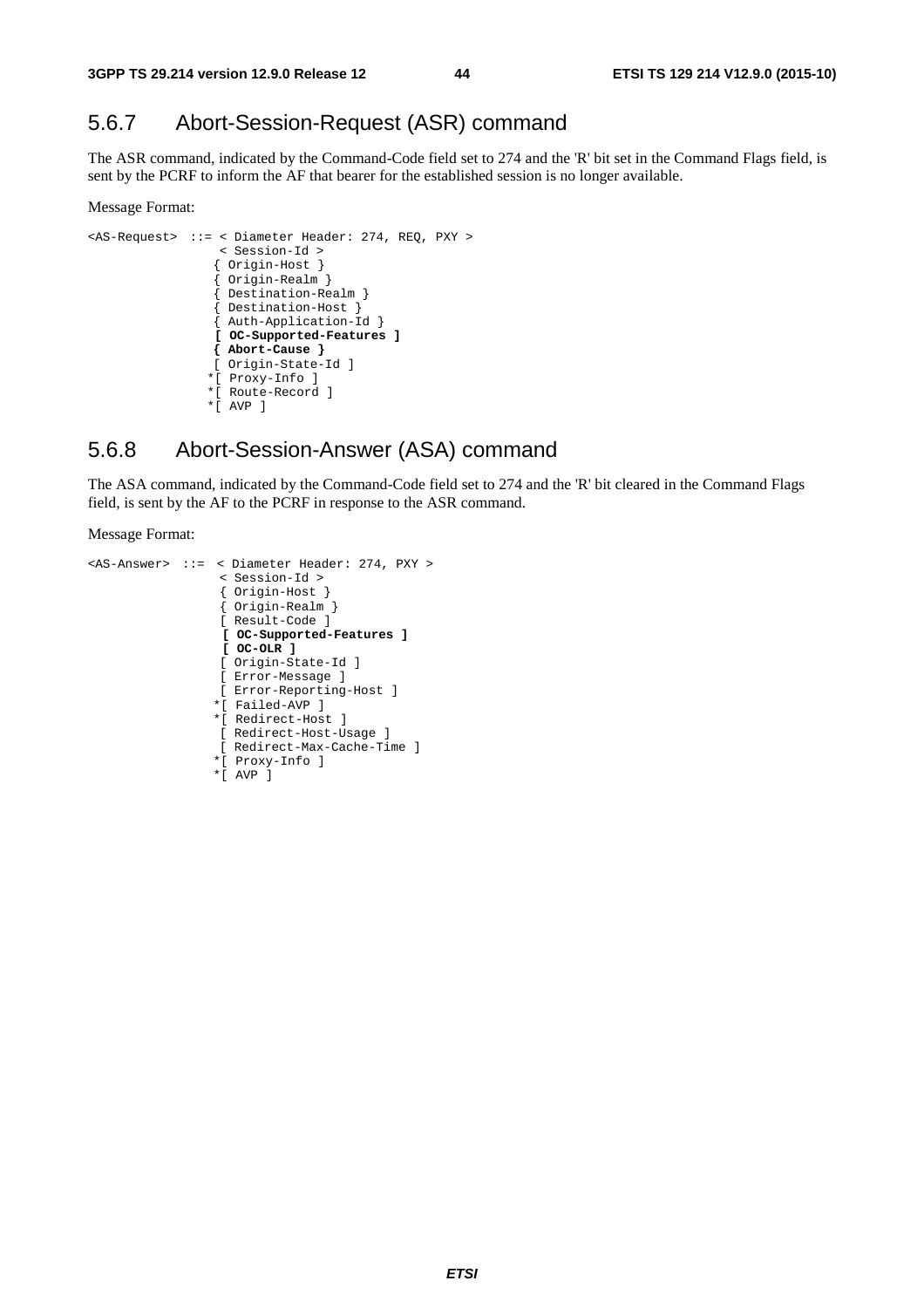### 5.6.7 Abort-Session-Request (ASR) command

The ASR command, indicated by the Command-Code field set to 274 and the 'R' bit set in the Command Flags field, is sent by the PCRF to inform the AF that bearer for the established session is no longer available.

Message Format:

```
<AS-Request>  ::= < Diameter Header: 274, REQ, PXY >
                   < Session-Id >
                  { Origin-Host }
                  { Origin-Realm }
                  { Destination-Realm }
                  { Destination-Host }
                  { Auth-Application-Id }
                  [ OC-Supported-Features ]
                  { Abort-Cause }
                  [ Origin-State-Id ]
                 *[ Proxy-Info ]
                 *[ Route-Record ]
                 *[ AVP ]
```

### 5.6.8 Abort-Session-Answer (ASA) command

The ASA command, indicated by the Command-Code field set to 274 and the 'R' bit cleared in the Command Flags field, is sent by the AF to the PCRF in response to the ASR command.

Message Format:

```
<AS-Answer>  ::=  < Diameter Header: 274, PXY >
                   < Session-Id >
                   { Origin-Host }
                   { Origin-Realm }
                   [ Result-Code ]
                   [ OC-Supported-Features ]
                   [ OC-OLR ]
                   [ Origin-State-Id ]
                   [ Error-Message ]
                   [ Error-Reporting-Host ]
                  *[ Failed-AVP ]
                  *[ Redirect-Host ]
                   [ Redirect-Host-Usage ]
                   [ Redirect-Max-Cache-Time ]
                  *[ Proxy-Info ]
                  *[ AVP ]
```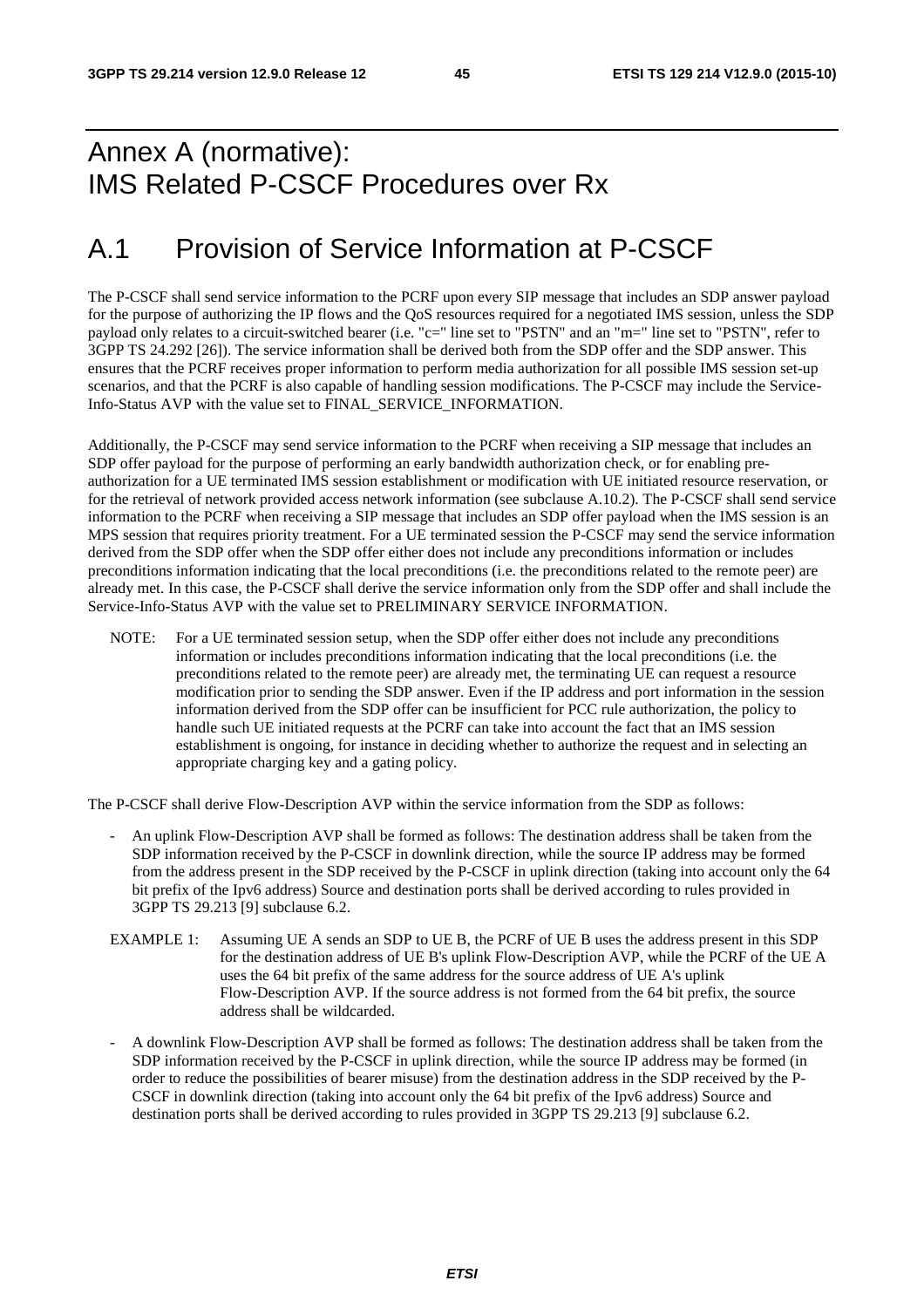# Annex A (normative): IMS Related P-CSCF Procedures over Rx

# A.1 Provision of Service Information at P-CSCF

The P-CSCF shall send service information to the PCRF upon every SIP message that includes an SDP answer payload for the purpose of authorizing the IP flows and the QoS resources required for a negotiated IMS session, unless the SDP payload only relates to a circuit-switched bearer (i.e. "c=" line set to "PSTN" and an "m=" line set to "PSTN", refer to 3GPP TS 24.292 [26]). The service information shall be derived both from the SDP offer and the SDP answer. This ensures that the PCRF receives proper information to perform media authorization for all possible IMS session set-up scenarios, and that the PCRF is also capable of handling session modifications. The P-CSCF may include the Service-Info-Status AVP with the value set to FINAL_SERVICE_INFORMATION.

Additionally, the P-CSCF may send service information to the PCRF when receiving a SIP message that includes an SDP offer payload for the purpose of performing an early bandwidth authorization check, or for enabling pre-authorization for a UE terminated IMS session establishment or modification with UE initiated resource reservation, or for the retrieval of network provided access network information (see subclause A.10.2). The P-CSCF shall send service information to the PCRF when receiving a SIP message that includes an SDP offer payload when the IMS session is an MPS session that requires priority treatment. For a UE terminated session the P-CSCF may send the service information derived from the SDP offer when the SDP offer either does not include any preconditions information or includes preconditions information indicating that the local preconditions (i.e. the preconditions related to the remote peer) are already met. In this case, the P-CSCF shall derive the service information only from the SDP offer and shall include the Service-Info-Status AVP with the value set to PRELIMINARY SERVICE INFORMATION.

NOTE: For a UE terminated session setup, when the SDP offer either does not include any preconditions information or includes preconditions information indicating that the local preconditions (i.e. the preconditions related to the remote peer) are already met, the terminating UE can request a resource modification prior to sending the SDP answer. Even if the IP address and port information in the session information derived from the SDP offer can be insufficient for PCC rule authorization, the policy to handle such UE initiated requests at the PCRF can take into account the fact that an IMS session establishment is ongoing, for instance in deciding whether to authorize the request and in selecting an appropriate charging key and a gating policy.

The P-CSCF shall derive Flow-Description AVP within the service information from the SDP as follows:

- An uplink Flow-Description AVP shall be formed as follows: The destination address shall be taken from the SDP information received by the P-CSCF in downlink direction, while the source IP address may be formed from the address present in the SDP received by the P-CSCF in uplink direction (taking into account only the 64 bit prefix of the Ipv6 address) Source and destination ports shall be derived according to rules provided in 3GPP TS 29.213 [9] subclause 6.2.

EXAMPLE 1: Assuming UE A sends an SDP to UE B, the PCRF of UE B uses the address present in this SDP for the destination address of UE B's uplink Flow-Description AVP, while the PCRF of the UE A uses the 64 bit prefix of the same address for the source address of UE A's uplink Flow-Description AVP. If the source address is not formed from the 64 bit prefix, the source address shall be wildcarded.

- A downlink Flow-Description AVP shall be formed as follows: The destination address shall be taken from the SDP information received by the P-CSCF in uplink direction, while the source IP address may be formed (in order to reduce the possibilities of bearer misuse) from the destination address in the SDP received by the P-CSCF in downlink direction (taking into account only the 64 bit prefix of the Ipv6 address) Source and destination ports shall be derived according to rules provided in 3GPP TS 29.213 [9] subclause 6.2.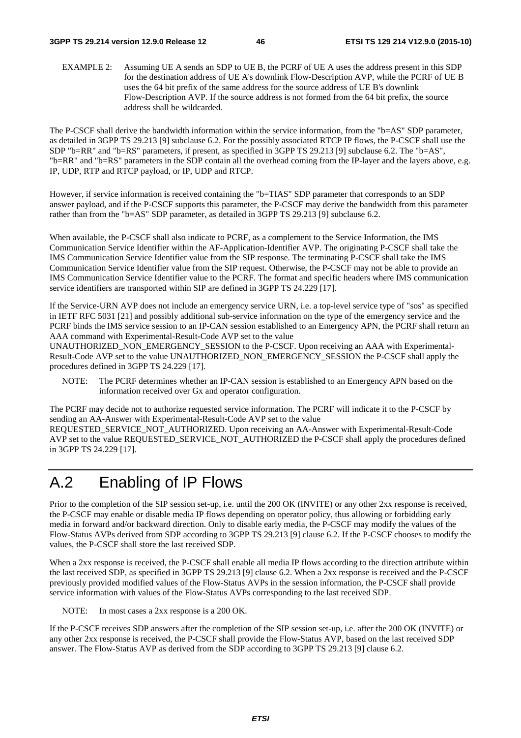EXAMPLE 2: Assuming UE A sends an SDP to UE B, the PCRF of UE A uses the address present in this SDP for the destination address of UE A's downlink Flow-Description AVP, while the PCRF of UE B uses the 64 bit prefix of the same address for the source address of UE B's downlink Flow-Description AVP. If the source address is not formed from the 64 bit prefix, the source address shall be wildcarded.

The P-CSCF shall derive the bandwidth information within the service information, from the "b=AS" SDP parameter, as detailed in 3GPP TS 29.213 [9] subclause 6.2. For the possibly associated RTCP IP flows, the P-CSCF shall use the SDP "b=RR" and "b=RS" parameters, if present, as specified in 3GPP TS 29.213 [9] subclause 6.2. The "b=AS", "b=RR" and "b=RS" parameters in the SDP contain all the overhead coming from the IP-layer and the layers above, e.g. IP, UDP, RTP and RTCP payload, or IP, UDP and RTCP.

However, if service information is received containing the "b=TIAS" SDP parameter that corresponds to an SDP answer payload, and if the P-CSCF supports this parameter, the P-CSCF may derive the bandwidth from this parameter rather than from the "b=AS" SDP parameter, as detailed in 3GPP TS 29.213 [9] subclause 6.2.

When available, the P-CSCF shall also indicate to PCRF, as a complement to the Service Information, the IMS Communication Service Identifier within the AF-Application-Identifier AVP. The originating P-CSCF shall take the IMS Communication Service Identifier value from the SIP response. The terminating P-CSCF shall take the IMS Communication Service Identifier value from the SIP request. Otherwise, the P-CSCF may not be able to provide an IMS Communication Service Identifier value to the PCRF. The format and specific headers where IMS communication service identifiers are transported within SIP are defined in 3GPP TS 24.229 [17].

If the Service-URN AVP does not include an emergency service URN, i.e. a top-level service type of "sos" as specified in IETF RFC 5031 [21] and possibly additional sub-service information on the type of the emergency service and the PCRF binds the IMS service session to an IP-CAN session established to an Emergency APN, the PCRF shall return an AAA command with Experimental-Result-Code AVP set to the value UNAUTHORIZED_NON_EMERGENCY_SESSION to the P-CSCF. Upon receiving an AAA with Experimental-Result-Code AVP set to the value UNAUTHORIZED_NON_EMERGENCY_SESSION the P-CSCF shall apply the procedures defined in 3GPP TS 24.229 [17].

NOTE: The PCRF determines whether an IP-CAN session is established to an Emergency APN based on the information received over Gx and operator configuration.

The PCRF may decide not to authorize requested service information. The PCRF will indicate it to the P-CSCF by sending an AA-Answer with Experimental-Result-Code AVP set to the value REQUESTED_SERVICE_NOT_AUTHORIZED. Upon receiving an AA-Answer with Experimental-Result-Code AVP set to the value REQUESTED_SERVICE_NOT_AUTHORIZED the P-CSCF shall apply the procedures defined in 3GPP TS 24.229 [17].

# A.2 Enabling of IP Flows

Prior to the completion of the SIP session set-up, i.e. until the 200 OK (INVITE) or any other 2xx response is received, the P-CSCF may enable or disable media IP flows depending on operator policy, thus allowing or forbidding early media in forward and/or backward direction. Only to disable early media, the P-CSCF may modify the values of the Flow-Status AVPs derived from SDP according to 3GPP TS 29.213 [9] clause 6.2. If the P-CSCF chooses to modify the values, the P-CSCF shall store the last received SDP.

When a 2xx response is received, the P-CSCF shall enable all media IP flows according to the direction attribute within the last received SDP, as specified in 3GPP TS 29.213 [9] clause 6.2. When a 2xx response is received and the P-CSCF previously provided modified values of the Flow-Status AVPs in the session information, the P-CSCF shall provide service information with values of the Flow-Status AVPs corresponding to the last received SDP.

NOTE: In most cases a 2xx response is a 200 OK.

If the P-CSCF receives SDP answers after the completion of the SIP session set-up, i.e. after the 200 OK (INVITE) or any other 2xx response is received, the P-CSCF shall provide the Flow-Status AVP, based on the last received SDP answer. The Flow-Status AVP as derived from the SDP according to 3GPP TS 29.213 [9] clause 6.2.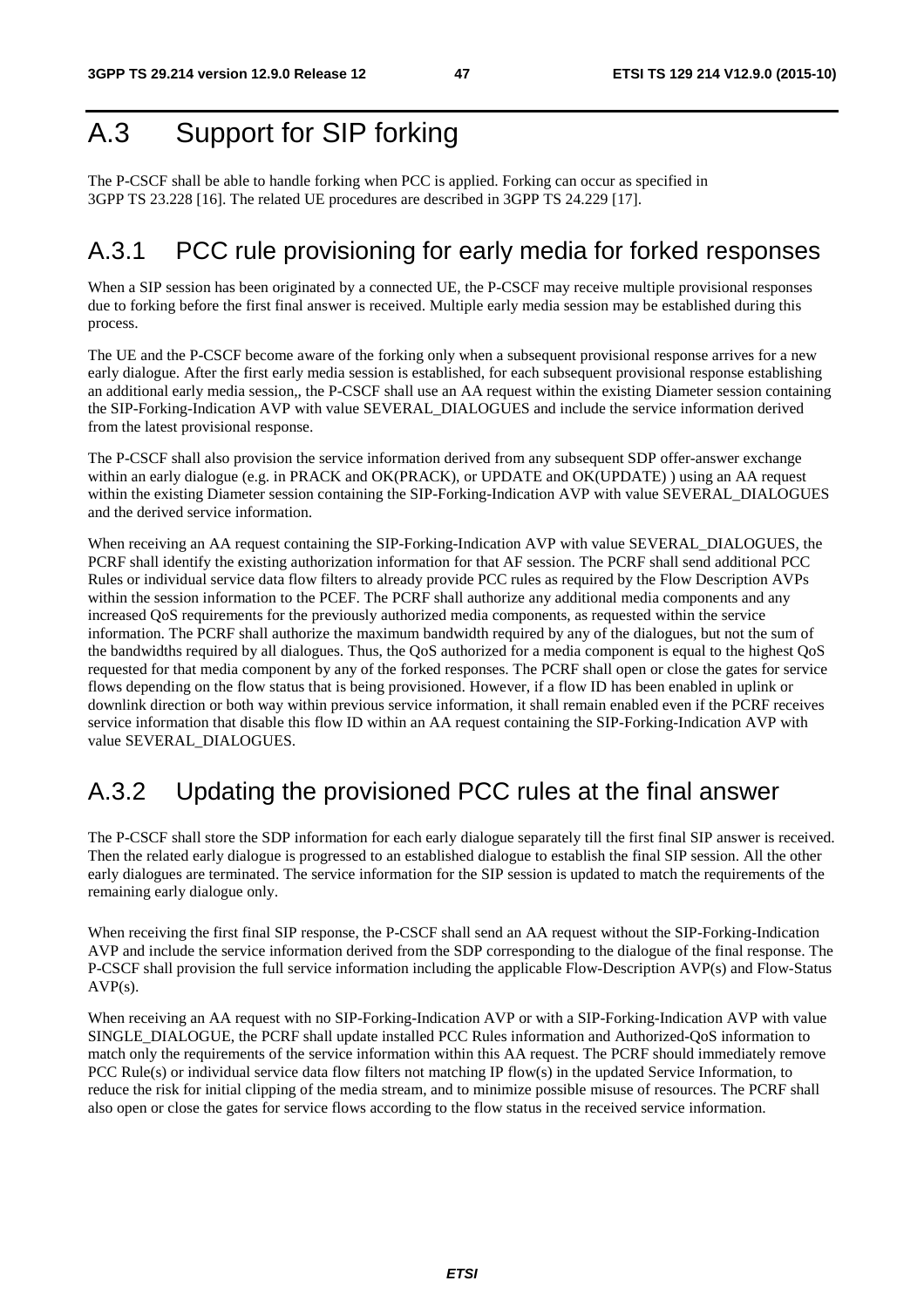# A.3 Support for SIP forking

The P-CSCF shall be able to handle forking when PCC is applied. Forking can occur as specified in 3GPP TS 23.228 [16]. The related UE procedures are described in 3GPP TS 24.229 [17].

## A.3.1 PCC rule provisioning for early media for forked responses

When a SIP session has been originated by a connected UE, the P-CSCF may receive multiple provisional responses due to forking before the first final answer is received. Multiple early media session may be established during this process.

The UE and the P-CSCF become aware of the forking only when a subsequent provisional response arrives for a new early dialogue. After the first early media session is established, for each subsequent provisional response establishing an additional early media session,, the P-CSCF shall use an AA request within the existing Diameter session containing the SIP-Forking-Indication AVP with value SEVERAL_DIALOGUES and include the service information derived from the latest provisional response.

The P-CSCF shall also provision the service information derived from any subsequent SDP offer-answer exchange within an early dialogue (e.g. in PRACK and OK(PRACK), or UPDATE and OK(UPDATE) ) using an AA request within the existing Diameter session containing the SIP-Forking-Indication AVP with value SEVERAL_DIALOGUES and the derived service information.

When receiving an AA request containing the SIP-Forking-Indication AVP with value SEVERAL_DIALOGUES, the PCRF shall identify the existing authorization information for that AF session. The PCRF shall send additional PCC Rules or individual service data flow filters to already provide PCC rules as required by the Flow Description AVPs within the session information to the PCEF. The PCRF shall authorize any additional media components and any increased QoS requirements for the previously authorized media components, as requested within the service information. The PCRF shall authorize the maximum bandwidth required by any of the dialogues, but not the sum of the bandwidths required by all dialogues. Thus, the QoS authorized for a media component is equal to the highest QoS requested for that media component by any of the forked responses. The PCRF shall open or close the gates for service flows depending on the flow status that is being provisioned. However, if a flow ID has been enabled in uplink or downlink direction or both way within previous service information, it shall remain enabled even if the PCRF receives service information that disable this flow ID within an AA request containing the SIP-Forking-Indication AVP with value SEVERAL_DIALOGUES.

## A.3.2 Updating the provisioned PCC rules at the final answer

The P-CSCF shall store the SDP information for each early dialogue separately till the first final SIP answer is received. Then the related early dialogue is progressed to an established dialogue to establish the final SIP session. All the other early dialogues are terminated. The service information for the SIP session is updated to match the requirements of the remaining early dialogue only.

When receiving the first final SIP response, the P-CSCF shall send an AA request without the SIP-Forking-Indication AVP and include the service information derived from the SDP corresponding to the dialogue of the final response. The P-CSCF shall provision the full service information including the applicable Flow-Description AVP(s) and Flow-Status AVP(s).

When receiving an AA request with no SIP-Forking-Indication AVP or with a SIP-Forking-Indication AVP with value SINGLE_DIALOGUE, the PCRF shall update installed PCC Rules information and Authorized-QoS information to match only the requirements of the service information within this AA request. The PCRF should immediately remove PCC Rule(s) or individual service data flow filters not matching IP flow(s) in the updated Service Information, to reduce the risk for initial clipping of the media stream, and to minimize possible misuse of resources. The PCRF shall also open or close the gates for service flows according to the flow status in the received service information.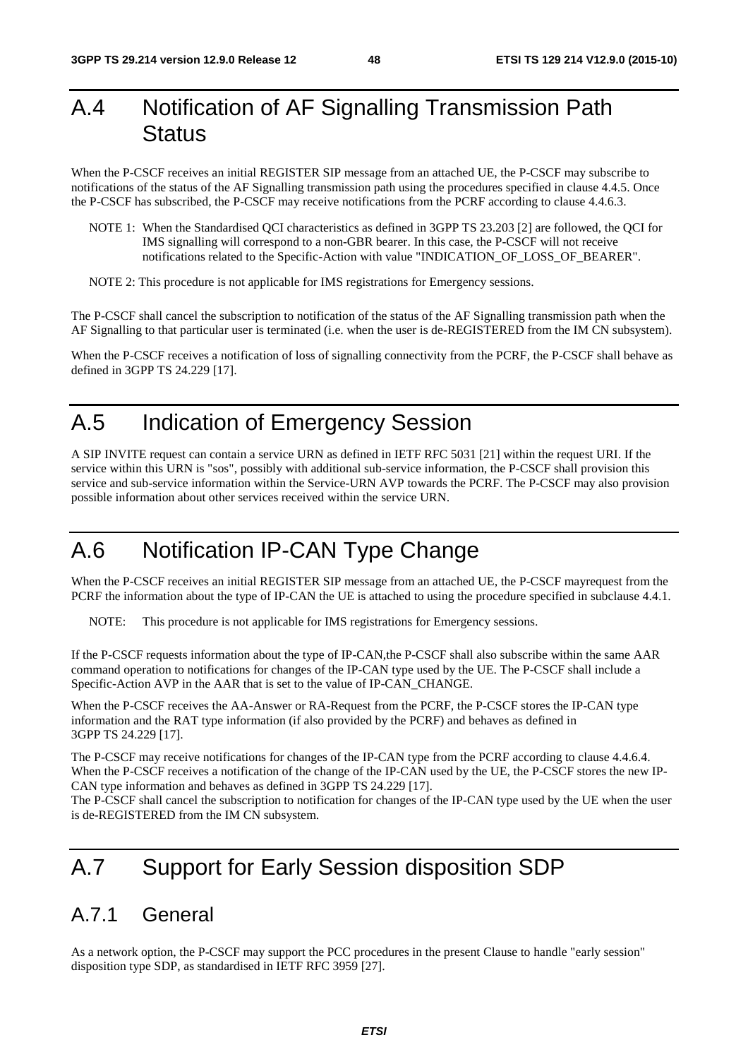# A.4 Notification of AF Signalling Transmission Path Status

When the P-CSCF receives an initial REGISTER SIP message from an attached UE, the P-CSCF may subscribe to notifications of the status of the AF Signalling transmission path using the procedures specified in clause 4.4.5. Once the P-CSCF has subscribed, the P-CSCF may receive notifications from the PCRF according to clause 4.4.6.3.

NOTE 1: When the Standardised QCI characteristics as defined in 3GPP TS 23.203 [2] are followed, the QCI for IMS signalling will correspond to a non-GBR bearer. In this case, the P-CSCF will not receive notifications related to the Specific-Action with value "INDICATION_OF_LOSS_OF_BEARER".

NOTE 2: This procedure is not applicable for IMS registrations for Emergency sessions.

The P-CSCF shall cancel the subscription to notification of the status of the AF Signalling transmission path when the AF Signalling to that particular user is terminated (i.e. when the user is de-REGISTERED from the IM CN subsystem).

When the P-CSCF receives a notification of loss of signalling connectivity from the PCRF, the P-CSCF shall behave as defined in 3GPP TS 24.229 [17].

# A.5 Indication of Emergency Session

A SIP INVITE request can contain a service URN as defined in IETF RFC 5031 [21] within the request URI. If the service within this URN is "sos", possibly with additional sub-service information, the P-CSCF shall provision this service and sub-service information within the Service-URN AVP towards the PCRF. The P-CSCF may also provision possible information about other services received within the service URN.

# A.6 Notification IP-CAN Type Change

When the P-CSCF receives an initial REGISTER SIP message from an attached UE, the P-CSCF mayrequest from the PCRF the information about the type of IP-CAN the UE is attached to using the procedure specified in subclause 4.4.1.

NOTE: This procedure is not applicable for IMS registrations for Emergency sessions.

If the P-CSCF requests information about the type of IP-CAN,the P-CSCF shall also subscribe within the same AAR command operation to notifications for changes of the IP-CAN type used by the UE. The P-CSCF shall include a Specific-Action AVP in the AAR that is set to the value of IP-CAN_CHANGE.

When the P-CSCF receives the AA-Answer or RA-Request from the PCRF, the P-CSCF stores the IP-CAN type information and the RAT type information (if also provided by the PCRF) and behaves as defined in 3GPP TS 24.229 [17].

The P-CSCF may receive notifications for changes of the IP-CAN type from the PCRF according to clause 4.4.6.4. When the P-CSCF receives a notification of the change of the IP-CAN used by the UE, the P-CSCF stores the new IP-CAN type information and behaves as defined in 3GPP TS 24.229 [17].
The P-CSCF shall cancel the subscription to notification for changes of the IP-CAN type used by the UE when the user is de-REGISTERED from the IM CN subsystem.

# A.7 Support for Early Session disposition SDP

## A.7.1 General

As a network option, the P-CSCF may support the PCC procedures in the present Clause to handle "early session" disposition type SDP, as standardised in IETF RFC 3959 [27].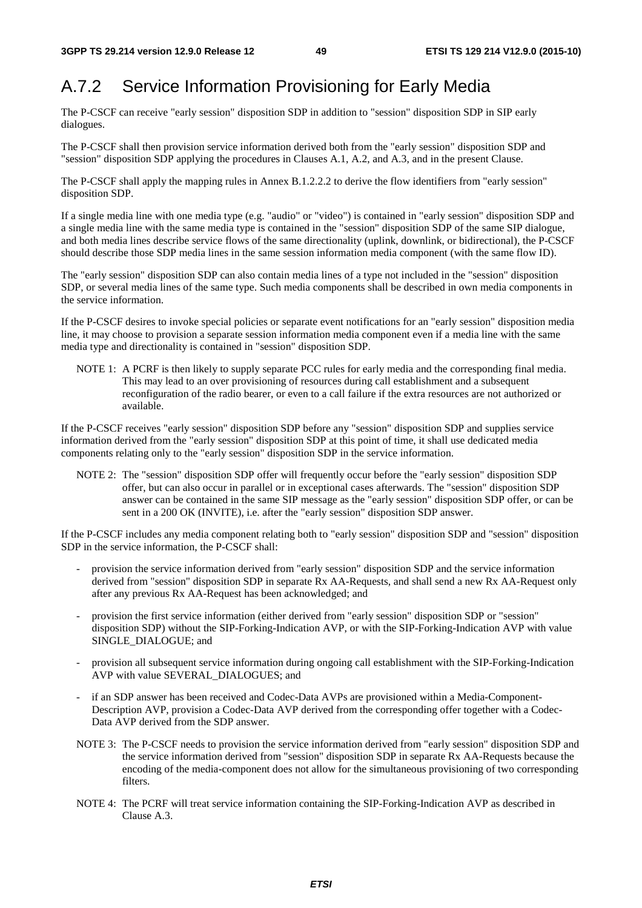## A.7.2 Service Information Provisioning for Early Media

The P-CSCF can receive "early session" disposition SDP in addition to "session" disposition SDP in SIP early dialogues.

The P-CSCF shall then provision service information derived both from the "early session" disposition SDP and "session" disposition SDP applying the procedures in Clauses A.1, A.2, and A.3, and in the present Clause.

The P-CSCF shall apply the mapping rules in Annex B.1.2.2.2 to derive the flow identifiers from "early session" disposition SDP.

If a single media line with one media type (e.g. "audio" or "video") is contained in "early session" disposition SDP and a single media line with the same media type is contained in the "session" disposition SDP of the same SIP dialogue, and both media lines describe service flows of the same directionality (uplink, downlink, or bidirectional), the P-CSCF should describe those SDP media lines in the same session information media component (with the same flow ID).

The "early session" disposition SDP can also contain media lines of a type not included in the "session" disposition SDP, or several media lines of the same type. Such media components shall be described in own media components in the service information.

If the P-CSCF desires to invoke special policies or separate event notifications for an "early session" disposition media line, it may choose to provision a separate session information media component even if a media line with the same media type and directionality is contained in "session" disposition SDP.

NOTE 1: A PCRF is then likely to supply separate PCC rules for early media and the corresponding final media. This may lead to an over provisioning of resources during call establishment and a subsequent reconfiguration of the radio bearer, or even to a call failure if the extra resources are not authorized or available.

If the P-CSCF receives "early session" disposition SDP before any "session" disposition SDP and supplies service information derived from the "early session" disposition SDP at this point of time, it shall use dedicated media components relating only to the "early session" disposition SDP in the service information.

NOTE 2: The "session" disposition SDP offer will frequently occur before the "early session" disposition SDP offer, but can also occur in parallel or in exceptional cases afterwards. The "session" disposition SDP answer can be contained in the same SIP message as the "early session" disposition SDP offer, or can be sent in a 200 OK (INVITE), i.e. after the "early session" disposition SDP answer.

If the P-CSCF includes any media component relating both to "early session" disposition SDP and "session" disposition SDP in the service information, the P-CSCF shall:

- provision the service information derived from "early session" disposition SDP and the service information derived from "session" disposition SDP in separate Rx AA-Requests, and shall send a new Rx AA-Request only after any previous Rx AA-Request has been acknowledged; and
- provision the first service information (either derived from "early session" disposition SDP or "session" disposition SDP) without the SIP-Forking-Indication AVP, or with the SIP-Forking-Indication AVP with value SINGLE_DIALOGUE; and
- provision all subsequent service information during ongoing call establishment with the SIP-Forking-Indication AVP with value SEVERAL_DIALOGUES; and
- if an SDP answer has been received and Codec-Data AVPs are provisioned within a Media-Component-Description AVP, provision a Codec-Data AVP derived from the corresponding offer together with a Codec-Data AVP derived from the SDP answer.

NOTE 3: The P-CSCF needs to provision the service information derived from "early session" disposition SDP and the service information derived from "session" disposition SDP in separate Rx AA-Requests because the encoding of the media-component does not allow for the simultaneous provisioning of two corresponding filters.

NOTE 4: The PCRF will treat service information containing the SIP-Forking-Indication AVP as described in Clause A.3.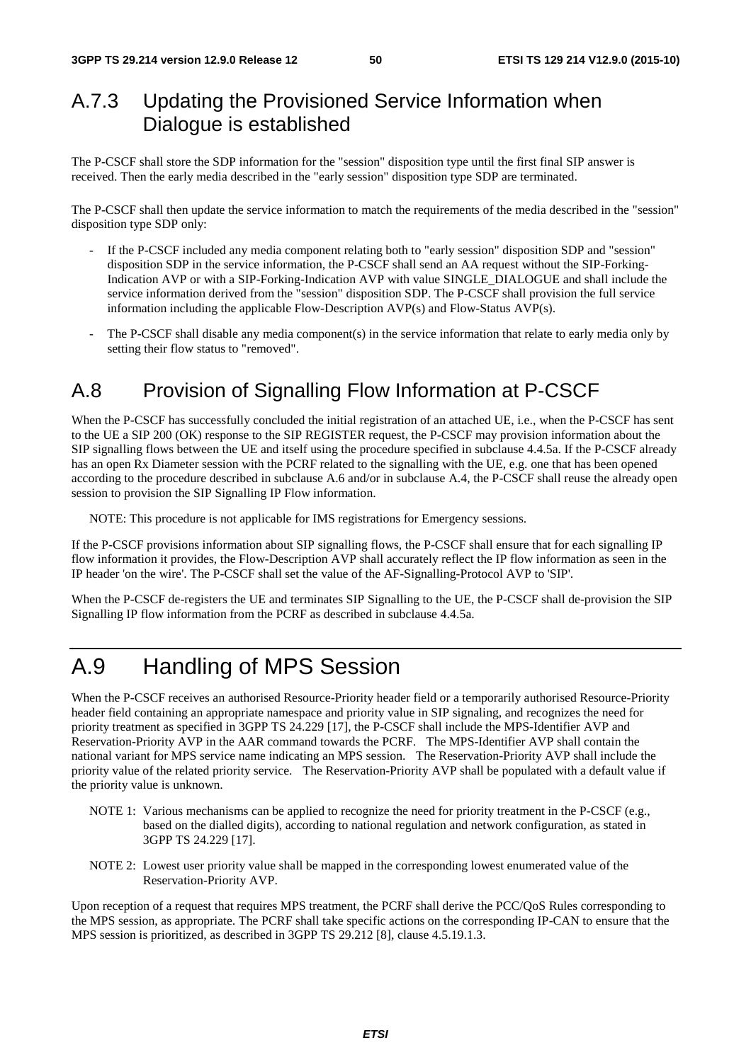## A.7.3 Updating the Provisioned Service Information when Dialogue is established

The P-CSCF shall store the SDP information for the "session" disposition type until the first final SIP answer is received. Then the early media described in the "early session" disposition type SDP are terminated.

The P-CSCF shall then update the service information to match the requirements of the media described in the "session" disposition type SDP only:

- If the P-CSCF included any media component relating both to "early session" disposition SDP and "session" disposition SDP in the service information, the P-CSCF shall send an AA request without the SIP-Forking-Indication AVP or with a SIP-Forking-Indication AVP with value SINGLE_DIALOGUE and shall include the service information derived from the "session" disposition SDP. The P-CSCF shall provision the full service information including the applicable Flow-Description AVP(s) and Flow-Status AVP(s).
- The P-CSCF shall disable any media component(s) in the service information that relate to early media only by setting their flow status to "removed".

## A.8 Provision of Signalling Flow Information at P-CSCF

When the P-CSCF has successfully concluded the initial registration of an attached UE, i.e., when the P-CSCF has sent to the UE a SIP 200 (OK) response to the SIP REGISTER request, the P-CSCF may provision information about the SIP signalling flows between the UE and itself using the procedure specified in subclause 4.4.5a. If the P-CSCF already has an open Rx Diameter session with the PCRF related to the signalling with the UE, e.g. one that has been opened according to the procedure described in subclause A.6 and/or in subclause A.4, the P-CSCF shall reuse the already open session to provision the SIP Signalling IP Flow information.

NOTE: This procedure is not applicable for IMS registrations for Emergency sessions.

If the P-CSCF provisions information about SIP signalling flows, the P-CSCF shall ensure that for each signalling IP flow information it provides, the Flow-Description AVP shall accurately reflect the IP flow information as seen in the IP header 'on the wire'. The P-CSCF shall set the value of the AF-Signalling-Protocol AVP to 'SIP'.

When the P-CSCF de-registers the UE and terminates SIP Signalling to the UE, the P-CSCF shall de-provision the SIP Signalling IP flow information from the PCRF as described in subclause 4.4.5a.

# A.9 Handling of MPS Session

When the P-CSCF receives an authorised Resource-Priority header field or a temporarily authorised Resource-Priority header field containing an appropriate namespace and priority value in SIP signaling, and recognizes the need for priority treatment as specified in 3GPP TS 24.229 [17], the P-CSCF shall include the MPS-Identifier AVP and Reservation-Priority AVP in the AAR command towards the PCRF. The MPS-Identifier AVP shall contain the national variant for MPS service name indicating an MPS session. The Reservation-Priority AVP shall include the priority value of the related priority service. The Reservation-Priority AVP shall be populated with a default value if the priority value is unknown.

NOTE 1: Various mechanisms can be applied to recognize the need for priority treatment in the P-CSCF (e.g., based on the dialled digits), according to national regulation and network configuration, as stated in 3GPP TS 24.229 [17].

NOTE 2: Lowest user priority value shall be mapped in the corresponding lowest enumerated value of the Reservation-Priority AVP.

Upon reception of a request that requires MPS treatment, the PCRF shall derive the PCC/QoS Rules corresponding to the MPS session, as appropriate. The PCRF shall take specific actions on the corresponding IP-CAN to ensure that the MPS session is prioritized, as described in 3GPP TS 29.212 [8], clause 4.5.19.1.3.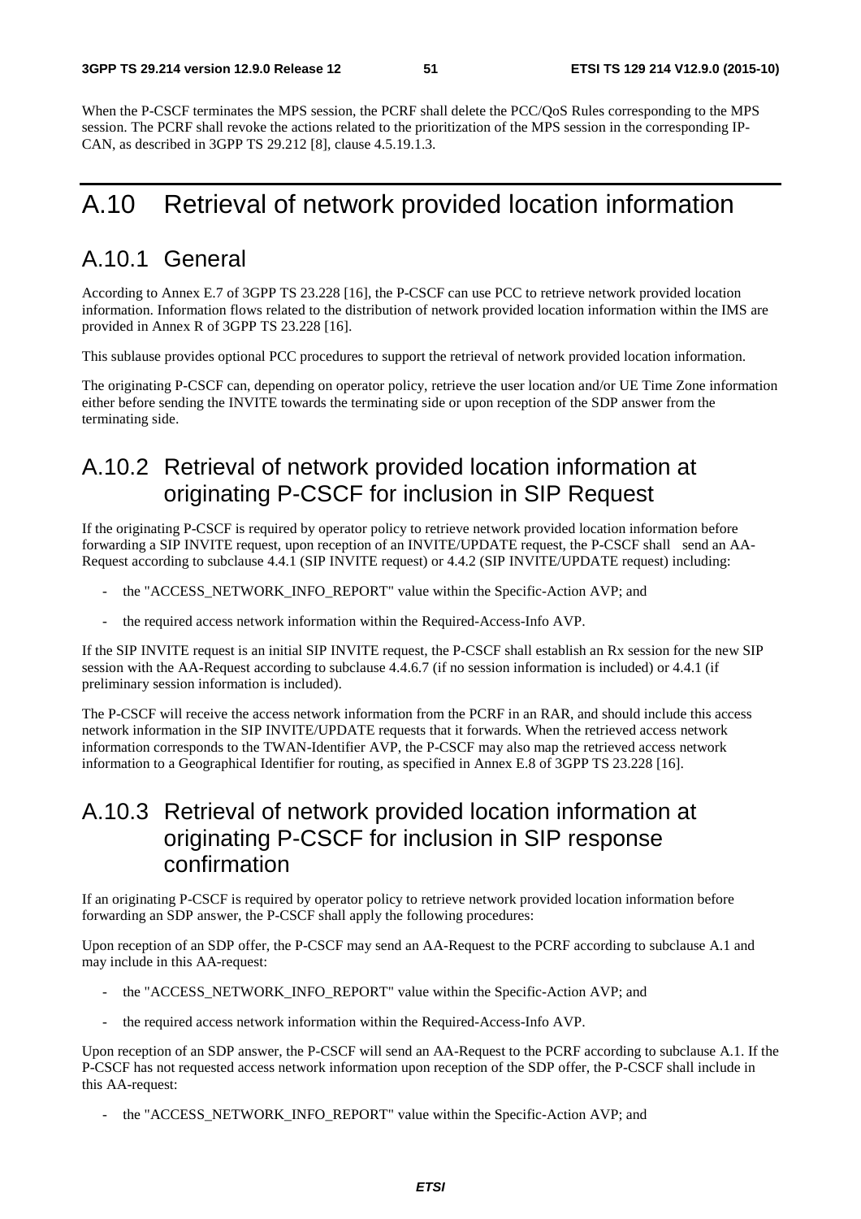When the P-CSCF terminates the MPS session, the PCRF shall delete the PCC/QoS Rules corresponding to the MPS session. The PCRF shall revoke the actions related to the prioritization of the MPS session in the corresponding IP-CAN, as described in 3GPP TS 29.212 [8], clause 4.5.19.1.3.

# A.10 Retrieval of network provided location information

## A.10.1 General

According to Annex E.7 of 3GPP TS 23.228 [16], the P-CSCF can use PCC to retrieve network provided location information. Information flows related to the distribution of network provided location information within the IMS are provided in Annex R of 3GPP TS 23.228 [16].

This sublause provides optional PCC procedures to support the retrieval of network provided location information.

The originating P-CSCF can, depending on operator policy, retrieve the user location and/or UE Time Zone information either before sending the INVITE towards the terminating side or upon reception of the SDP answer from the terminating side.

## A.10.2 Retrieval of network provided location information at originating P-CSCF for inclusion in SIP Request

If the originating P-CSCF is required by operator policy to retrieve network provided location information before forwarding a SIP INVITE request, upon reception of an INVITE/UPDATE request, the P-CSCF shall send an AA-Request according to subclause 4.4.1 (SIP INVITE request) or 4.4.2 (SIP INVITE/UPDATE request) including:

- the "ACCESS_NETWORK_INFO_REPORT" value within the Specific-Action AVP; and
- the required access network information within the Required-Access-Info AVP.

If the SIP INVITE request is an initial SIP INVITE request, the P-CSCF shall establish an Rx session for the new SIP session with the AA-Request according to subclause 4.4.6.7 (if no session information is included) or 4.4.1 (if preliminary session information is included).

The P-CSCF will receive the access network information from the PCRF in an RAR, and should include this access network information in the SIP INVITE/UPDATE requests that it forwards. When the retrieved access network information corresponds to the TWAN-Identifier AVP, the P-CSCF may also map the retrieved access network information to a Geographical Identifier for routing, as specified in Annex E.8 of 3GPP TS 23.228 [16].

## A.10.3 Retrieval of network provided location information at originating P-CSCF for inclusion in SIP response confirmation

If an originating P-CSCF is required by operator policy to retrieve network provided location information before forwarding an SDP answer, the P-CSCF shall apply the following procedures:

Upon reception of an SDP offer, the P-CSCF may send an AA-Request to the PCRF according to subclause A.1 and may include in this AA-request:

- the "ACCESS_NETWORK_INFO_REPORT" value within the Specific-Action AVP; and
- the required access network information within the Required-Access-Info AVP.

Upon reception of an SDP answer, the P-CSCF will send an AA-Request to the PCRF according to subclause A.1. If the P-CSCF has not requested access network information upon reception of the SDP offer, the P-CSCF shall include in this AA-request:

- the "ACCESS_NETWORK_INFO_REPORT" value within the Specific-Action AVP; and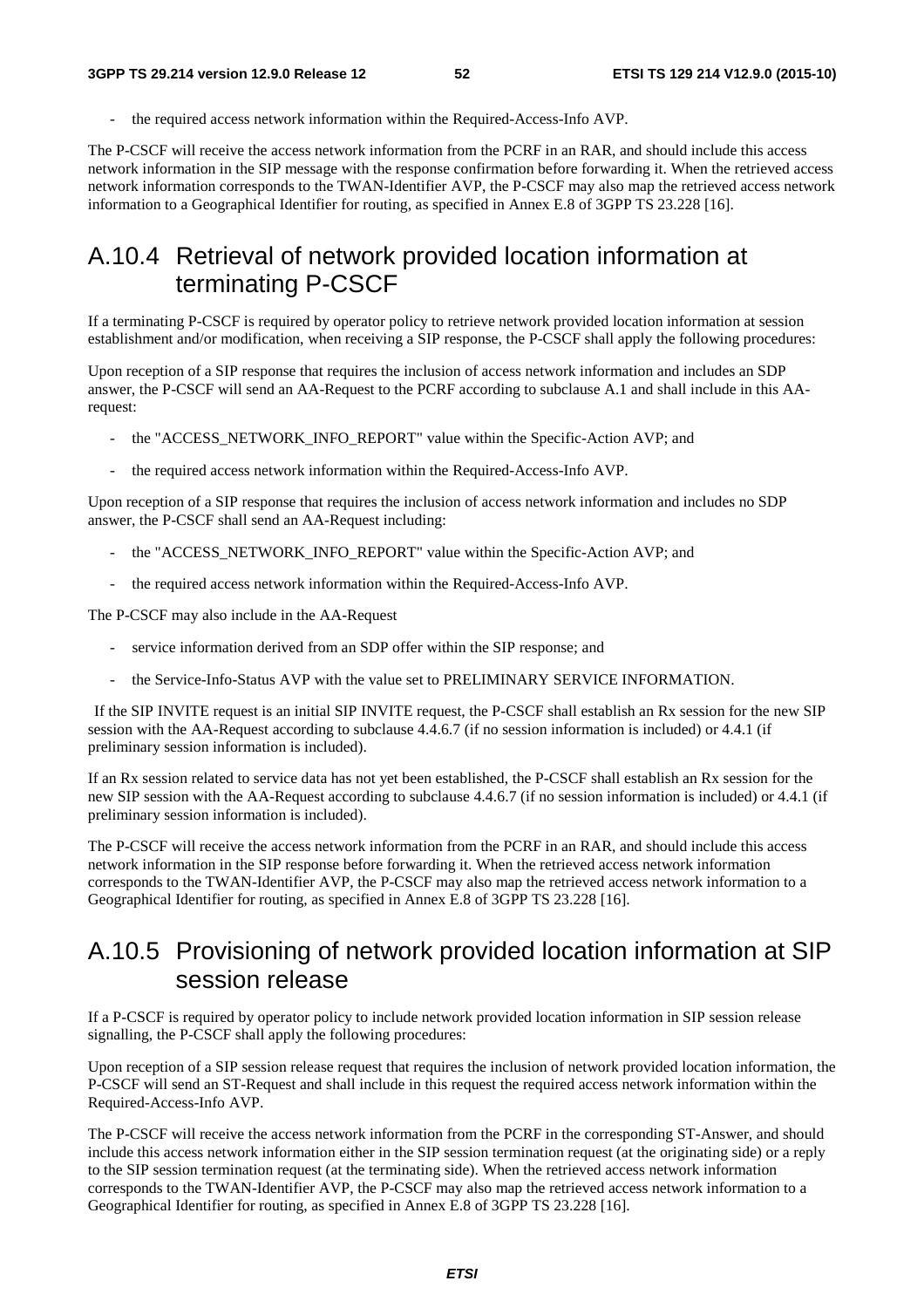- the required access network information within the Required-Access-Info AVP.

The P-CSCF will receive the access network information from the PCRF in an RAR, and should include this access network information in the SIP message with the response confirmation before forwarding it. When the retrieved access network information corresponds to the TWAN-Identifier AVP, the P-CSCF may also map the retrieved access network information to a Geographical Identifier for routing, as specified in Annex E.8 of 3GPP TS 23.228 [16].

## A.10.4 Retrieval of network provided location information at terminating P-CSCF

If a terminating P-CSCF is required by operator policy to retrieve network provided location information at session establishment and/or modification, when receiving a SIP response, the P-CSCF shall apply the following procedures:

Upon reception of a SIP response that requires the inclusion of access network information and includes an SDP answer, the P-CSCF will send an AA-Request to the PCRF according to subclause A.1 and shall include in this AA-request:

- the "ACCESS_NETWORK_INFO_REPORT" value within the Specific-Action AVP; and
- the required access network information within the Required-Access-Info AVP.

Upon reception of a SIP response that requires the inclusion of access network information and includes no SDP answer, the P-CSCF shall send an AA-Request including:

- the "ACCESS_NETWORK_INFO_REPORT" value within the Specific-Action AVP; and
- the required access network information within the Required-Access-Info AVP.

The P-CSCF may also include in the AA-Request

- service information derived from an SDP offer within the SIP response; and
- the Service-Info-Status AVP with the value set to PRELIMINARY SERVICE INFORMATION.

If the SIP INVITE request is an initial SIP INVITE request, the P-CSCF shall establish an Rx session for the new SIP session with the AA-Request according to subclause 4.4.6.7 (if no session information is included) or 4.4.1 (if preliminary session information is included).

If an Rx session related to service data has not yet been established, the P-CSCF shall establish an Rx session for the new SIP session with the AA-Request according to subclause 4.4.6.7 (if no session information is included) or 4.4.1 (if preliminary session information is included).

The P-CSCF will receive the access network information from the PCRF in an RAR, and should include this access network information in the SIP response before forwarding it. When the retrieved access network information corresponds to the TWAN-Identifier AVP, the P-CSCF may also map the retrieved access network information to a Geographical Identifier for routing, as specified in Annex E.8 of 3GPP TS 23.228 [16].

## A.10.5 Provisioning of network provided location information at SIP session release

If a P-CSCF is required by operator policy to include network provided location information in SIP session release signalling, the P-CSCF shall apply the following procedures:

Upon reception of a SIP session release request that requires the inclusion of network provided location information, the P-CSCF will send an ST-Request and shall include in this request the required access network information within the Required-Access-Info AVP.

The P-CSCF will receive the access network information from the PCRF in the corresponding ST-Answer, and should include this access network information either in the SIP session termination request (at the originating side) or a reply to the SIP session termination request (at the terminating side). When the retrieved access network information corresponds to the TWAN-Identifier AVP, the P-CSCF may also map the retrieved access network information to a Geographical Identifier for routing, as specified in Annex E.8 of 3GPP TS 23.228 [16].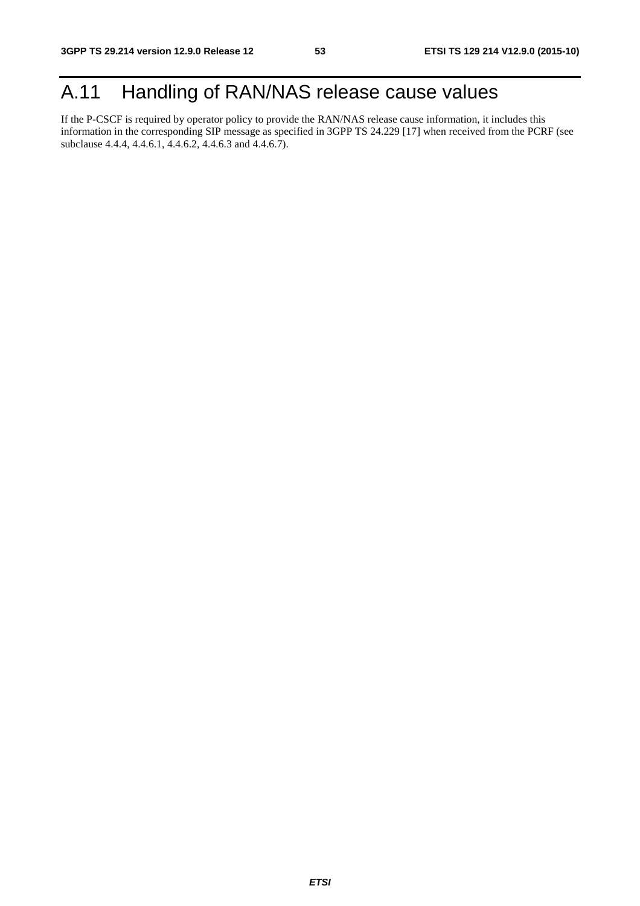# A.11 Handling of RAN/NAS release cause values

If the P-CSCF is required by operator policy to provide the RAN/NAS release cause information, it includes this information in the corresponding SIP message as specified in 3GPP TS 24.229 [17] when received from the PCRF (see subclause 4.4.4, 4.4.6.1, 4.4.6.2, 4.4.6.3 and 4.4.6.7).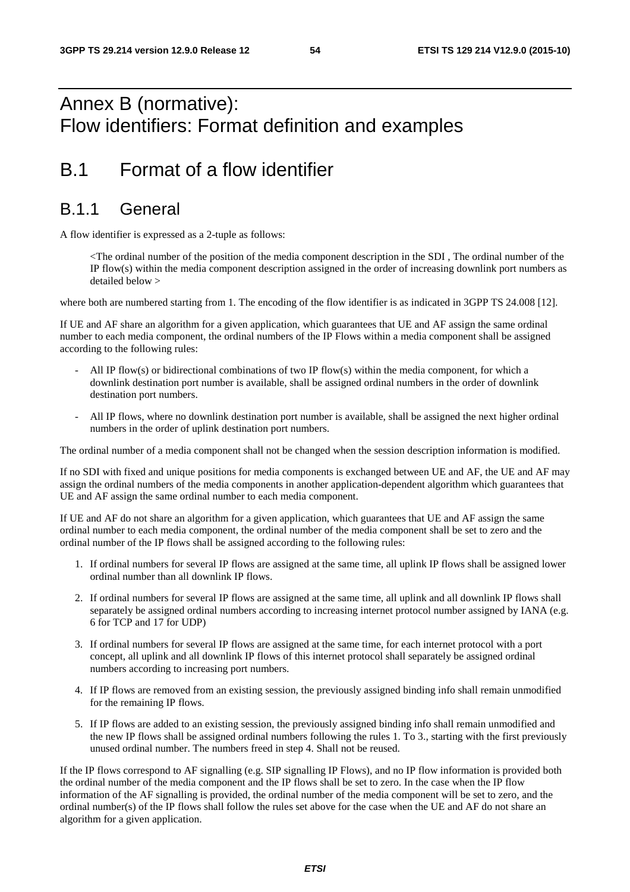# Annex B (normative): Flow identifiers: Format definition and examples

# B.1 Format of a flow identifier

## B.1.1 General

A flow identifier is expressed as a 2-tuple as follows:

> <The ordinal number of the position of the media component description in the SDI , The ordinal number of the IP flow(s) within the media component description assigned in the order of increasing downlink port numbers as detailed below >

where both are numbered starting from 1. The encoding of the flow identifier is as indicated in 3GPP TS 24.008 [12].

If UE and AF share an algorithm for a given application, which guarantees that UE and AF assign the same ordinal number to each media component, the ordinal numbers of the IP Flows within a media component shall be assigned according to the following rules:

- All IP flow(s) or bidirectional combinations of two IP flow(s) within the media component, for which a downlink destination port number is available, shall be assigned ordinal numbers in the order of downlink destination port numbers.
- All IP flows, where no downlink destination port number is available, shall be assigned the next higher ordinal numbers in the order of uplink destination port numbers.

The ordinal number of a media component shall not be changed when the session description information is modified.

If no SDI with fixed and unique positions for media components is exchanged between UE and AF, the UE and AF may assign the ordinal numbers of the media components in another application-dependent algorithm which guarantees that UE and AF assign the same ordinal number to each media component.

If UE and AF do not share an algorithm for a given application, which guarantees that UE and AF assign the same ordinal number to each media component, the ordinal number of the media component shall be set to zero and the ordinal number of the IP flows shall be assigned according to the following rules:

1. If ordinal numbers for several IP flows are assigned at the same time, all uplink IP flows shall be assigned lower ordinal number than all downlink IP flows.
2. If ordinal numbers for several IP flows are assigned at the same time, all uplink and all downlink IP flows shall separately be assigned ordinal numbers according to increasing internet protocol number assigned by IANA (e.g. 6 for TCP and 17 for UDP)
3. If ordinal numbers for several IP flows are assigned at the same time, for each internet protocol with a port concept, all uplink and all downlink IP flows of this internet protocol shall separately be assigned ordinal numbers according to increasing port numbers.
4. If IP flows are removed from an existing session, the previously assigned binding info shall remain unmodified for the remaining IP flows.
5. If IP flows are added to an existing session, the previously assigned binding info shall remain unmodified and the new IP flows shall be assigned ordinal numbers following the rules 1. To 3., starting with the first previously unused ordinal number. The numbers freed in step 4. Shall not be reused.

If the IP flows correspond to AF signalling (e.g. SIP signalling IP Flows), and no IP flow information is provided both the ordinal number of the media component and the IP flows shall be set to zero. In the case when the IP flow information of the AF signalling is provided, the ordinal number of the media component will be set to zero, and the ordinal number(s) of the IP flows shall follow the rules set above for the case when the UE and AF do not share an algorithm for a given application.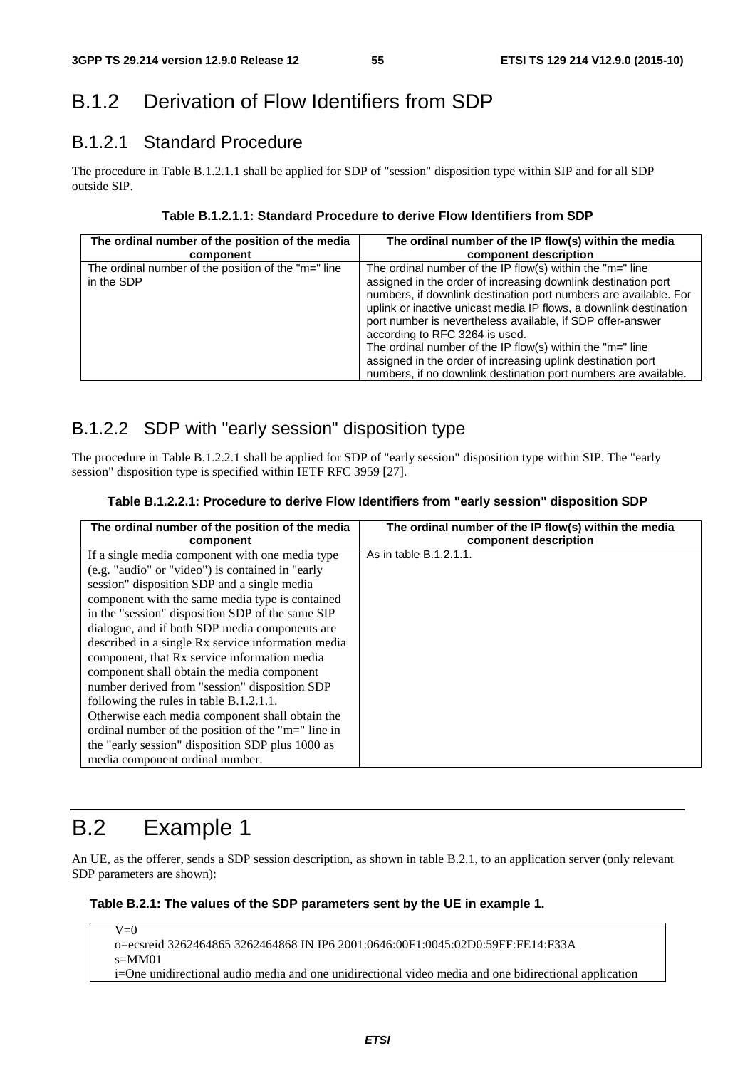## B.1.2 Derivation of Flow Identifiers from SDP

### B.1.2.1 Standard Procedure

The procedure in Table B.1.2.1.1 shall be applied for SDP of "session" disposition type within SIP and for all SDP outside SIP.

**Table B.1.2.1.1: Standard Procedure to derive Flow Identifiers from SDP**

| The ordinal number of the position of the media component | The ordinal number of the IP flow(s) within the media component description |
|---|---|
| The ordinal number of the position of the "m=" line in the SDP | The ordinal number of the IP flow(s) within the "m=" line assigned in the order of increasing downlink destination port numbers, if downlink destination port numbers are available. For uplink or inactive unicast media IP flows, a downlink destination port number is nevertheless available, if SDP offer-answer according to RFC 3264 is used.<br>The ordinal number of the IP flow(s) within the "m=" line assigned in the order of increasing uplink destination port numbers, if no downlink destination port numbers are available. |

### B.1.2.2 SDP with "early session" disposition type

The procedure in Table B.1.2.2.1 shall be applied for SDP of "early session" disposition type within SIP. The "early session" disposition type is specified within IETF RFC 3959 [27].

**Table B.1.2.2.1: Procedure to derive Flow Identifiers from "early session" disposition SDP**

| The ordinal number of the position of the media component | The ordinal number of the IP flow(s) within the media component description |
|---|---|
| If a single media component with one media type (e.g. "audio" or "video") is contained in "early session" disposition SDP and a single media component with the same media type is contained in the "session" disposition SDP of the same SIP dialogue, and if both SDP media components are described in a single Rx service information media component, that Rx service information media component shall obtain the media component number derived from "session" disposition SDP following the rules in table B.1.2.1.1.<br>Otherwise each media component shall obtain the ordinal number of the position of the "m=" line in the "early session" disposition SDP plus 1000 as media component ordinal number. | As in table B.1.2.1.1. |

# B.2 Example 1

An UE, as the offerer, sends a SDP session description, as shown in table B.2.1, to an application server (only relevant SDP parameters are shown):

**Table B.2.1: The values of the SDP parameters sent by the UE in example 1.**

```
V=0
o=ecsreid 3262464865 3262464868 IN IP6 2001:0646:00F1:0045:02D0:59FF:FE14:F33A
s=MM01
i=One unidirectional audio media and one unidirectional video media and one bidirectional application
```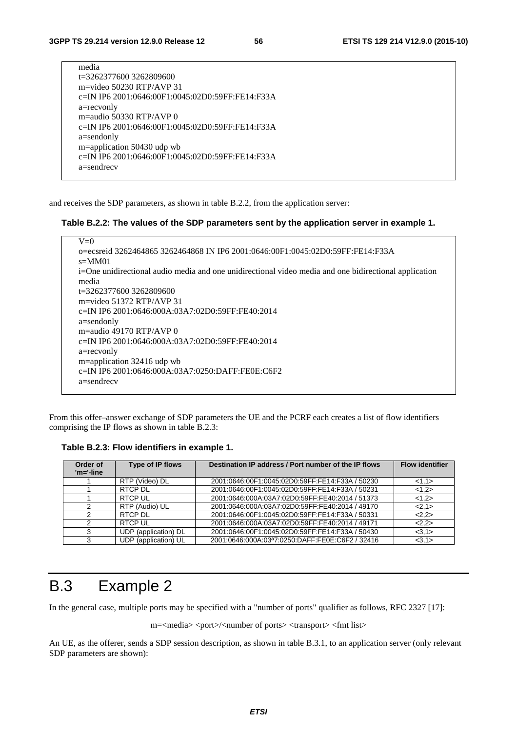```
media
t=3262377600 3262809600
m=video 50230 RTP/AVP 31
c=IN IP6 2001:0646:00F1:0045:02D0:59FF:FE14:F33A
a=recvonly
m=audio 50330 RTP/AVP 0
c=IN IP6 2001:0646:00F1:0045:02D0:59FF:FE14:F33A
a=sendonly
m=application 50430 udp wb
c=IN IP6 2001:0646:00F1:0045:02D0:59FF:FE14:F33A
a=sendrecv
```

and receives the SDP parameters, as shown in table B.2.2, from the application server:

**Table B.2.2: The values of the SDP parameters sent by the application server in example 1.**

```
V=0
o=ecsreid 3262464865 3262464868 IN IP6 2001:0646:00F1:0045:02D0:59FF:FE14:F33A
s=MM01
i=One unidirectional audio media and one unidirectional video media and one bidirectional application media
t=3262377600 3262809600
m=video 51372 RTP/AVP 31
c=IN IP6 2001:0646:000A:03A7:02D0:59FF:FE40:2014
a=sendonly
m=audio 49170 RTP/AVP 0
c=IN IP6 2001:0646:000A:03A7:02D0:59FF:FE40:2014
a=recvonly
m=application 32416 udp wb
c=IN IP6 2001:0646:000A:03A7:0250:DAFF:FE0E:C6F2
a=sendrecv
```

From this offer–answer exchange of SDP parameters the UE and the PCRF each creates a list of flow identifiers comprising the IP flows as shown in table B.2.3:

**Table B.2.3: Flow identifiers in example 1.**

| Order of 'm='-line | Type of IP flows | Destination IP address / Port number of the IP flows | Flow identifier |
|---|---|---|---|
| 1 | RTP (Video) DL | 2001:0646:00F1:0045:02D0:59FF:FE14:F33A / 50230 | <1,1> |
| 1 | RTCP DL | 2001:0646:00F1:0045:02D0:59FF:FE14:F33A / 50231 | <1,2> |
| 1 | RTCP UL | 2001:0646:000A:03A7:02D0:59FF:FE40:2014 / 51373 | <1,2> |
| 2 | RTP (Audio) UL | 2001:0646:000A:03A7:02D0:59FF:FE40:2014 / 49170 | <2,1> |
| 2 | RTCP DL | 2001:0646:00F1:0045:02D0:59FF:FE14:F33A / 50331 | <2,2> |
| 2 | RTCP UL | 2001:0646:000A:03A7:02D0:59FF:FE40:2014 / 49171 | <2,2> |
| 3 | UDP (application) DL | 2001:0646:00F1:0045:02D0:59FF:FE14:F33A / 50430 | <3,1> |
| 3 | UDP (application) UL | 2001:0646:000A:03ª7:0250:DAFF:FE0E:C6F2 / 32416 | <3,1> |

# B.3 Example 2

In the general case, multiple ports may be specified with a "number of ports" qualifier as follows, RFC 2327 [17]:

m=<media> <port>/<number of ports> <transport> <fmt list>

An UE, as the offerer, sends a SDP session description, as shown in table B.3.1, to an application server (only relevant SDP parameters are shown):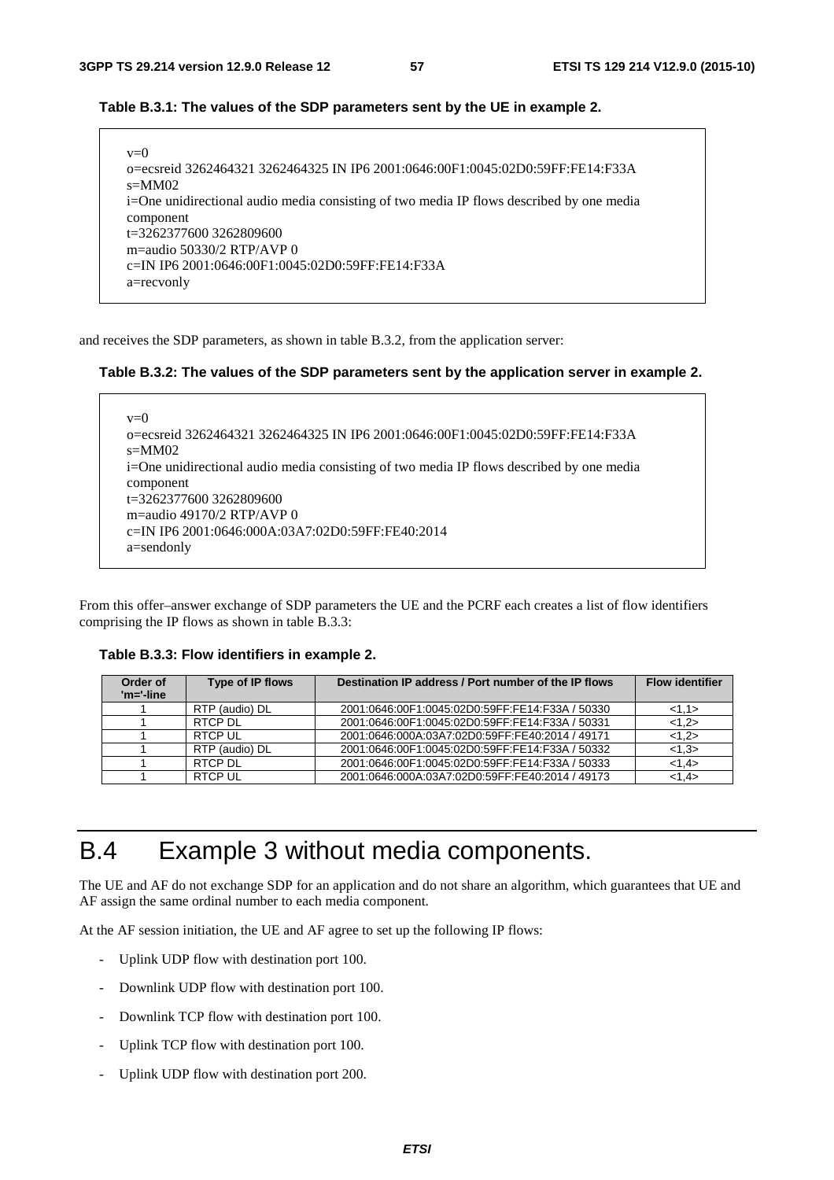**Table B.3.1: The values of the SDP parameters sent by the UE in example 2.**

```
v=0
o=ecsreid 3262464321 3262464325 IN IP6 2001:0646:00F1:0045:02D0:59FF:FE14:F33A
s=MM02
i=One unidirectional audio media consisting of two media IP flows described by one media component
t=3262377600 3262809600
m=audio 50330/2 RTP/AVP 0
c=IN IP6 2001:0646:00F1:0045:02D0:59FF:FE14:F33A
a=recvonly
```

and receives the SDP parameters, as shown in table B.3.2, from the application server:

**Table B.3.2: The values of the SDP parameters sent by the application server in example 2.**

```
v=0
o=ecsreid 3262464321 3262464325 IN IP6 2001:0646:00F1:0045:02D0:59FF:FE14:F33A
s=MM02
i=One unidirectional audio media consisting of two media IP flows described by one media component
t=3262377600 3262809600
m=audio 49170/2 RTP/AVP 0
c=IN IP6 2001:0646:000A:03A7:02D0:59FF:FE40:2014
a=sendonly
```

From this offer–answer exchange of SDP parameters the UE and the PCRF each creates a list of flow identifiers comprising the IP flows as shown in table B.3.3:

**Table B.3.3: Flow identifiers in example 2.**

| Order of 'm='-line | Type of IP flows | Destination IP address / Port number of the IP flows | Flow identifier |
|---|---|---|---|
| 1 | RTP (audio) DL | 2001:0646:00F1:0045:02D0:59FF:FE14:F33A / 50330 | <1,1> |
| 1 | RTCP DL | 2001:0646:00F1:0045:02D0:59FF:FE14:F33A / 50331 | <1,2> |
| 1 | RTCP UL | 2001:0646:000A:03A7:02D0:59FF:FE40:2014 / 49171 | <1,2> |
| 1 | RTP (audio) DL | 2001:0646:00F1:0045:02D0:59FF:FE14:F33A / 50332 | <1,3> |
| 1 | RTCP DL | 2001:0646:00F1:0045:02D0:59FF:FE14:F33A / 50333 | <1,4> |
| 1 | RTCP UL | 2001:0646:000A:03A7:02D0:59FF:FE40:2014 / 49173 | <1,4> |

# B.4 Example 3 without media components.

The UE and AF do not exchange SDP for an application and do not share an algorithm, which guarantees that UE and AF assign the same ordinal number to each media component.

At the AF session initiation, the UE and AF agree to set up the following IP flows:

- Uplink UDP flow with destination port 100.
- Downlink UDP flow with destination port 100.
- Downlink TCP flow with destination port 100.
- Uplink TCP flow with destination port 100.
- Uplink UDP flow with destination port 200.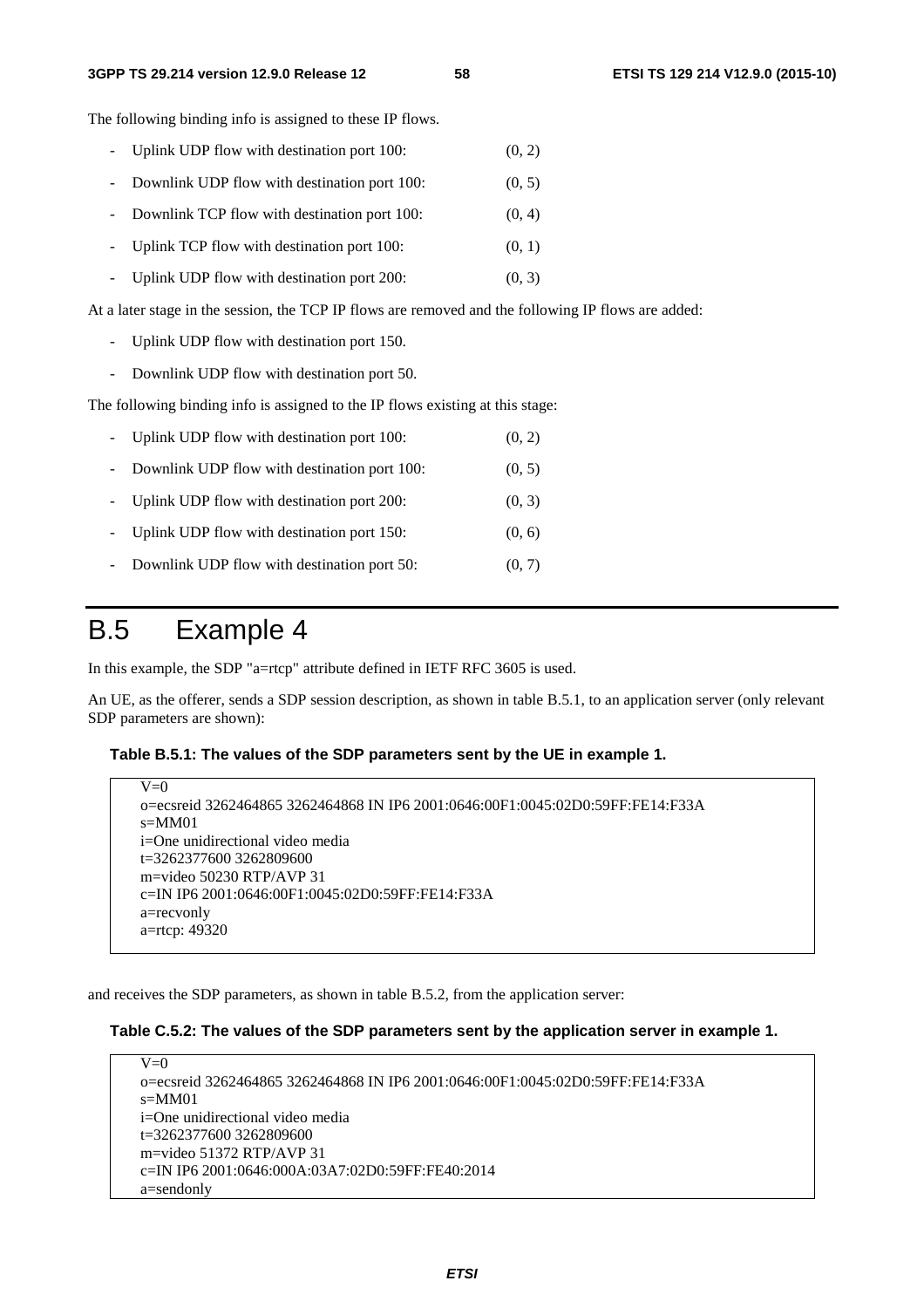The following binding info is assigned to these IP flows.

- Uplink UDP flow with destination port 100: (0, 2)
- Downlink UDP flow with destination port 100: (0, 5)
- Downlink TCP flow with destination port 100: (0, 4)
- Uplink TCP flow with destination port 100: (0, 1)
- Uplink UDP flow with destination port 200: (0, 3)

At a later stage in the session, the TCP IP flows are removed and the following IP flows are added:

- Uplink UDP flow with destination port 150.
- Downlink UDP flow with destination port 50.

The following binding info is assigned to the IP flows existing at this stage:

- Uplink UDP flow with destination port 100: (0, 2)
- Downlink UDP flow with destination port 100: (0, 5)
- Uplink UDP flow with destination port 200: (0, 3)
- Uplink UDP flow with destination port 150: (0, 6)
- Downlink UDP flow with destination port 50: (0, 7)

# B.5 Example 4

In this example, the SDP "a=rtcp" attribute defined in IETF RFC 3605 is used.

An UE, as the offerer, sends a SDP session description, as shown in table B.5.1, to an application server (only relevant SDP parameters are shown):

**Table B.5.1: The values of the SDP parameters sent by the UE in example 1.**

```
V=0
o=ecsreid 3262464865 3262464868 IN IP6 2001:0646:00F1:0045:02D0:59FF:FE14:F33A
s=MM01
i=One unidirectional video media
t=3262377600 3262809600
m=video 50230 RTP/AVP 31
c=IN IP6 2001:0646:00F1:0045:02D0:59FF:FE14:F33A
a=recvonly
a=rtcp: 49320
```

and receives the SDP parameters, as shown in table B.5.2, from the application server:

**Table C.5.2: The values of the SDP parameters sent by the application server in example 1.**

```
V=0
o=ecsreid 3262464865 3262464868 IN IP6 2001:0646:00F1:0045:02D0:59FF:FE14:F33A
s=MM01
i=One unidirectional video media
t=3262377600 3262809600
m=video 51372 RTP/AVP 31
c=IN IP6 2001:0646:000A:03A7:02D0:59FF:FE40:2014
a=sendonly
```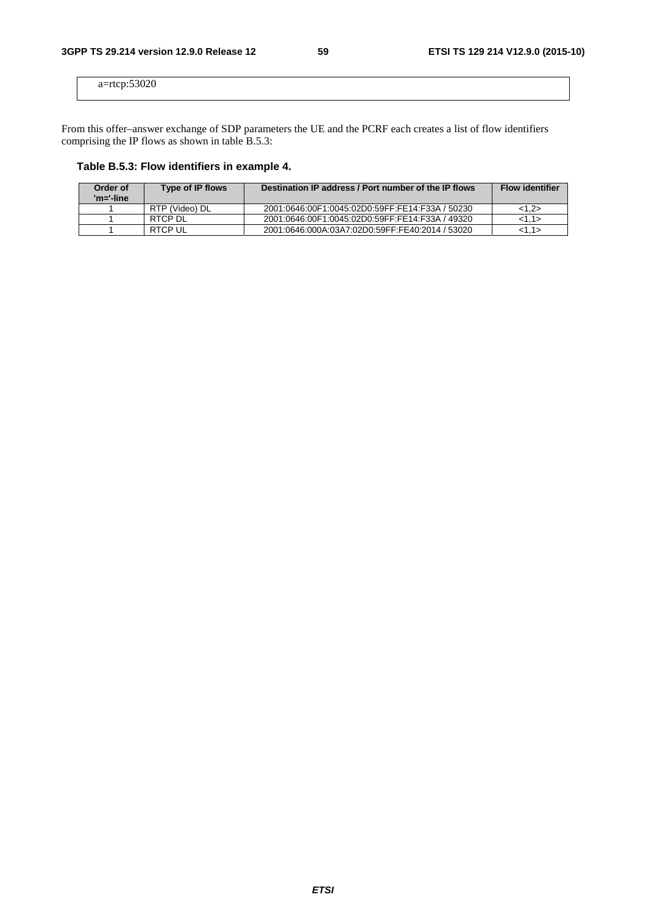```
a=rtcp:53020
```

From this offer–answer exchange of SDP parameters the UE and the PCRF each creates a list of flow identifiers comprising the IP flows as shown in table B.5.3:

### Table B.5.3: Flow identifiers in example 4.

| Order of 'm='-line | Type of IP flows | Destination IP address / Port number of the IP flows | Flow identifier |
|---|---|---|---|
| 1 | RTP (Video) DL | 2001:0646:00F1:0045:02D0:59FF:FE14:F33A / 50230 | <1,2> |
| 1 | RTCP DL | 2001:0646:00F1:0045:02D0:59FF:FE14:F33A / 49320 | <1,1> |
| 1 | RTCP UL | 2001:0646:000A:03A7:02D0:59FF:FE40:2014 / 53020 | <1,1> |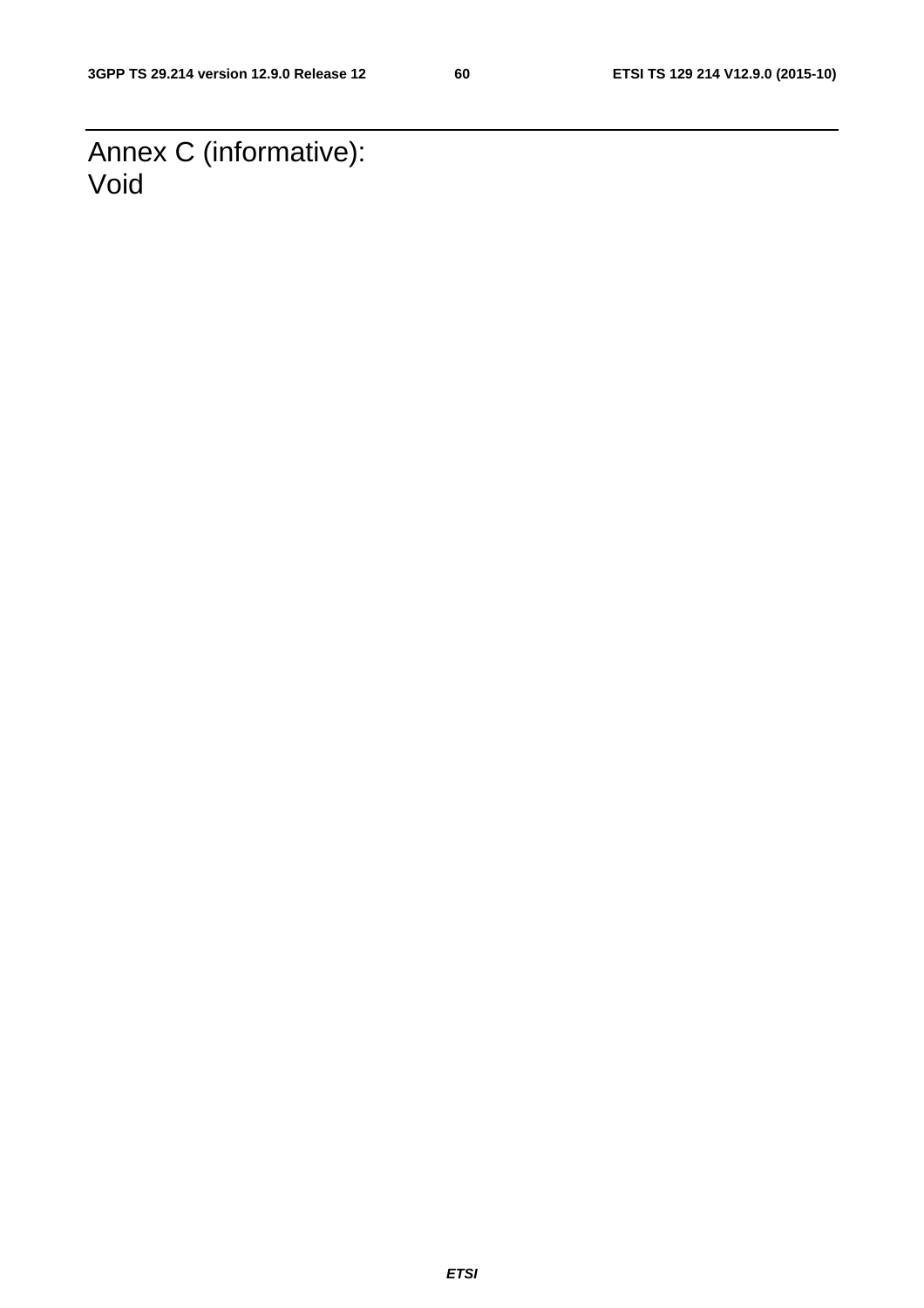# Annex C (informative): Void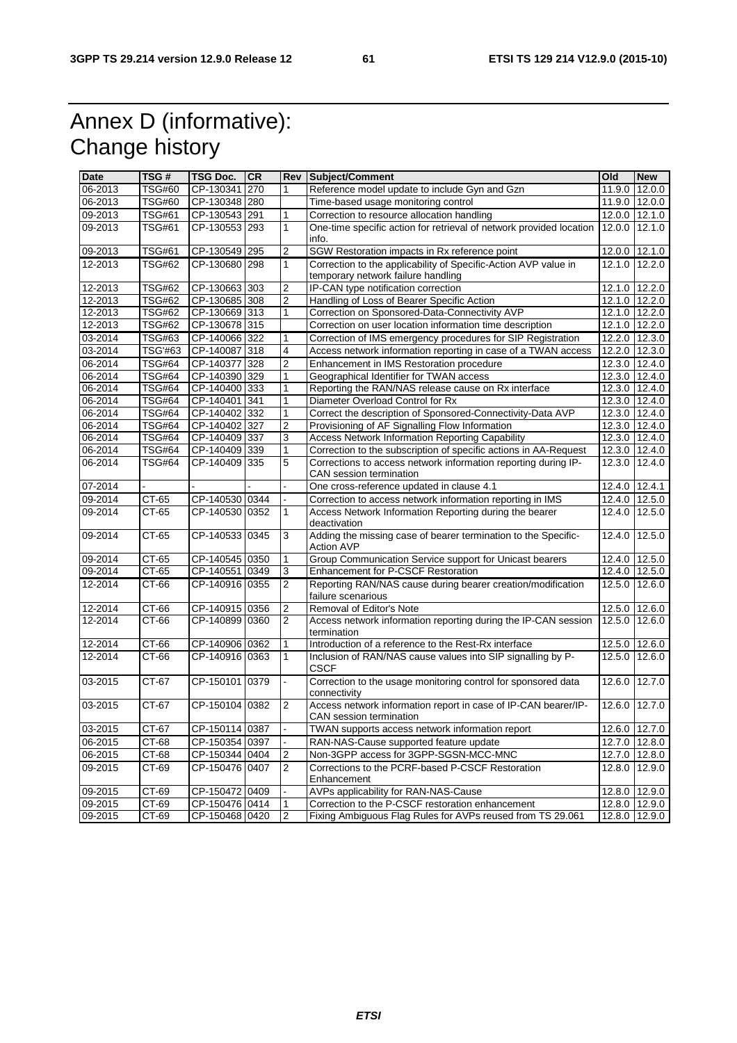# Annex D (informative): Change history

| Date | TSG # | TSG Doc. | CR | Rev | Subject/Comment | Old | New |
|---|---|---|---|---|---|---|---|
| 06-2013 | TSG#60 | CP-130341 | 270 | 1 | Reference model update to include Gyn and Gzn | 11.9.0 | 12.0.0 |
| 06-2013 | TSG#60 | CP-130348 | 280 | | Time-based usage monitoring control | 11.9.0 | 12.0.0 |
| 09-2013 | TSG#61 | CP-130543 | 291 | 1 | Correction to resource allocation handling | 12.0.0 | 12.1.0 |
| 09-2013 | TSG#61 | CP-130553 | 293 | 1 | One-time specific action for retrieval of network provided location info. | 12.0.0 | 12.1.0 |
| 09-2013 | TSG#61 | CP-130549 | 295 | 2 | SGW Restoration impacts in Rx reference point | 12.0.0 | 12.1.0 |
| 12-2013 | TSG#62 | CP-130680 | 298 | 1 | Correction to the applicability of Specific-Action AVP value in temporary network failure handling | 12.1.0 | 12.2.0 |
| 12-2013 | TSG#62 | CP-130663 | 303 | 2 | IP-CAN type notification correction | 12.1.0 | 12.2.0 |
| 12-2013 | TSG#62 | CP-130685 | 308 | 2 | Handling of Loss of Bearer Specific Action | 12.1.0 | 12.2.0 |
| 12-2013 | TSG#62 | CP-130669 | 313 | 1 | Correction on Sponsored-Data-Connectivity AVP | 12.1.0 | 12.2.0 |
| 12-2013 | TSG#62 | CP-130678 | 315 | | Correction on user location information time description | 12.1.0 | 12.2.0 |
| 03-2014 | TSG#63 | CP-140066 | 322 | 1 | Correction of IMS emergency procedures for SIP Registration | 12.2.0 | 12.3.0 |
| 03-2014 | TSG'#63 | CP-140087 | 318 | 4 | Access network information reporting in case of a TWAN access | 12.2.0 | 12.3.0 |
| 06-2014 | TSG#64 | CP-140377 | 328 | 2 | Enhancement in IMS Restoration procedure | 12.3.0 | 12.4.0 |
| 06-2014 | TSG#64 | CP-140390 | 329 | 1 | Geographical Identifier for TWAN access | 12.3.0 | 12.4.0 |
| 06-2014 | TSG#64 | CP-140400 | 333 | 1 | Reporting the RAN/NAS release cause on Rx interface | 12.3.0 | 12.4.0 |
| 06-2014 | TSG#64 | CP-140401 | 341 | 1 | Diameter Overload Control for Rx | 12.3.0 | 12.4.0 |
| 06-2014 | TSG#64 | CP-140402 | 332 | 1 | Correct the description of Sponsored-Connectivity-Data AVP | 12.3.0 | 12.4.0 |
| 06-2014 | TSG#64 | CP-140402 | 327 | 2 | Provisioning of AF Signalling Flow Information | 12.3.0 | 12.4.0 |
| 06-2014 | TSG#64 | CP-140409 | 337 | 3 | Access Network Information Reporting Capability | 12.3.0 | 12.4.0 |
| 06-2014 | TSG#64 | CP-140409 | 339 | 1 | Correction to the subscription of specific actions in AA-Request | 12.3.0 | 12.4.0 |
| 06-2014 | TSG#64 | CP-140409 | 335 | 5 | Corrections to access network information reporting during IP-CAN session termination | 12.3.0 | 12.4.0 |
| 07-2014 | - | - | - | - | One cross-reference updated in clause 4.1 | 12.4.0 | 12.4.1 |
| 09-2014 | CT-65 | CP-140530 | 0344 | - | Correction to access network information reporting in IMS | 12.4.0 | 12.5.0 |
| 09-2014 | CT-65 | CP-140530 | 0352 | 1 | Access Network Information Reporting during the bearer deactivation | 12.4.0 | 12.5.0 |
| 09-2014 | CT-65 | CP-140533 | 0345 | 3 | Adding the missing case of bearer termination to the Specific-Action AVP | 12.4.0 | 12.5.0 |
| 09-2014 | CT-65 | CP-140545 | 0350 | 1 | Group Communication Service support for Unicast bearers | 12.4.0 | 12.5.0 |
| 09-2014 | CT-65 | CP-140551 | 0349 | 3 | Enhancement for P-CSCF Restoration | 12.4.0 | 12.5.0 |
| 12-2014 | CT-66 | CP-140916 | 0355 | 2 | Reporting RAN/NAS cause during bearer creation/modification failure scenarious | 12.5.0 | 12.6.0 |
| 12-2014 | CT-66 | CP-140915 | 0356 | 2 | Removal of Editor's Note | 12.5.0 | 12.6.0 |
| 12-2014 | CT-66 | CP-140899 | 0360 | 2 | Access network information reporting during the IP-CAN session termination | 12.5.0 | 12.6.0 |
| 12-2014 | CT-66 | CP-140906 | 0362 | 1 | Introduction of a reference to the Rest-Rx interface | 12.5.0 | 12.6.0 |
| 12-2014 | CT-66 | CP-140916 | 0363 | 1 | Inclusion of RAN/NAS cause values into SIP signalling by P-CSCF | 12.5.0 | 12.6.0 |
| 03-2015 | CT-67 | CP-150101 | 0379 | - | Correction to the usage monitoring control for sponsored data connectivity | 12.6.0 | 12.7.0 |
| 03-2015 | CT-67 | CP-150104 | 0382 | 2 | Access network information report in case of IP-CAN bearer/IP-CAN session termination | 12.6.0 | 12.7.0 |
| 03-2015 | CT-67 | CP-150114 | 0387 | - | TWAN supports access network information report | 12.6.0 | 12.7.0 |
| 06-2015 | CT-68 | CP-150354 | 0397 | - | RAN-NAS-Cause supported feature update | 12.7.0 | 12.8.0 |
| 06-2015 | CT-68 | CP-150344 | 0404 | 2 | Non-3GPP access for 3GPP-SGSN-MCC-MNC | 12.7.0 | 12.8.0 |
| 09-2015 | CT-69 | CP-150476 | 0407 | 2 | Corrections to the PCRF-based P-CSCF Restoration Enhancement | 12.8.0 | 12.9.0 |
| 09-2015 | CT-69 | CP-150472 | 0409 | - | AVPs applicability for RAN-NAS-Cause | 12.8.0 | 12.9.0 |
| 09-2015 | CT-69 | CP-150476 | 0414 | 1 | Correction to the P-CSCF restoration enhancement | 12.8.0 | 12.9.0 |
| 09-2015 | CT-69 | CP-150468 | 0420 | 2 | Fixing Ambiguous Flag Rules for AVPs reused from TS 29.061 | 12.8.0 | 12.9.0 |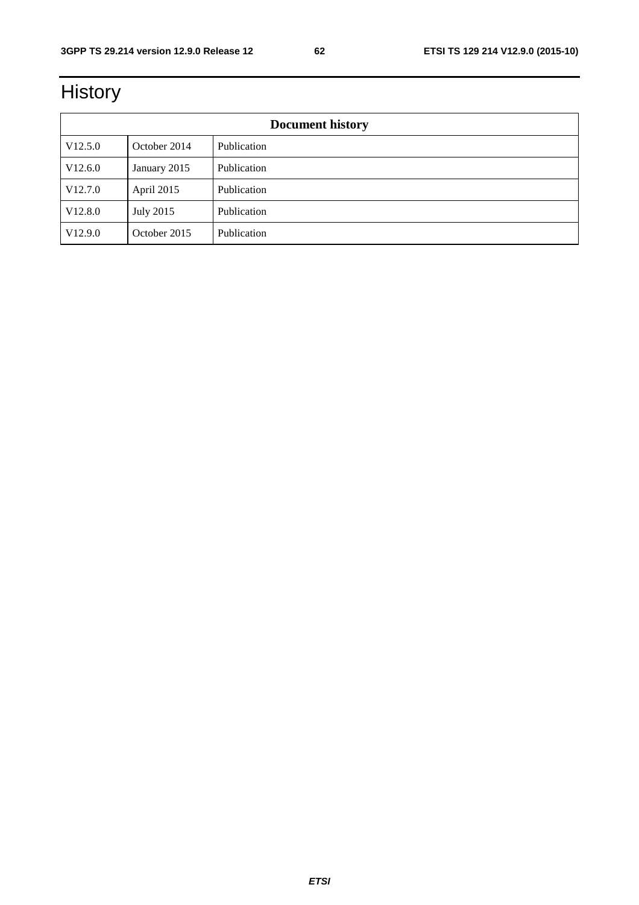# History

| Document history | | |
|---|---|---|
| V12.5.0 | October 2014 | Publication |
| V12.6.0 | January 2015 | Publication |
| V12.7.0 | April 2015 | Publication |
| V12.8.0 | July 2015 | Publication |
| V12.9.0 | October 2015 | Publication |